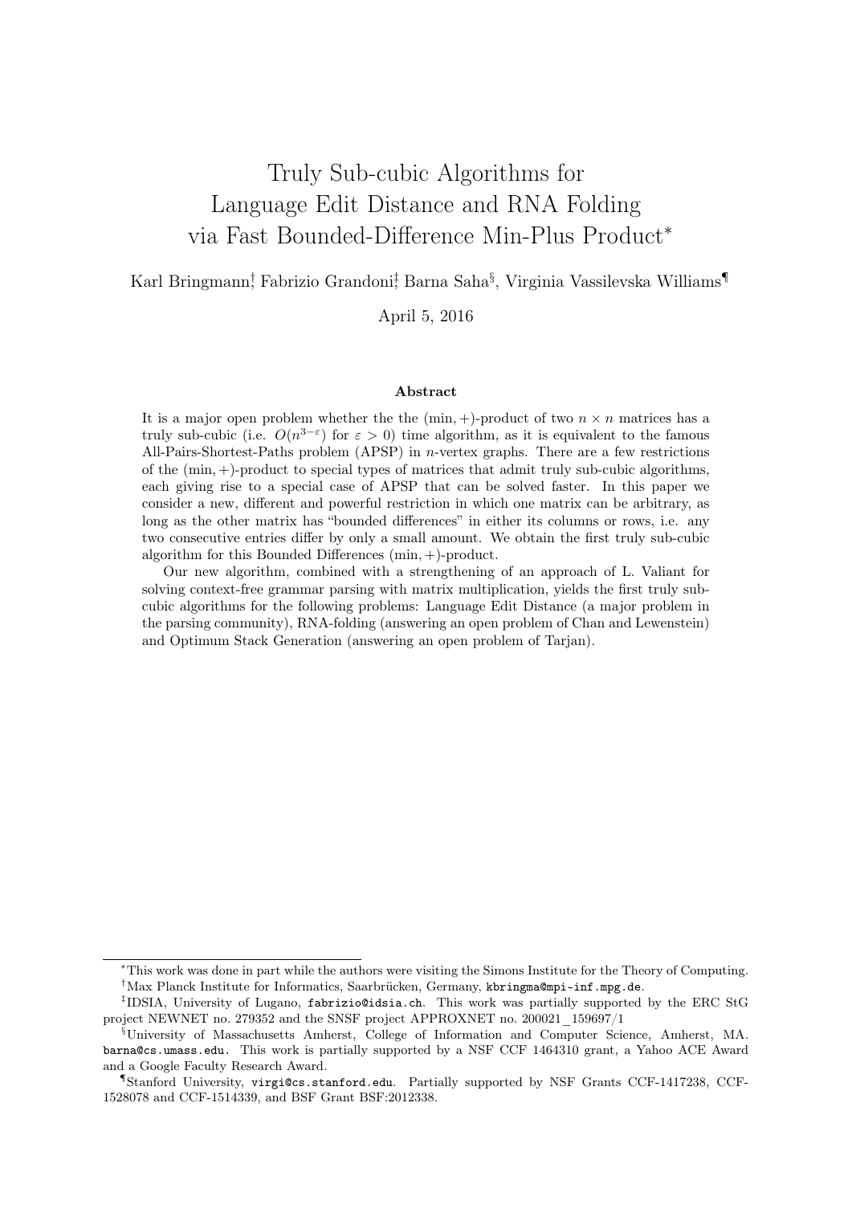# Truly Sub-cubic Algorithms for Language Edit Distance and RNA Folding via Fast Bounded-Difference Min-Plus Product[*]

Karl Bringmann[†], Fabrizio Grandoni[‡], Barna Saha[§], Virginia Vassilevska Williams[¶]

April 5, 2016

### Abstract

It is a major open problem whether the the $(\min, +)$-product of two $n \times n$ matrices has a truly sub-cubic (i.e. $O(n^{3-\varepsilon})$ for $\varepsilon > 0$) time algorithm, as it is equivalent to the famous All-Pairs-Shortest-Paths problem (APSP) in $n$-vertex graphs. There are a few restrictions of the $(\min, +)$-product to special types of matrices that admit truly sub-cubic algorithms, each giving rise to a special case of APSP that can be solved faster. In this paper we consider a new, different and powerful restriction in which one matrix can be arbitrary, as long as the other matrix has "bounded differences" in either its columns or rows, i.e. any two consecutive entries differ by only a small amount. We obtain the first truly sub-cubic algorithm for this Bounded Differences $(\min, +)$-product.

Our new algorithm, combined with a strengthening of an approach of L. Valiant for solving context-free grammar parsing with matrix multiplication, yields the first truly sub-cubic algorithms for the following problems: Language Edit Distance (a major problem in the parsing community), RNA-folding (answering an open problem of Chan and Lewenstein) and Optimum Stack Generation (answering an open problem of Tarjan).

---

[*] This work was done in part while the authors were visiting the Simons Institute for the Theory of Computing.

[†] Max Planck Institute for Informatics, Saarbrücken, Germany, kbringma@mpi-inf.mpg.de.

[‡] IDSIA, University of Lugano, fabrizio@idsia.ch. This work was partially supported by the ERC StG project NEWNET no. 279352 and the SNSF project APPROXNET no. 200021_159697/1

[§] University of Massachusetts Amherst, College of Information and Computer Science, Amherst, MA. barna@cs.umass.edu. This work is partially supported by a NSF CCF 1464310 grant, a Yahoo ACE Award and a Google Faculty Research Award.

[¶] Stanford University, virgi@cs.stanford.edu. Partially supported by NSF Grants CCF-1417238, CCF-1528078 and CCF-1514339, and BSF Grant BSF:2012338.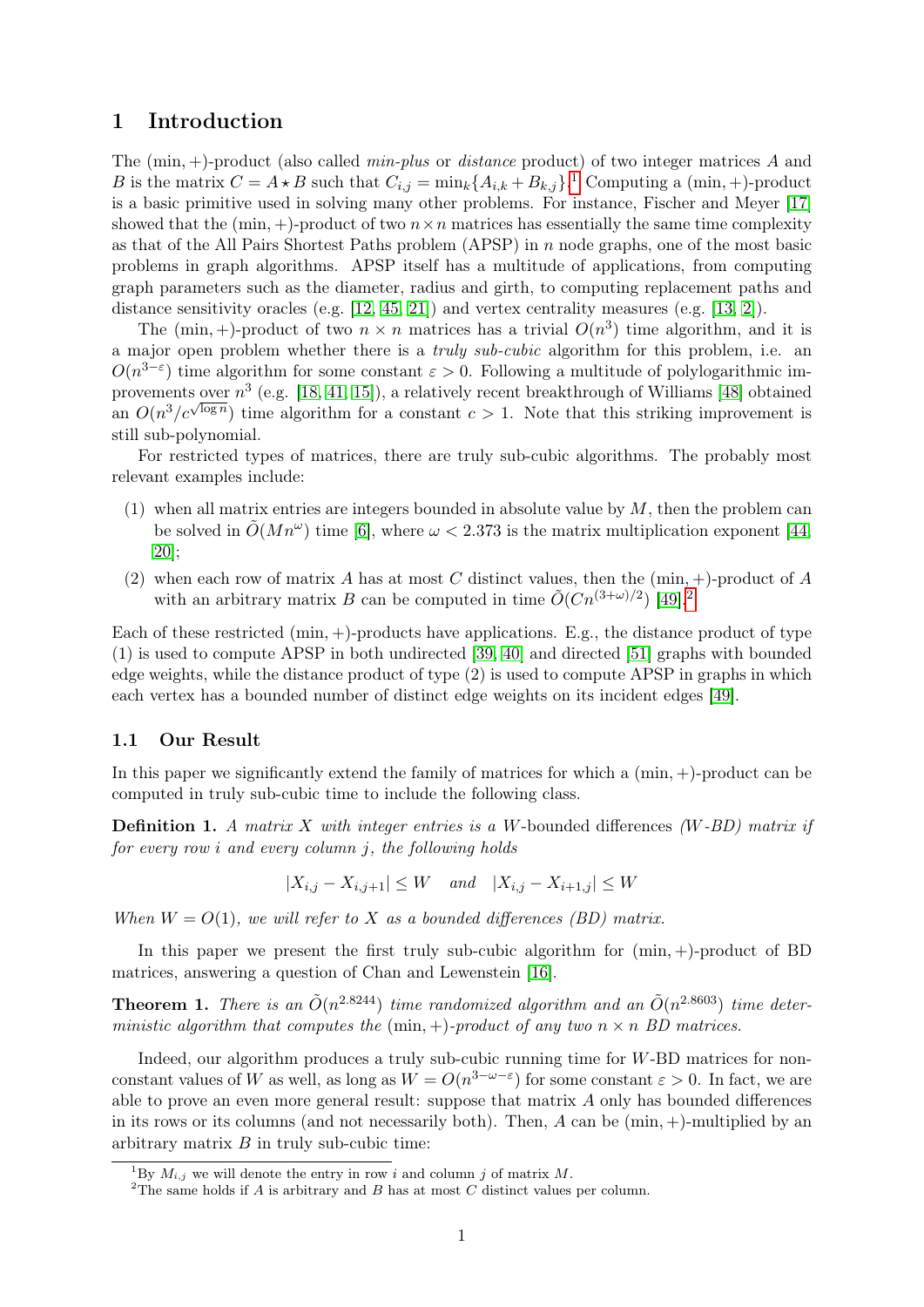# 1 Introduction

The $(\min,+)$-product (also called *min-plus* or *distance* product) of two integer matrices $A$ and $B$ is the matrix $C = A \star B$ such that $C_{i,j} = \min_k\{A_{i,k} + B_{k,j}\}$.[1] Computing a $(\min,+)$-product is a basic primitive used in solving many other problems. For instance, Fischer and Meyer [17] showed that the $(\min,+)$-product of two $n\times n$ matrices has essentially the same time complexity as that of the All Pairs Shortest Paths problem (APSP) in $n$ node graphs, one of the most basic problems in graph algorithms. APSP itself has a multitude of applications, from computing graph parameters such as the diameter, radius and girth, to computing replacement paths and distance sensitivity oracles (e.g. [12, 45, 21]) and vertex centrality measures (e.g. [13, 2]).

The $(\min,+)$-product of two $n\times n$ matrices has a trivial $O(n^3)$ time algorithm, and it is a major open problem whether there is a *truly sub-cubic* algorithm for this problem, i.e. an $O(n^{3-\varepsilon})$ time algorithm for some constant $\varepsilon > 0$. Following a multitude of polylogarithmic improvements over $n^3$ (e.g. [18, 41, 15]), a relatively recent breakthrough of Williams [48] obtained an $O(n^3/c^{\sqrt{\log n}})$ time algorithm for a constant $c > 1$. Note that this striking improvement is still sub-polynomial.

For restricted types of matrices, there are truly sub-cubic algorithms. The probably most relevant examples include:

(1) when all matrix entries are integers bounded in absolute value by $M$, then the problem can be solved in $\tilde{O}(Mn^{\omega})$ time [6], where $\omega < 2.373$ is the matrix multiplication exponent [44, 20];

(2) when each row of matrix $A$ has at most $C$ distinct values, then the $(\min,+)$-product of $A$ with an arbitrary matrix $B$ can be computed in time $\tilde{O}(Cn^{(3+\omega)/2})$ [49].[2]

Each of these restricted $(\min,+)$-products have applications. E.g., the distance product of type (1) is used to compute APSP in both undirected [39, 40] and directed [51] graphs with bounded edge weights, while the distance product of type (2) is used to compute APSP in graphs in which each vertex has a bounded number of distinct edge weights on its incident edges [49].

## 1.1 Our Result

In this paper we significantly extend the family of matrices for which a $(\min,+)$-product can be computed in truly sub-cubic time to include the following class.

**Definition 1.** *A matrix $X$ with integer entries is a $W$-*bounded differences *($W$-BD) matrix if for every row $i$ and every column $j$, the following holds*

$$|X_{i,j} - X_{i,j+1}| \le W \quad \text{and} \quad |X_{i,j} - X_{i+1,j}| \le W$$

*When $W = O(1)$, we will refer to $X$ as a bounded differences (BD) matrix.*

In this paper we present the first truly sub-cubic algorithm for $(\min,+)$-product of BD matrices, answering a question of Chan and Lewenstein [16].

**Theorem 1.** *There is an $\tilde{O}(n^{2.8244})$ time randomized algorithm and an $\tilde{O}(n^{2.8603})$ time deterministic algorithm that computes the $(\min,+)$-product of any two $n\times n$ BD matrices.*

Indeed, our algorithm produces a truly sub-cubic running time for $W$-BD matrices for non-constant values of $W$ as well, as long as $W = O(n^{3-\omega-\varepsilon})$ for some constant $\varepsilon > 0$. In fact, we are able to prove an even more general result: suppose that matrix $A$ only has bounded differences in its rows or its columns (and not necessarily both). Then, $A$ can be $(\min,+)$-multiplied by an arbitrary matrix $B$ in truly sub-cubic time:

[1] By $M_{i,j}$ we will denote the entry in row $i$ and column $j$ of matrix $M$.

[2] The same holds if $A$ is arbitrary and $B$ has at most $C$ distinct values per column.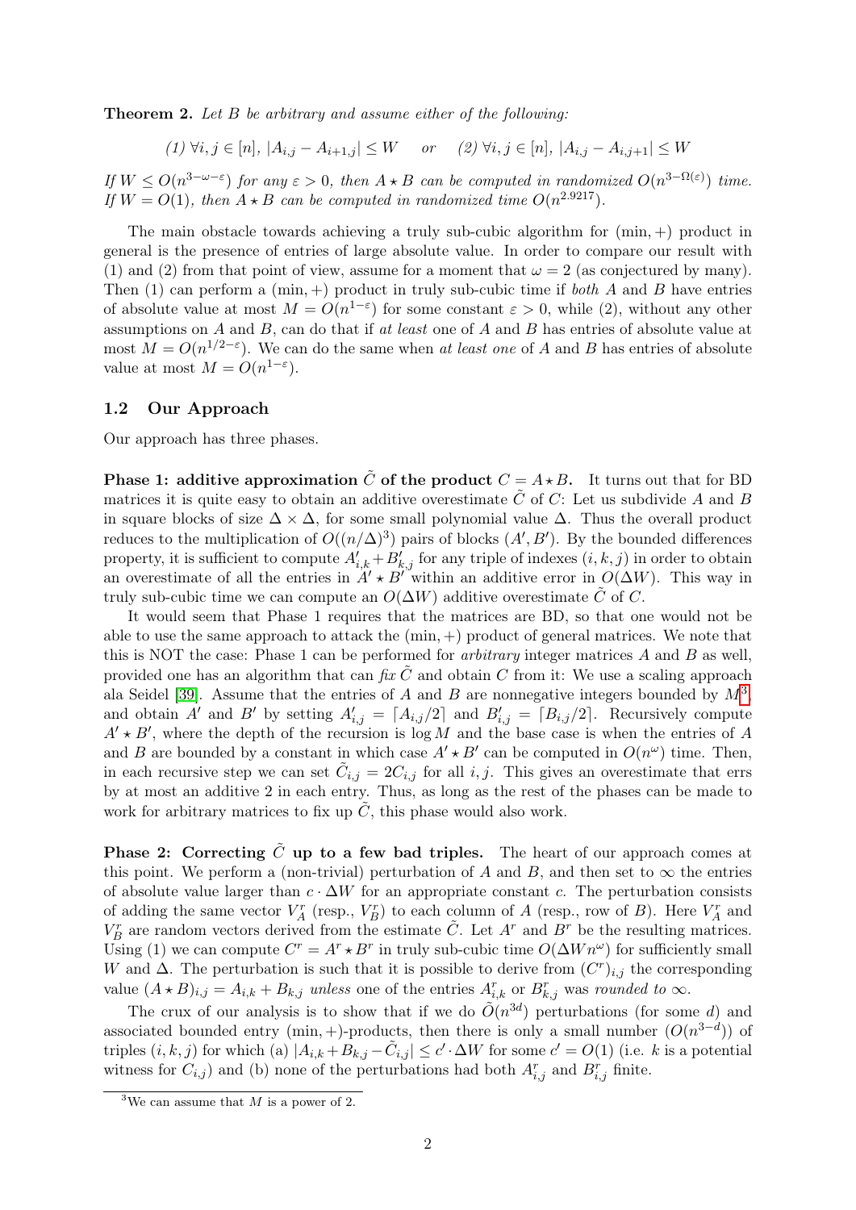**Theorem 2.** *Let $B$ be arbitrary and assume either of the following:*

$$(1)\ \forall i,j \in [n],\ |A_{i,j} - A_{i+1,j}| \leq W \quad \text{or} \quad (2)\ \forall i,j \in [n],\ |A_{i,j} - A_{i,j+1}| \leq W$$

*If $W \leq O(n^{3-\omega-\varepsilon})$ for any $\varepsilon > 0$, then $A \star B$ can be computed in randomized $O(n^{3-\Omega(\varepsilon)})$ time. If $W = O(1)$, then $A \star B$ can be computed in randomized time $O(n^{2.9217})$.*

The main obstacle towards achieving a truly sub-cubic algorithm for $(\min,+)$ product in general is the presence of entries of large absolute value. In order to compare our result with (1) and (2) from that point of view, assume for a moment that $\omega = 2$ (as conjectured by many). Then (1) can perform a $(\min,+)$ product in truly sub-cubic time if *both* $A$ and $B$ have entries of absolute value at most $M = O(n^{1-\varepsilon})$ for some constant $\varepsilon > 0$, while (2), without any other assumptions on $A$ and $B$, can do that if *at least* one of $A$ and $B$ has entries of absolute value at most $M = O(n^{1/2-\varepsilon})$. We can do the same when *at least one* of $A$ and $B$ has entries of absolute value at most $M = O(n^{1-\varepsilon})$.

## 1.2 Our Approach

Our approach has three phases.

**Phase 1: additive approximation $\tilde{C}$ of the product $C = A \star B$.** It turns out that for BD matrices it is quite easy to obtain an additive overestimate $\tilde{C}$ of $C$: Let us subdivide $A$ and $B$ in square blocks of size $\Delta \times \Delta$, for some small polynomial value $\Delta$. Thus the overall product reduces to the multiplication of $O((n/\Delta)^3)$ pairs of blocks $(A', B')$. By the bounded differences property, it is sufficient to compute $A'_{i,k} + B'_{k,j}$ for any triple of indexes $(i,k,j)$ in order to obtain an overestimate of all the entries in $A' \star B'$ within an additive error in $O(\Delta W)$. This way in truly sub-cubic time we can compute an $O(\Delta W)$ additive overestimate $\tilde{C}$ of $C$.

It would seem that Phase 1 requires that the matrices are BD, so that one would not be able to use the same approach to attack the $(\min,+)$ product of general matrices. We note that this is NOT the case: Phase 1 can be performed for *arbitrary* integer matrices $A$ and $B$ as well, provided one has an algorithm that can *fix* $\tilde{C}$ and obtain $C$ from it: We use a scaling approach ala Seidel [39]. Assume that the entries of $A$ and $B$ are nonnegative integers bounded by $M$[3], and obtain $A'$ and $B'$ by setting $A'_{i,j} = \lceil A_{i,j}/2 \rceil$ and $B'_{i,j} = \lceil B_{i,j}/2 \rceil$. Recursively compute $A' \star B'$, where the depth of the recursion is $\log M$ and the base case is when the entries of $A$ and $B$ are bounded by a constant in which case $A' \star B'$ can be computed in $O(n^\omega)$ time. Then, in each recursive step we can set $\tilde{C}_{i,j} = 2C_{i,j}$ for all $i,j$. This gives an overestimate that errs by at most an additive 2 in each entry. Thus, as long as the rest of the phases can be made to work for arbitrary matrices to fix up $\tilde{C}$, this phase would also work.

**Phase 2: Correcting $\tilde{C}$ up to a few bad triples.** The heart of our approach comes at this point. We perform a (non-trivial) perturbation of $A$ and $B$, and then set to $\infty$ the entries of absolute value larger than $c \cdot \Delta W$ for an appropriate constant $c$. The perturbation consists of adding the same vector $V^r_A$ (resp., $V^r_B$) to each column of $A$ (resp., row of $B$). Here $V^r_A$ and $V^r_B$ are random vectors derived from the estimate $\tilde{C}$. Let $A^r$ and $B^r$ be the resulting matrices. Using (1) we can compute $C^r = A^r \star B^r$ in truly sub-cubic time $O(\Delta W n^\omega)$ for sufficiently small $W$ and $\Delta$. The perturbation is such that it is possible to derive from $(C^r)_{i,j}$ the corresponding value $(A \star B)_{i,j} = A_{i,k} + B_{k,j}$ *unless* one of the entries $A^r_{i,k}$ or $B^r_{k,j}$ was *rounded to* $\infty$.

The crux of our analysis is to show that if we do $\tilde{O}(n^{3d})$ perturbations (for some $d$) and associated bounded entry $(\min,+)$-products, then there is only a small number $(O(n^{3-d}))$ of triples $(i,k,j)$ for which (a) $|A_{i,k} + B_{k,j} - \tilde{C}_{i,j}| \leq c' \cdot \Delta W$ for some $c' = O(1)$ (i.e. $k$ is a potential witness for $C_{i,j}$) and (b) none of the perturbations had both $A^r_{i,j}$ and $B^r_{k,j}$ finite.

[3] We can assume that $M$ is a power of 2.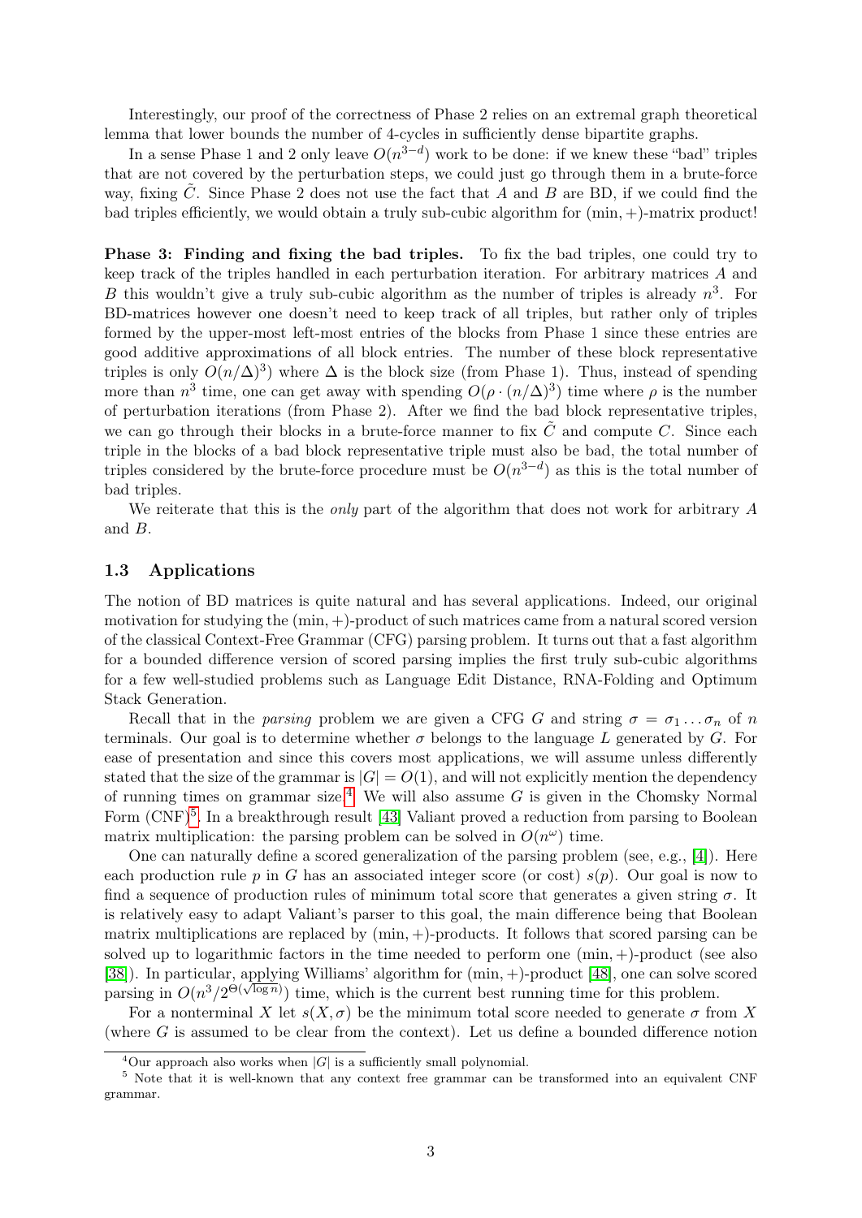Interestingly, our proof of the correctness of Phase 2 relies on an extremal graph theoretical lemma that lower bounds the number of 4-cycles in sufficiently dense bipartite graphs.

In a sense Phase 1 and 2 only leave $O(n^{3-d})$ work to be done: if we knew these "bad" triples that are not covered by the perturbation steps, we could just go through them in a brute-force way, fixing $\tilde{C}$. Since Phase 2 does not use the fact that $A$ and $B$ are BD, if we could find the bad triples efficiently, we would obtain a truly sub-cubic algorithm for $(\min, +)$-matrix product!

**Phase 3: Finding and fixing the bad triples.** To fix the bad triples, one could try to keep track of the triples handled in each perturbation iteration. For arbitrary matrices $A$ and $B$ this wouldn't give a truly sub-cubic algorithm as the number of triples is already $n^3$. For BD-matrices however one doesn't need to keep track of all triples, but rather only of triples formed by the upper-most left-most entries of the blocks from Phase 1 since these entries are good additive approximations of all block entries. The number of these block representative triples is only $O(n/\Delta)^3)$ where $\Delta$ is the block size (from Phase 1). Thus, instead of spending more than $n^3$ time, one can get away with spending $O(\rho \cdot (n/\Delta)^3)$ time where $\rho$ is the number of perturbation iterations (from Phase 2). After we find the bad block representative triples, we can go through their blocks in a brute-force manner to fix $\tilde{C}$ and compute $C$. Since each triple in the blocks of a bad block representative triple must also be bad, the total number of triples considered by the brute-force procedure must be $O(n^{3-d})$ as this is the total number of bad triples.

We reiterate that this is the *only* part of the algorithm that does not work for arbitrary $A$ and $B$.

### 1.3 Applications

The notion of BD matrices is quite natural and has several applications. Indeed, our original motivation for studying the $(\min, +)$-product of such matrices came from a natural scored version of the classical Context-Free Grammar (CFG) parsing problem. It turns out that a fast algorithm for a bounded difference version of scored parsing implies the first truly sub-cubic algorithms for a few well-studied problems such as Language Edit Distance, RNA-Folding and Optimum Stack Generation.

Recall that in the *parsing* problem we are given a CFG $G$ and string $\sigma = \sigma_1 \ldots \sigma_n$ of $n$ terminals. Our goal is to determine whether $\sigma$ belongs to the language $L$ generated by $G$. For ease of presentation and since this covers most applications, we will assume unless differently stated that the size of the grammar is $|G| = O(1)$, and will not explicitly mention the dependency of running times on grammar size.[4] We will also assume $G$ is given in the Chomsky Normal Form (CNF)[5]. In a breakthrough result [43] Valiant proved a reduction from parsing to Boolean matrix multiplication: the parsing problem can be solved in $O(n^\omega)$ time.

One can naturally define a scored generalization of the parsing problem (see, e.g., [4]). Here each production rule $p$ in $G$ has an associated integer score (or cost) $s(p)$. Our goal is now to find a sequence of production rules of minimum total score that generates a given string $\sigma$. It is relatively easy to adapt Valiant's parser to this goal, the main difference being that Boolean matrix multiplications are replaced by $(\min, +)$-products. It follows that scored parsing can be solved up to logarithmic factors in the time needed to perform one $(\min, +)$-product (see also [38]). In particular, applying Williams' algorithm for $(\min, +)$-product [48], one can solve scored parsing in $O(n^3/2^{\Theta(\sqrt{\log n})})$ time, which is the current best running time for this problem.

For a nonterminal $X$ let $s(X, \sigma)$ be the minimum total score needed to generate $\sigma$ from $X$ (where $G$ is assumed to be clear from the context). Let us define a bounded difference notion

[4]Our approach also works when $|G|$ is a sufficiently small polynomial.

[5] Note that it is well-known that any context free grammar can be transformed into an equivalent CNF grammar.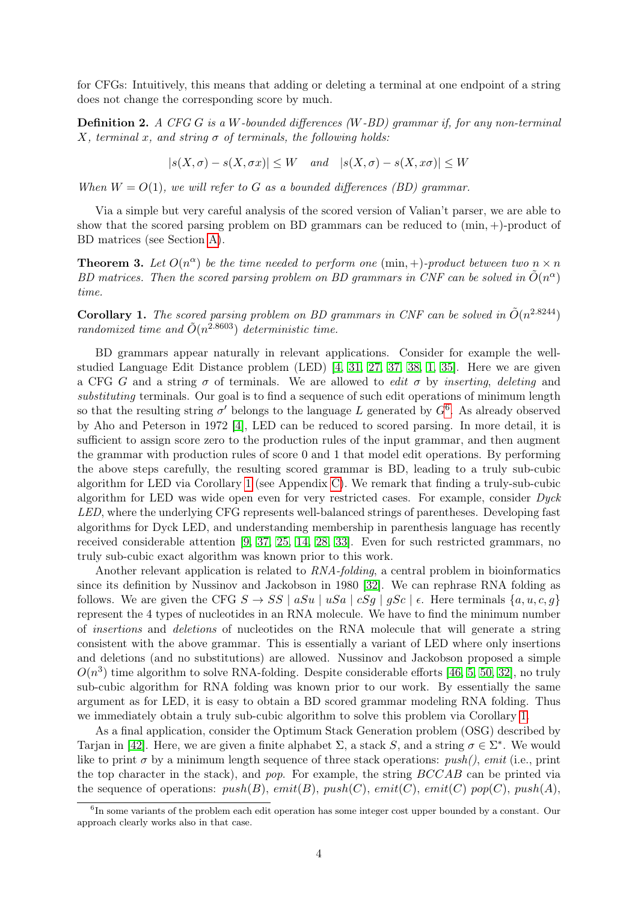for CFGs: Intuitively, this means that adding or deleting a terminal at one endpoint of a string does not change the corresponding score by much.

**Definition 2.** *A CFG $G$ is a $W$-bounded differences ($W$-BD) grammar if, for any non-terminal $X$, terminal $x$, and string $\sigma$ of terminals, the following holds:*

$$|s(X, \sigma) - s(X, \sigma x)| \leq W \quad and \quad |s(X, \sigma) - s(X, x\sigma)| \leq W$$

*When $W = O(1)$, we will refer to $G$ as a bounded differences (BD) grammar.*

Via a simple but very careful analysis of the scored version of Valian't parser, we are able to show that the scored parsing problem on BD grammars can be reduced to $(\min, +)$-product of BD matrices (see Section A).

**Theorem 3.** *Let $O(n^\alpha)$ be the time needed to perform one $(\min, +)$-product between two $n \times n$ BD matrices. Then the scored parsing problem on BD grammars in CNF can be solved in $\tilde{O}(n^\alpha)$ time.*

**Corollary 1.** *The scored parsing problem on BD grammars in CNF can be solved in $\tilde{O}(n^{2.8244})$ randomized time and $\tilde{O}(n^{2.8603})$ deterministic time.*

BD grammars appear naturally in relevant applications. Consider for example the well-studied Language Edit Distance problem (LED) [4, 31, 27, 37, 38, 1, 35]. Here we are given a CFG $G$ and a string $\sigma$ of terminals. We are allowed to *edit* $\sigma$ by *inserting*, *deleting* and *substituting* terminals. Our goal is to find a sequence of such edit operations of minimum length so that the resulting string $\sigma'$ belongs to the language $L$ generated by $G$[6]. As already observed by Aho and Peterson in 1972 [4], LED can be reduced to scored parsing. In more detail, it is sufficient to assign score zero to the production rules of the input grammar, and then augment the grammar with production rules of score 0 and 1 that model edit operations. By performing the above steps carefully, the resulting scored grammar is BD, leading to a truly sub-cubic algorithm for LED via Corollary 1 (see Appendix C). We remark that finding a truly-sub-cubic algorithm for LED was wide open even for very restricted cases. For example, consider *Dyck LED*, where the underlying CFG represents well-balanced strings of parentheses. Developing fast algorithms for Dyck LED, and understanding membership in parenthesis language has recently received considerable attention [9, 37, 25, 14, 28, 33]. Even for such restricted grammars, no truly sub-cubic exact algorithm was known prior to this work.

Another relevant application is related to *RNA-folding*, a central problem in bioinformatics since its definition by Nussinov and Jackobson in 1980 [32]. We can rephrase RNA folding as follows. We are given the CFG $S \rightarrow SS \mid aSu \mid uSa \mid cSg \mid gSc \mid \epsilon$. Here terminals $\{a, u, c, g\}$ represent the 4 types of nucleotides in an RNA molecule. We have to find the minimum number of *insertions* and *deletions* of nucleotides on the RNA molecule that will generate a string consistent with the above grammar. This is essentially a variant of LED where only insertions and deletions (and no substitutions) are allowed. Nussinov and Jackobson proposed a simple $O(n^3)$ time algorithm to solve RNA-folding. Despite considerable efforts [46, 5, 50, 32], no truly sub-cubic algorithm for RNA folding was known prior to our work. By essentially the same argument as for LED, it is easy to obtain a BD scored grammar modeling RNA folding. Thus we immediately obtain a truly sub-cubic algorithm to solve this problem via Corollary 1.

As a final application, consider the Optimum Stack Generation problem (OSG) described by Tarjan in [42]. Here, we are given a finite alphabet $\Sigma$, a stack $S$, and a string $\sigma \in \Sigma^*$. We would like to print $\sigma$ by a minimum length sequence of three stack operations: *push()*, *emit* (i.e., print the top character in the stack), and *pop*. For example, the string $BCCAB$ can be printed via the sequence of operations: *push(B)*, *emit(B)*, *push(C)*, *emit(C)*, *emit(C)* *pop(C)*, *push(A)*,

[6] In some variants of the problem each edit operation has some integer cost upper bounded by a constant. Our approach clearly works also in that case.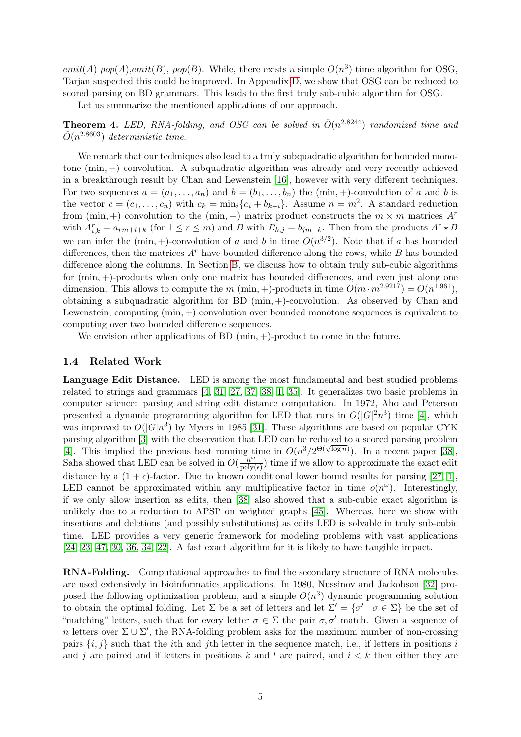*emit*(*A*) *pop*(*A*),*emit*(*B*), *pop*(*B*). While, there exists a simple $O(n^3)$ time algorithm for OSG, Tarjan suspected this could be improved. In Appendix D, we show that OSG can be reduced to scored parsing on BD grammars. This leads to the first truly sub-cubic algorithm for OSG.

Let us summarize the mentioned applications of our approach.

**Theorem 4.** *LED, RNA-folding, and OSG can be solved in* $\tilde{O}(n^{2.8244})$ *randomized time and* $\tilde{O}(n^{2.8603})$ *deterministic time.*

We remark that our techniques also lead to a truly subquadratic algorithm for bounded monotone $(\min,+)$ convolution. A subquadratic algorithm was already and very recently achieved in a breakthrough result by Chan and Lewenstein [16], however with very different techniques. For two sequences $a = (a_1,\dots,a_n)$ and $b = (b_1,\dots,b_n)$ the $(\min,+)$-convolution of $a$ and $b$ is the vector $c = (c_1,\dots,c_n)$ with $c_k = \min_i\{a_i + b_{k-i}\}$. Assume $n = m^2$. A standard reduction from $(\min,+)$ convolution to the $(\min,+)$ matrix product constructs the $m \times m$ matrices $A^r$ with $A^r_{i,k} = a_{rm+i+k}$ (for $1 \le r \le m$) and $B$ with $B_{k,j} = b_{jm-k}$. Then from the products $A^r \star B$ we can infer the $(\min,+)$-convolution of $a$ and $b$ in time $O(n^{3/2})$. Note that if $a$ has bounded differences, then the matrices $A^r$ have bounded difference along the rows, while $B$ has bounded difference along the columns. In Section B, we discuss how to obtain truly sub-cubic algorithms for $(\min,+)$-products when only one matrix has bounded differences, and even just along one dimension. This allows to compute the $m$ $(\min,+)$-products in time $O(m \cdot m^{2.9217}) = O(n^{1.961})$, obtaining a subquadratic algorithm for BD $(\min,+)$-convolution. As observed by Chan and Lewenstein, computing $(\min,+)$ convolution over bounded monotone sequences is equivalent to computing over two bounded difference sequences.

We envision other applications of BD $(\min,+)$-product to come in the future.

### 1.4 Related Work

**Language Edit Distance.** LED is among the most fundamental and best studied problems related to strings and grammars [4, 31, 27, 37, 38, 1, 35]. It generalizes two basic problems in computer science: parsing and string edit distance computation. In 1972, Aho and Peterson presented a dynamic programming algorithm for LED that runs in $O(|G|^2n^3)$ time [4], which was improved to $O(|G|n^3)$ by Myers in 1985 [31]. These algorithms are based on popular CYK parsing algorithm [3] with the observation that LED can be reduced to a scored parsing problem [4]. This implied the previous best running time in $O(n^3/2^{\Theta(\sqrt{\log n})})$. In a recent paper [38], Saha showed that LED can be solved in $O(\frac{n^\omega}{\text{poly}(\epsilon)})$ time if we allow to approximate the exact edit distance by a $(1+\epsilon)$-factor. Due to known conditional lower bound results for parsing [27, 1], LED cannot be approximated within any multiplicative factor in time $o(n^\omega)$. Interestingly, if we only allow insertion as edits, then [38] also showed that a sub-cubic exact algorithm is unlikely due to a reduction to APSP on weighted graphs [45]. Whereas, here we show with insertions and deletions (and possibly substitutions) as edits LED is solvable in truly sub-cubic time. LED provides a very generic framework for modeling problems with vast applications [24, 23, 47, 30, 36, 34, 22]. A fast exact algorithm for it is likely to have tangible impact.

**RNA-Folding.** Computational approaches to find the secondary structure of RNA molecules are used extensively in bioinformatics applications. In 1980, Nussinov and Jackobson [32] proposed the following optimization problem, and a simple $O(n^3)$ dynamic programming solution to obtain the optimal folding. Let $\Sigma$ be a set of letters and let $\Sigma' = \{\sigma' \mid \sigma \in \Sigma\}$ be the set of "matching" letters, such that for every letter $\sigma \in \Sigma$ the pair $\sigma, \sigma'$ match. Given a sequence of $n$ letters over $\Sigma \cup \Sigma'$, the RNA-folding problem asks for the maximum number of non-crossing pairs $\{i,j\}$ such that the $i$th and $j$th letter in the sequence match, i.e., if letters in positions $i$ and $j$ are paired and if letters in positions $k$ and $l$ are paired, and $i < k$ then either they are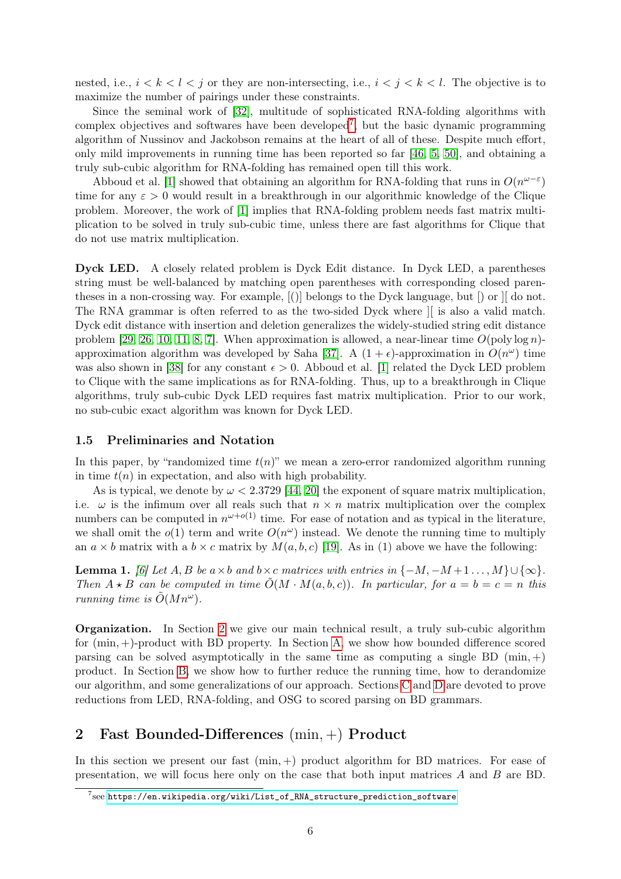nested, i.e., $i < k < l < j$ or they are non-intersecting, i.e., $i < j < k < l$. The objective is to maximize the number of pairings under these constraints.

Since the seminal work of [32], multitude of sophisticated RNA-folding algorithms with complex objectives and softwares have been developed[7], but the basic dynamic programming algorithm of Nussinov and Jackobson remains at the heart of all of these. Despite much effort, only mild improvements in running time has been reported so far [46, 5, 50], and obtaining a truly sub-cubic algorithm for RNA-folding has remained open till this work.

Abboud et al. [1] showed that obtaining an algorithm for RNA-folding that runs in $O(n^{\omega-\varepsilon})$ time for any $\varepsilon > 0$ would result in a breakthrough in our algorithmic knowledge of the Clique problem. Moreover, the work of [1] implies that RNA-folding problem needs fast matrix multiplication to be solved in truly sub-cubic time, unless there are fast algorithms for Clique that do not use matrix multiplication.

**Dyck LED.** A closely related problem is Dyck Edit distance. In Dyck LED, a parentheses string must be well-balanced by matching open parentheses with corresponding closed parentheses in a non-crossing way. For example, [()] belongs to the Dyck language, but [) or ][ do not. The RNA grammar is often referred to as the two-sided Dyck where ][ is also a valid match. Dyck edit distance with insertion and deletion generalizes the widely-studied string edit distance problem [29, 26, 10, 11, 8, 7]. When approximation is allowed, a near-linear time $O(\text{poly} \log n)$-approximation algorithm was developed by Saha [37]. A $(1+\epsilon)$-approximation in $O(n^{\omega})$ time was also shown in [38] for any constant $\epsilon > 0$. Abboud et al. [1] related the Dyck LED problem to Clique with the same implications as for RNA-folding. Thus, up to a breakthrough in Clique algorithms, truly sub-cubic Dyck LED requires fast matrix multiplication. Prior to our work, no sub-cubic exact algorithm was known for Dyck LED.

### 1.5 Preliminaries and Notation

In this paper, by "randomized time $t(n)$" we mean a zero-error randomized algorithm running in time $t(n)$ in expectation, and also with high probability.

As is typical, we denote by $\omega < 2.3729$ [44, 20] the exponent of square matrix multiplication, i.e. $\omega$ is the infimum over all reals such that $n \times n$ matrix multiplication over the complex numbers can be computed in $n^{\omega+o(1)}$ time. For ease of notation and as typical in the literature, we shall omit the $o(1)$ term and write $O(n^{\omega})$ instead. We denote the running time to multiply an $a \times b$ matrix with a $b \times c$ matrix by $M(a, b, c)$ [19]. As in (1) above we have the following:

**Lemma 1.** *[6] Let $A, B$ be $a \times b$ and $b \times c$ matrices with entries in $\{-M, -M+1 \dots, M\} \cup \{\infty\}$. Then $A \star B$ can be computed in time $\tilde{O}(M \cdot M(a, b, c))$. In particular, for $a = b = c = n$ this running time is $\tilde{O}(Mn^{\omega})$.*

**Organization.** In Section 2 we give our main technical result, a truly sub-cubic algorithm for $(\min, +)$-product with BD property. In Section A, we show how bounded difference scored parsing can be solved asymptotically in the same time as computing a single BD $(\min, +)$ product. In Section B, we show how to further reduce the running time, how to derandomize our algorithm, and some generalizations of our approach. Sections C and D are devoted to prove reductions from LED, RNA-folding, and OSG to scored parsing on BD grammars.

## 2 Fast Bounded-Differences $(\min, +)$ Product

In this section we present our fast $(\min, +)$ product algorithm for BD matrices. For ease of presentation, we will focus here only on the case that both input matrices $A$ and $B$ are BD.

[7] see https://en.wikipedia.org/wiki/List_of_RNA_structure_prediction_software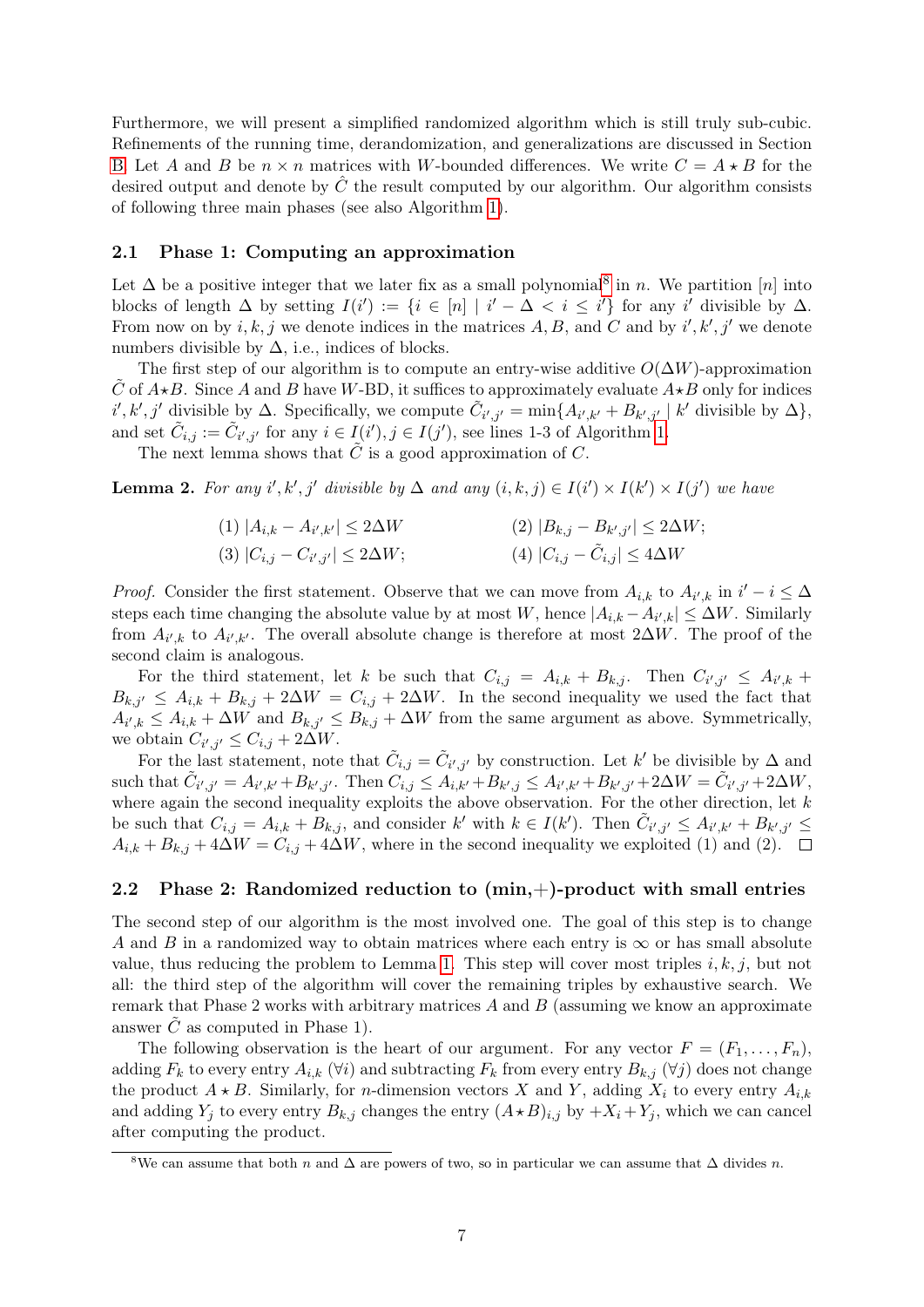Furthermore, we will present a simplified randomized algorithm which is still truly sub-cubic. Refinements of the running time, derandomization, and generalizations are discussed in Section B. Let $A$ and $B$ be $n \times n$ matrices with $W$-bounded differences. We write $C = A \star B$ for the desired output and denote by $\hat{C}$ the result computed by our algorithm. Our algorithm consists of following three main phases (see also Algorithm 1).

### 2.1 Phase 1: Computing an approximation

Let $\Delta$ be a positive integer that we later fix as a small polynomial[8] in $n$. We partition $[n]$ into blocks of length $\Delta$ by setting $I(i') := \{i \in [n] \mid i' - \Delta < i \leq i'\}$ for any $i'$ divisible by $\Delta$. From now on by $i, k, j$ we denote indices in the matrices $A, B$, and $C$ and by $i', k', j'$ we denote numbers divisible by $\Delta$, i.e., indices of blocks.

The first step of our algorithm is to compute an entry-wise additive $O(\Delta W)$-approximation $\tilde{C}$ of $A \star B$. Since $A$ and $B$ have $W$-BD, it suffices to approximately evaluate $A \star B$ only for indices $i', k', j'$ divisible by $\Delta$. Specifically, we compute $\tilde{C}_{i',j'} = \min\{A_{i',k'} + B_{k',j'} \mid k' \text{ divisible by } \Delta\}$, and set $\tilde{C}_{i,j} := \tilde{C}_{i',j'}$ for any $i \in I(i'), j \in I(j')$, see lines 1-3 of Algorithm 1.

The next lemma shows that $\tilde{C}$ is a good approximation of $C$.

**Lemma 2.** *For any $i', k', j'$ divisible by $\Delta$ and any $(i, k, j) \in I(i') \times I(k') \times I(j')$ we have*

$$(1)\ |A_{i,k} - A_{i',k'}| \leq 2\Delta W \qquad (2)\ |B_{k,j} - B_{k',j'}| \leq 2\Delta W;$$
$$(3)\ |C_{i,j} - C_{i',j'}| \leq 2\Delta W; \qquad (4)\ |C_{i,j} - \tilde{C}_{i,j}| \leq 4\Delta W$$

*Proof.* Consider the first statement. Observe that we can move from $A_{i,k}$ to $A_{i',k}$ in $i' - i \leq \Delta$ steps each time changing the absolute value by at most $W$, hence $|A_{i,k} - A_{i',k}| \leq \Delta W$. Similarly from $A_{i',k}$ to $A_{i',k'}$. The overall absolute change is therefore at most $2\Delta W$. The proof of the second claim is analogous.

For the third statement, let $k$ be such that $C_{i,j} = A_{i,k} + B_{k,j}$. Then $C_{i',j'} \leq A_{i',k} + B_{k,j'} \leq A_{i,k} + B_{k,j} + 2\Delta W = C_{i,j} + 2\Delta W$. In the second inequality we used the fact that $A_{i',k} \leq A_{i,k} + \Delta W$ and $B_{k,j'} \leq B_{k,j} + \Delta W$ from the same argument as above. Symmetrically, we obtain $C_{i',j'} \leq C_{i,j} + 2\Delta W$.

For the last statement, note that $\tilde{C}_{i,j} = \tilde{C}_{i',j'}$ by construction. Let $k'$ be divisible by $\Delta$ and such that $\tilde{C}_{i',j'} = A_{i',k'} + B_{k',j'}$. Then $C_{i,j} \leq A_{i,k'} + B_{k',j} \leq A_{i',k'} + B_{k',j'} + 2\Delta W = \tilde{C}_{i',j'} + 2\Delta W$, where again the second inequality exploits the above observation. For the other direction, let $k$ be such that $C_{i,j} = A_{i,k} + B_{k,j}$, and consider $k'$ with $k \in I(k')$. Then $\tilde{C}_{i',j'} \leq A_{i',k'} + B_{k',j'} \leq A_{i,k} + B_{k,j} + 4\Delta W = C_{i,j} + 4\Delta W$, where in the second inequality we exploited (1) and (2). $\square$

### 2.2 Phase 2: Randomized reduction to (min,+)-product with small entries

The second step of our algorithm is the most involved one. The goal of this step is to change $A$ and $B$ in a randomized way to obtain matrices where each entry is $\infty$ or has small absolute value, thus reducing the problem to Lemma 1. This step will cover most triples $i, k, j$, but not all: the third step of the algorithm will cover the remaining triples by exhaustive search. We remark that Phase 2 works with arbitrary matrices $A$ and $B$ (assuming we know an approximate answer $\tilde{C}$ as computed in Phase 1).

The following observation is the heart of our argument. For any vector $F = (F_1, \ldots, F_n)$, adding $F_k$ to every entry $A_{i,k}$ ($\forall i$) and subtracting $F_k$ from every entry $B_{k,j}$ ($\forall j$) does not change the product $A \star B$. Similarly, for $n$-dimension vectors $X$ and $Y$, adding $X_i$ to every entry $A_{i,k}$ and adding $Y_j$ to every entry $B_{k,j}$ changes the entry $(A \star B)_{i,j}$ by $+X_i + Y_j$, which we can cancel after computing the product.

[8] We can assume that both $n$ and $\Delta$ are powers of two, so in particular we can assume that $\Delta$ divides $n$.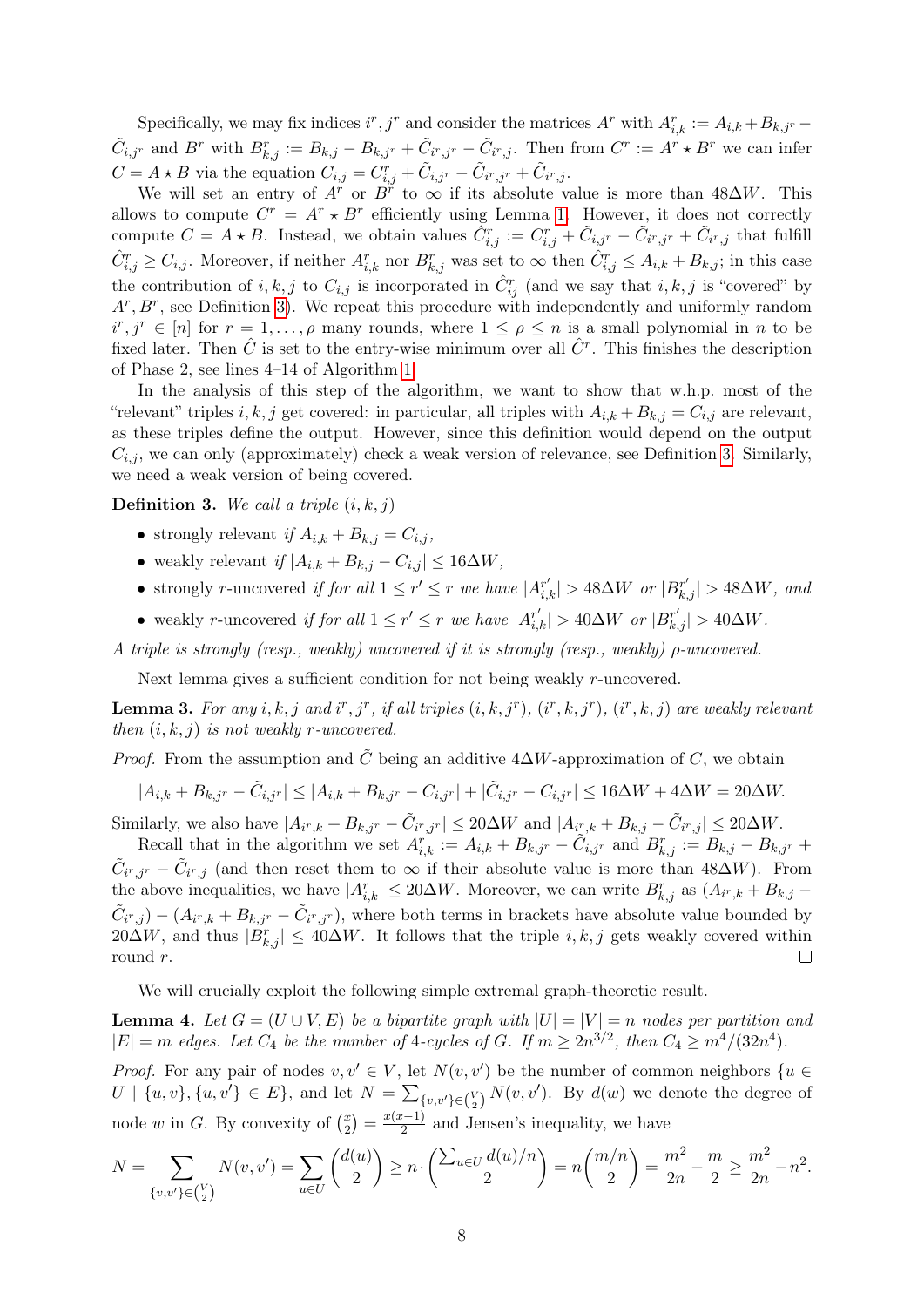Specifically, we may fix indices $i^r, j^r$ and consider the matrices $A^r$ with $A^r_{i,k} := A_{i,k} + B_{k,j^r} - \tilde{C}_{i,j^r}$ and $B^r$ with $B^r_{k,j} := B_{k,j} - B_{k,j^r} + \tilde{C}_{i^r,j^r} - \tilde{C}_{i^r,j}$. Then from $C^r := A^r \star B^r$ we can infer $C = A \star B$ via the equation $C_{i,j} = C^r_{i,j} + \tilde{C}_{i,j^r} - \tilde{C}_{i^r,j^r} + \tilde{C}_{i^r,j}$.

We will set an entry of $A^r$ or $B^r$ to $\infty$ if its absolute value is more than $48\Delta W$. This allows to compute $C^r = A^r \star B^r$ efficiently using Lemma 1. However, it does not correctly compute $C = A \star B$. Instead, we obtain values $\hat{C}^r_{i,j} := C^r_{i,j} + \tilde{C}_{i,j^r} - \tilde{C}_{i^r,j^r} + \tilde{C}_{i^r,j}$ that fulfill $\hat{C}^r_{i,j} \geq C_{i,j}$. Moreover, if neither $A^r_{i,k}$ nor $B^r_{k,j}$ was set to $\infty$ then $\hat{C}^r_{i,j} \leq A_{i,k} + B_{k,j}$; in this case the contribution of $i, k, j$ to $C_{i,j}$ is incorporated in $\hat{C}^r_{ij}$ (and we say that $i, k, j$ is "covered" by $A^r, B^r$, see Definition 3). We repeat this procedure with independently and uniformly random $i^r, j^r \in [n]$ for $r = 1, \ldots, \rho$ many rounds, where $1 \leq \rho \leq n$ is a small polynomial in $n$ to be fixed later. Then $\hat{C}$ is set to the entry-wise minimum over all $\hat{C}^r$. This finishes the description of Phase 2, see lines 4–14 of Algorithm 1.

In the analysis of this step of the algorithm, we want to show that w.h.p. most of the "relevant" triples $i, k, j$ get covered: in particular, all triples with $A_{i,k} + B_{k,j} = C_{i,j}$ are relevant, as these triples define the output. However, since this definition would depend on the output $C_{i,j}$, we can only (approximately) check a weak version of relevance, see Definition 3. Similarly, we need a weak version of being covered.

**Definition 3.** *We call a triple $(i, k, j)$*

- *strongly relevant if $A_{i,k} + B_{k,j} = C_{i,j}$,*
- *weakly relevant if $|A_{i,k} + B_{k,j} - C_{i,j}| \leq 16\Delta W$,*
- *strongly $r$-uncovered if for all $1 \leq r' \leq r$ we have $|A^{r'}_{i,k}| > 48\Delta W$ or $|B^{r'}_{k,j}| > 48\Delta W$, and*
- *weakly $r$-uncovered if for all $1 \leq r' \leq r$ we have $|A^{r'}_{i,k}| > 40\Delta W$ or $|B^{r'}_{k,j}| > 40\Delta W$.*

*A triple is strongly (resp., weakly) uncovered if it is strongly (resp., weakly) $\rho$-uncovered.*

Next lemma gives a sufficient condition for not being weakly $r$-uncovered.

**Lemma 3.** *For any $i, k, j$ and $i^r, j^r$, if all triples $(i, k, j^r)$, $(i^r, k, j^r)$, $(i^r, k, j)$ are weakly relevant then $(i, k, j)$ is not weakly $r$-uncovered.*

*Proof.* From the assumption and $\tilde{C}$ being an additive $4\Delta W$-approximation of $C$, we obtain

$$|A_{i,k} + B_{k,j^r} - \tilde{C}_{i,j^r}| \leq |A_{i,k} + B_{k,j^r} - C_{i,j^r}| + |\tilde{C}_{i,j^r} - C_{i,j^r}| \leq 16\Delta W + 4\Delta W = 20\Delta W.$$

Similarly, we also have $|A_{i^r,k} + B_{k,j^r} - \tilde{C}_{i^r,j^r}| \leq 20\Delta W$ and $|A_{i^r,k} + B_{k,j} - \tilde{C}_{i^r,j}| \leq 20\Delta W$.

Recall that in the algorithm we set $A^r_{i,k} := A_{i,k} + B_{k,j^r} - \tilde{C}_{i,j^r}$ and $B^r_{k,j} := B_{k,j} - B_{k,j^r} + \tilde{C}_{i^r,j^r} - \tilde{C}_{i^r,j}$ (and then reset them to $\infty$ if their absolute value is more than $48\Delta W$). From the above inequalities, we have $|A^r_{i,k}| \leq 20\Delta W$. Moreover, we can write $B^r_{k,j}$ as $(A_{i^r,k} + B_{k,j} - \tilde{C}_{i^r,j}) - (A_{i^r,k} + B_{k,j^r} - \tilde{C}_{i^r,j^r})$, where both terms in brackets have absolute value bounded by $20\Delta W$, and thus $|B^r_{k,j}| \leq 40\Delta W$. It follows that the triple $i, k, j$ gets weakly covered within round $r$. $\square$

We will crucially exploit the following simple extremal graph-theoretic result.

**Lemma 4.** *Let $G = (U \cup V, E)$ be a bipartite graph with $|U| = |V| = n$ nodes per partition and $|E| = m$ edges. Let $C_4$ be the number of 4-cycles of $G$. If $m \geq 2n^{3/2}$, then $C_4 \geq m^4/(32n^4)$.*

*Proof.* For any pair of nodes $v, v' \in V$, let $N(v, v')$ be the number of common neighbors $\{u \in U \mid \{u, v\}, \{u, v'\} \in E\}$, and let $N = \sum_{\{v,v'\} \in \binom{V}{2}} N(v, v')$. By $d(w)$ we denote the degree of node $w$ in $G$. By convexity of $\binom{x}{2} = \frac{x(x-1)}{2}$ and Jensen's inequality, we have

$$N = \sum_{\{v,v'\} \in \binom{V}{2}} N(v, v') = \sum_{u \in U} \binom{d(u)}{2} \geq n \cdot \binom{\sum_{u \in U} d(u)/n}{2} = n \binom{m/n}{2} = \frac{m^2}{2n} - \frac{m}{2} \geq \frac{m^2}{2n} - n^2.$$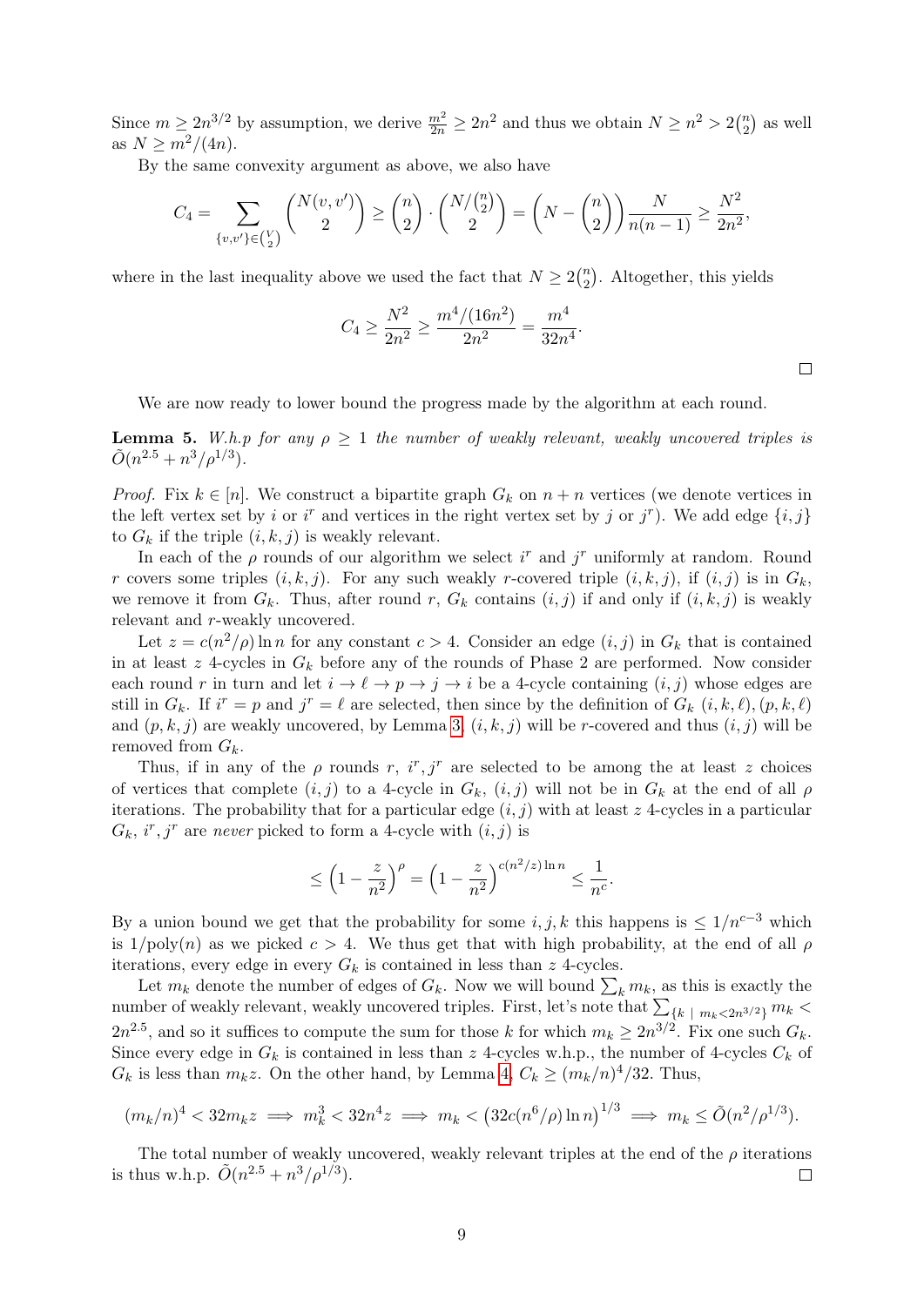Since $m \geq 2n^{3/2}$ by assumption, we derive $\frac{m^2}{2n} \geq 2n^2$ and thus we obtain $N \geq n^2 > 2\binom{n}{2}$ as well as $N \geq m^2/(4n)$.

By the same convexity argument as above, we also have

$$C_4 = \sum_{\{v,v'\} \in \binom{V}{2}} \binom{N(v,v')}{2} \geq \binom{n}{2} \cdot \binom{N/\binom{n}{2}}{2} = \left(N - \binom{n}{2}\right) \frac{N}{n(n-1)} \geq \frac{N^2}{2n^2},$$

where in the last inequality above we used the fact that $N \geq 2\binom{n}{2}$. Altogether, this yields

$$C_4 \geq \frac{N^2}{2n^2} \geq \frac{m^4/(16n^2)}{2n^2} = \frac{m^4}{32n^4}.$$

□

We are now ready to lower bound the progress made by the algorithm at each round.

**Lemma 5.** *W.h.p for any $\rho \geq 1$ the number of weakly relevant, weakly uncovered triples is $\tilde{O}(n^{2.5} + n^3/\rho^{1/3})$.*

*Proof.* Fix $k \in [n]$. We construct a bipartite graph $G_k$ on $n + n$ vertices (we denote vertices in the left vertex set by $i$ or $i^r$ and vertices in the right vertex set by $j$ or $j^r$). We add edge $\{i, j\}$ to $G_k$ if the triple $(i, k, j)$ is weakly relevant.

In each of the $\rho$ rounds of our algorithm we select $i^r$ and $j^r$ uniformly at random. Round $r$ covers some triples $(i, k, j)$. For any such weakly $r$-covered triple $(i, k, j)$, if $(i, j)$ is in $G_k$, we remove it from $G_k$. Thus, after round $r$, $G_k$ contains $(i, j)$ if and only if $(i, k, j)$ is weakly relevant and $r$-weakly uncovered.

Let $z = c(n^2/\rho) \ln n$ for any constant $c > 4$. Consider an edge $(i, j)$ in $G_k$ that is contained in at least $z$ 4-cycles in $G_k$ before any of the rounds of Phase 2 are performed. Now consider each round $r$ in turn and let $i \to \ell \to p \to j \to i$ be a 4-cycle containing $(i, j)$ whose edges are still in $G_k$. If $i^r = p$ and $j^r = \ell$ are selected, then since by the definition of $G_k$ $(i, k, \ell), (p, k, \ell)$ and $(p, k, j)$ are weakly uncovered, by Lemma 3, $(i, k, j)$ will be $r$-covered and thus $(i, j)$ will be removed from $G_k$.

Thus, if in any of the $\rho$ rounds $r$, $i^r, j^r$ are selected to be among the at least $z$ choices of vertices that complete $(i, j)$ to a 4-cycle in $G_k$, $(i, j)$ will not be in $G_k$ at the end of all $\rho$ iterations. The probability that for a particular edge $(i, j)$ with at least $z$ 4-cycles in a particular $G_k$, $i^r, j^r$ are *never* picked to form a 4-cycle with $(i, j)$ is

$$\leq \left(1 - \frac{z}{n^2}\right)^{\rho} = \left(1 - \frac{z}{n^2}\right)^{c(n^2/z)\ln n} \leq \frac{1}{n^c}.$$

By a union bound we get that the probability for some $i, j, k$ this happens is $\leq 1/n^{c-3}$ which is $1/\text{poly}(n)$ as we picked $c > 4$. We thus get that with high probability, at the end of all $\rho$ iterations, every edge in every $G_k$ is contained in less than $z$ 4-cycles.

Let $m_k$ denote the number of edges of $G_k$. Now we will bound $\sum_k m_k$, as this is exactly the number of weakly relevant, weakly uncovered triples. First, let's note that $\sum_{\{k \mid m_k < 2n^{3/2}\}} m_k < 2n^{2.5}$, and so it suffices to compute the sum for those $k$ for which $m_k \geq 2n^{3/2}$. Fix one such $G_k$. Since every edge in $G_k$ is contained in less than $z$ 4-cycles w.h.p., the number of 4-cycles $C_k$ of $G_k$ is less than $m_k z$. On the other hand, by Lemma 4, $C_k \geq (m_k/n)^4/32$. Thus,

$$(m_k/n)^4 < 32m_k z \implies m_k^3 < 32n^4 z \implies m_k < \left(32c(n^6/\rho)\ln n\right)^{1/3} \implies m_k \leq \tilde{O}(n^2/\rho^{1/3}).$$

The total number of weakly uncovered, weakly relevant triples at the end of the $\rho$ iterations is thus w.h.p. $\tilde{O}(n^{2.5} + n^3/\rho^{1/3})$. □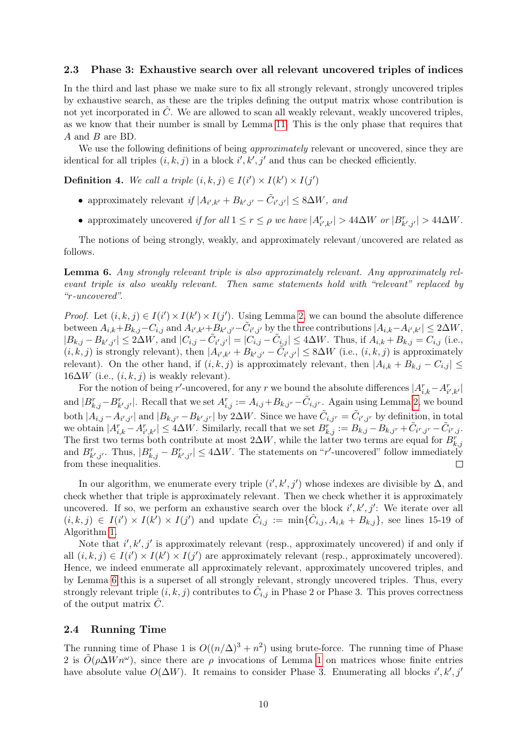### 2.3 Phase 3: Exhaustive search over all relevant uncovered triples of indices

In the third and last phase we make sure to fix all strongly relevant, strongly uncovered triples by exhaustive search, as these are the triples defining the output matrix whose contribution is not yet incorporated in $\hat{C}$. We are allowed to scan all weakly relevant, weakly uncovered triples, as we know that their number is small by Lemma 11. This is the only phase that requires that $A$ and $B$ are BD.

We use the following definitions of being *approximately* relevant or uncovered, since they are identical for all triples $(i, k, j)$ in a block $i', k', j'$ and thus can be checked efficiently.

**Definition 4.** *We call a triple* $(i, k, j) \in I(i') \times I(k') \times I(j')$

- approximately relevant *if* $|A_{i',k'} + B_{k',j'} - \tilde{C}_{i',j'}| \leq 8\Delta W$*, and*
- approximately uncovered *if for all* $1 \leq r \leq \rho$ *we have* $|A^r_{i',k'}| > 44\Delta W$ *or* $|B^r_{k',j'}| > 44\Delta W$*.*

The notions of being strongly, weakly, and approximately relevant/uncovered are related as follows.

**Lemma 6.** *Any strongly relevant triple is also approximately relevant. Any approximately relevant triple is also weakly relevant. Then same statements hold with "relevant" replaced by "r-uncovered".*

*Proof.* Let $(i, k, j) \in I(i') \times I(k') \times I(j')$. Using Lemma 2, we can bound the absolute difference between $A_{i,k} + B_{k,j} - C_{i,j}$ and $A_{i',k'} + B_{k',j'} - \tilde{C}_{i',j'}$ by the three contributions $|A_{i,k} - A_{i',k'}| \leq 2\Delta W$, $|B_{k,j} - B_{k',j'}| \leq 2\Delta W$, and $|C_{i,j} - \tilde{C}_{i',j'}| = |C_{i,j} - \tilde{C}_{i,j}| \leq 4\Delta W$. Thus, if $A_{i,k} + B_{k,j} = C_{i,j}$ (i.e., $(i, k, j)$ is strongly relevant), then $|A_{i',k'} + B_{k',j'} - \tilde{C}_{i',j'}| \leq 8\Delta W$ (i.e., $(i, k, j)$ is approximately relevant). On the other hand, if $(i, k, j)$ is approximately relevant, then $|A_{i,k} + B_{k,j} - C_{i,j}| \leq 16\Delta W$ (i.e., $(i, k, j)$ is weakly relevant).

For the notion of being $r'$-uncovered, for any $r$ we bound the absolute differences $|A^r_{i,k} - A^r_{i',k'}|$ and $|B^r_{k,j} - B^r_{k',j'}|$. Recall that we set $A^r_{i,j} := A_{i,j} + B_{k,j^r} - \tilde{C}_{i,j^r}$. Again using Lemma 2, we bound both $|A_{i,j} - A_{i',j'}|$ and $|B_{k,j^r} - B_{k',j^r}|$ by $2\Delta W$. Since we have $\tilde{C}_{i,j^r} = \tilde{C}_{i',j^r}$ by definition, in total we obtain $|A^r_{i,k} - A^r_{i',k'}| \leq 4\Delta W$. Similarly, recall that we set $B^r_{k,j} := B_{k,j} - B_{k,j^r} + \tilde{C}_{i^r,j^r} - \tilde{C}_{i^r,j}$. The first two terms both contribute at most $2\Delta W$, while the latter two terms are equal for $B^r_{k,j}$ and $B^r_{k',j'}$. Thus, $|B^r_{k,j} - B^r_{k',j'}| \leq 4\Delta W$. The statements on "$r'$-uncovered" follow immediately from these inequalities. $\square$

In our algorithm, we enumerate every triple $(i', k', j')$ whose indexes are divisible by $\Delta$, and check whether that triple is approximately relevant. Then we check whether it is approximately uncovered. If so, we perform an exhaustive search over the block $i', k', j'$: We iterate over all $(i, k, j) \in I(i') \times I(k') \times I(j')$ and update $\hat{C}_{i,j} := \min\{\hat{C}_{i,j}, A_{i,k} + B_{k,j}\}$, see lines 15-19 of Algorithm 1.

Note that $i', k', j'$ is approximately relevant (resp., approximately uncovered) if and only if all $(i, k, j) \in I(i') \times I(k') \times I(j')$ are approximately relevant (resp., approximately uncovered). Hence, we indeed enumerate all approximately relevant, approximately uncovered triples, and by Lemma 6 this is a superset of all strongly relevant, strongly uncovered triples. Thus, every strongly relevant triple $(i, k, j)$ contributes to $\hat{C}_{i,j}$ in Phase 2 or Phase 3. This proves correctness of the output matrix $\hat{C}$.

### 2.4 Running Time

The running time of Phase 1 is $O((n/\Delta)^3 + n^2)$ using brute-force. The running time of Phase 2 is $\tilde{O}(\rho \Delta W n^\omega)$, since there are $\rho$ invocations of Lemma 1 on matrices whose finite entries have absolute value $O(\Delta W)$. It remains to consider Phase 3. Enumerating all blocks $i', k', j'$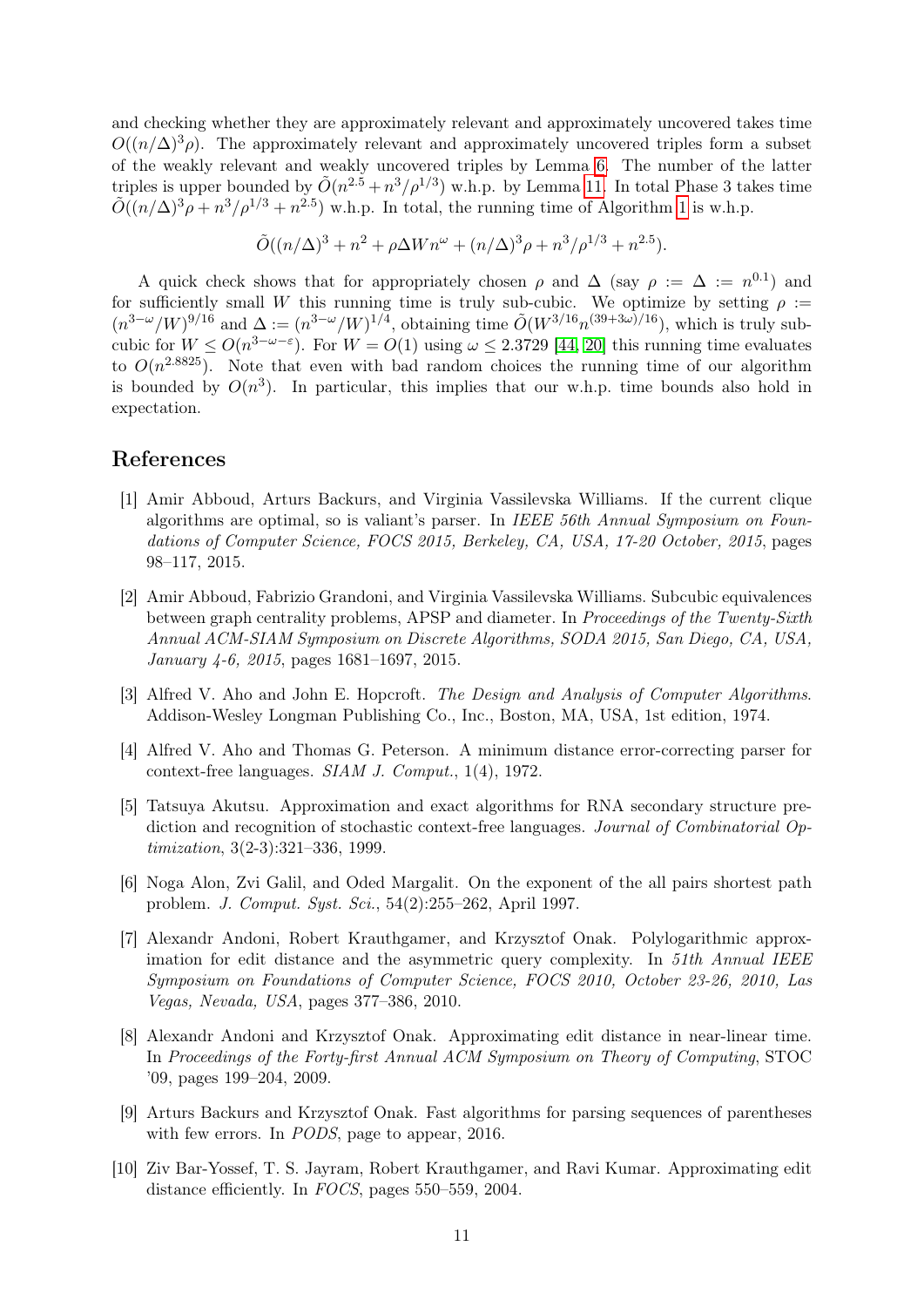and checking whether they are approximately relevant and approximately uncovered takes time $O((n/\Delta)^3\rho)$. The approximately relevant and approximately uncovered triples form a subset of the weakly relevant and weakly uncovered triples by Lemma 6. The number of the latter triples is upper bounded by $\tilde{O}(n^{2.5} + n^3/\rho^{1/3})$ w.h.p. by Lemma 11. In total Phase 3 takes time $\tilde{O}((n/\Delta)^3\rho + n^3/\rho^{1/3} + n^{2.5})$ w.h.p. In total, the running time of Algorithm 1 is w.h.p.

$$\tilde{O}((n/\Delta)^3 + n^2 + \rho\Delta W n^\omega + (n/\Delta)^3\rho + n^3/\rho^{1/3} + n^{2.5}).$$

A quick check shows that for appropriately chosen $\rho$ and $\Delta$ (say $\rho := \Delta := n^{0.1}$) and for sufficiently small $W$ this running time is truly sub-cubic. We optimize by setting $\rho := (n^{3-\omega}/W)^{9/16}$ and $\Delta := (n^{3-\omega}/W)^{1/4}$, obtaining time $\tilde{O}(W^{3/16}n^{(39+3\omega)/16})$, which is truly sub-cubic for $W \le O(n^{3-\omega-\varepsilon})$. For $W = O(1)$ using $\omega \le 2.3729$ [44, 20] this running time evaluates to $O(n^{2.8825})$. Note that even with bad random choices the running time of our algorithm is bounded by $O(n^3)$. In particular, this implies that our w.h.p. time bounds also hold in expectation.

## References

[1] Amir Abboud, Arturs Backurs, and Virginia Vassilevska Williams. If the current clique algorithms are optimal, so is valiant's parser. In *IEEE 56th Annual Symposium on Foundations of Computer Science, FOCS 2015, Berkeley, CA, USA, 17-20 October, 2015*, pages 98–117, 2015.

[2] Amir Abboud, Fabrizio Grandoni, and Virginia Vassilevska Williams. Subcubic equivalences between graph centrality problems, APSP and diameter. In *Proceedings of the Twenty-Sixth Annual ACM-SIAM Symposium on Discrete Algorithms, SODA 2015, San Diego, CA, USA, January 4-6, 2015*, pages 1681–1697, 2015.

[3] Alfred V. Aho and John E. Hopcroft. *The Design and Analysis of Computer Algorithms*. Addison-Wesley Longman Publishing Co., Inc., Boston, MA, USA, 1st edition, 1974.

[4] Alfred V. Aho and Thomas G. Peterson. A minimum distance error-correcting parser for context-free languages. *SIAM J. Comput.*, 1(4), 1972.

[5] Tatsuya Akutsu. Approximation and exact algorithms for RNA secondary structure prediction and recognition of stochastic context-free languages. *Journal of Combinatorial Optimization*, 3(2-3):321–336, 1999.

[6] Noga Alon, Zvi Galil, and Oded Margalit. On the exponent of the all pairs shortest path problem. *J. Comput. Syst. Sci.*, 54(2):255–262, April 1997.

[7] Alexandr Andoni, Robert Krauthgamer, and Krzysztof Onak. Polylogarithmic approximation for edit distance and the asymmetric query complexity. In *51th Annual IEEE Symposium on Foundations of Computer Science, FOCS 2010, October 23-26, 2010, Las Vegas, Nevada, USA*, pages 377–386, 2010.

[8] Alexandr Andoni and Krzysztof Onak. Approximating edit distance in near-linear time. In *Proceedings of the Forty-first Annual ACM Symposium on Theory of Computing*, STOC '09, pages 199–204, 2009.

[9] Arturs Backurs and Krzysztof Onak. Fast algorithms for parsing sequences of parentheses with few errors. In *PODS*, page to appear, 2016.

[10] Ziv Bar-Yossef, T. S. Jayram, Robert Krauthgamer, and Ravi Kumar. Approximating edit distance efficiently. In *FOCS*, pages 550–559, 2004.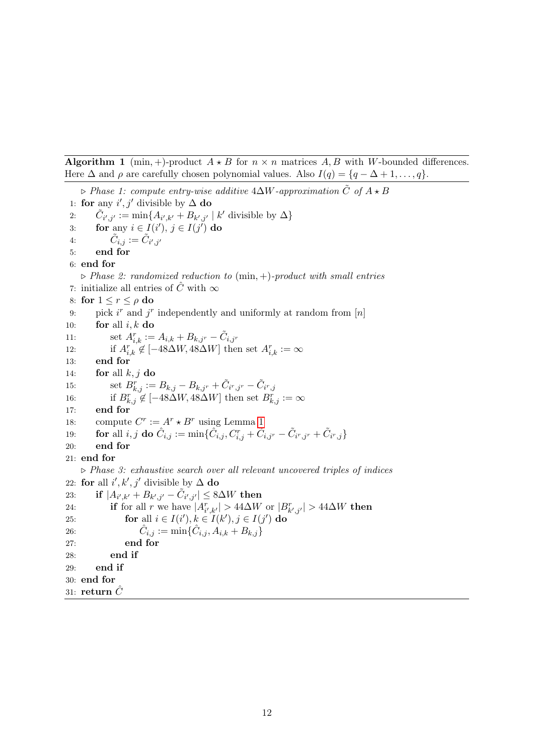**Algorithm 1** $(\min,+)$-product $A \star B$ for $n \times n$ matrices $A, B$ with $W$-bounded differences. Here $\Delta$ and $\rho$ are carefully chosen polynomial values. Also $I(q) = \{q - \Delta + 1, \ldots, q\}$.

▷ *Phase 1: compute entry-wise additive $4\Delta W$-approximation $\tilde{C}$ of $A \star B$*

1: **for** any $i', j'$ divisible by $\Delta$ **do**
2: $\quad \tilde{C}_{i',j'} := \min\{A_{i',k'} + B_{k',j'} \mid k'$ divisible by $\Delta\}$
3: $\quad$ **for** any $i \in I(i')$, $j \in I(j')$ **do**
4: $\quad\quad \tilde{C}_{i,j} := \tilde{C}_{i',j'}$
5: $\quad$ **end for**
6: **end for**

▷ *Phase 2: randomized reduction to $(\min,+)$-product with small entries*

7: initialize all entries of $\hat{C}$ with $\infty$
8: **for** $1 \le r \le \rho$ **do**
9: $\quad$ pick $i^r$ and $j^r$ independently and uniformly at random from $[n]$
10: $\quad$ **for** all $i, k$ **do**
11: $\quad\quad$ set $A^r_{i,k} := A_{i,k} + B_{k,j^r} - \tilde{C}_{i,j^r}$
12: $\quad\quad$ if $A^r_{i,k} \notin [-48\Delta W, 48\Delta W]$ then set $A^r_{i,k} := \infty$
13: $\quad$ **end for**
14: $\quad$ **for** all $k, j$ **do**
15: $\quad\quad$ set $B^r_{k,j} := B_{k,j} - B_{k,j^r} + \tilde{C}_{i^r,j^r} - \tilde{C}_{i^r,j}$
16: $\quad\quad$ if $B^r_{k,j} \notin [-48\Delta W, 48\Delta W]$ then set $B^r_{k,j} := \infty$
17: $\quad$ **end for**
18: $\quad$ compute $C^r := A^r \star B^r$ using Lemma 1
19: $\quad$ **for** all $i, j$ **do** $\hat{C}_{i,j} := \min\{\hat{C}_{i,j}, C^r_{i,j} + \tilde{C}_{i,j^r} - \tilde{C}_{i^r,j^r} + \tilde{C}_{i^r,j}\}$
20: $\quad$ **end for**
21: **end for**

▷ *Phase 3: exhaustive search over all relevant uncovered triples of indices*

22: **for** all $i', k', j'$ divisible by $\Delta$ **do**
23: $\quad$ **if** $|A_{i',k'} + B_{k',j'} - \tilde{C}_{i',j'}| \le 8\Delta W$ **then**
24: $\quad\quad$ **if** for all $r$ we have $|A^r_{i',k'}| > 44\Delta W$ or $|B^r_{k',j'}| > 44\Delta W$ **then**
25: $\quad\quad\quad$ **for** all $i \in I(i'), k \in I(k'), j \in I(j')$ **do**
26: $\quad\quad\quad\quad \hat{C}_{i,j} := \min\{\hat{C}_{i,j}, A_{i,k} + B_{k,j}\}$
27: $\quad\quad\quad$ **end for**
28: $\quad\quad$ **end if**
29: $\quad$ **end if**
30: **end for**
31: **return** $\hat{C}$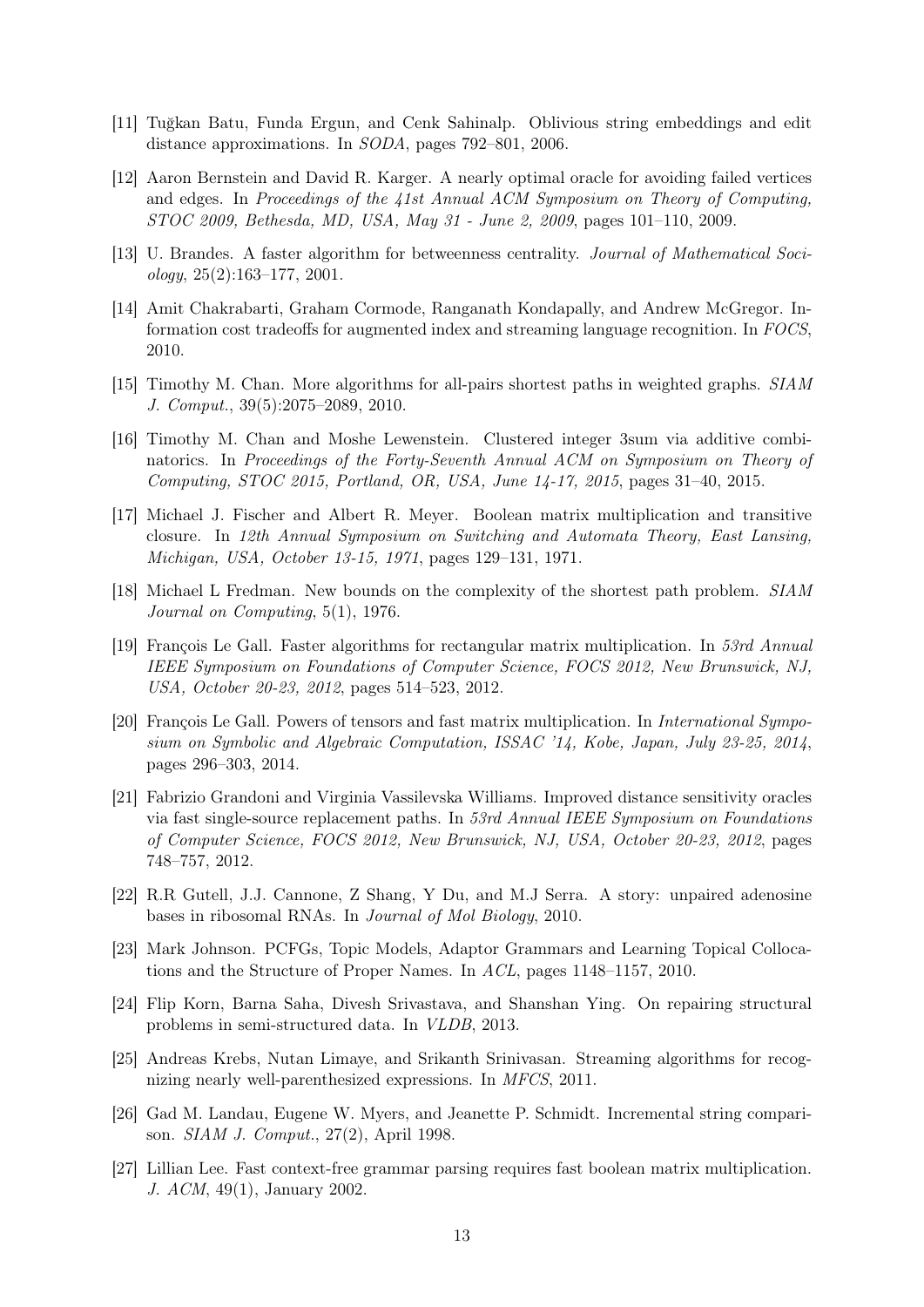[11] Tuğkan Batu, Funda Ergun, and Cenk Sahinalp. Oblivious string embeddings and edit distance approximations. In *SODA*, pages 792–801, 2006.

[12] Aaron Bernstein and David R. Karger. A nearly optimal oracle for avoiding failed vertices and edges. In *Proceedings of the 41st Annual ACM Symposium on Theory of Computing, STOC 2009, Bethesda, MD, USA, May 31 - June 2, 2009*, pages 101–110, 2009.

[13] U. Brandes. A faster algorithm for betweenness centrality. *Journal of Mathematical Sociology*, 25(2):163–177, 2001.

[14] Amit Chakrabarti, Graham Cormode, Ranganath Kondapally, and Andrew McGregor. Information cost tradeoffs for augmented index and streaming language recognition. In *FOCS*, 2010.

[15] Timothy M. Chan. More algorithms for all-pairs shortest paths in weighted graphs. *SIAM J. Comput.*, 39(5):2075–2089, 2010.

[16] Timothy M. Chan and Moshe Lewenstein. Clustered integer 3sum via additive combinatorics. In *Proceedings of the Forty-Seventh Annual ACM on Symposium on Theory of Computing, STOC 2015, Portland, OR, USA, June 14-17, 2015*, pages 31–40, 2015.

[17] Michael J. Fischer and Albert R. Meyer. Boolean matrix multiplication and transitive closure. In *12th Annual Symposium on Switching and Automata Theory, East Lansing, Michigan, USA, October 13-15, 1971*, pages 129–131, 1971.

[18] Michael L Fredman. New bounds on the complexity of the shortest path problem. *SIAM Journal on Computing*, 5(1), 1976.

[19] François Le Gall. Faster algorithms for rectangular matrix multiplication. In *53rd Annual IEEE Symposium on Foundations of Computer Science, FOCS 2012, New Brunswick, NJ, USA, October 20-23, 2012*, pages 514–523, 2012.

[20] François Le Gall. Powers of tensors and fast matrix multiplication. In *International Symposium on Symbolic and Algebraic Computation, ISSAC '14, Kobe, Japan, July 23-25, 2014*, pages 296–303, 2014.

[21] Fabrizio Grandoni and Virginia Vassilevska Williams. Improved distance sensitivity oracles via fast single-source replacement paths. In *53rd Annual IEEE Symposium on Foundations of Computer Science, FOCS 2012, New Brunswick, NJ, USA, October 20-23, 2012*, pages 748–757, 2012.

[22] R.R Gutell, J.J. Cannone, Z Shang, Y Du, and M.J Serra. A story: unpaired adenosine bases in ribosomal RNAs. In *Journal of Mol Biology*, 2010.

[23] Mark Johnson. PCFGs, Topic Models, Adaptor Grammars and Learning Topical Collocations and the Structure of Proper Names. In *ACL*, pages 1148–1157, 2010.

[24] Flip Korn, Barna Saha, Divesh Srivastava, and Shanshan Ying. On repairing structural problems in semi-structured data. In *VLDB*, 2013.

[25] Andreas Krebs, Nutan Limaye, and Srikanth Srinivasan. Streaming algorithms for recognizing nearly well-parenthesized expressions. In *MFCS*, 2011.

[26] Gad M. Landau, Eugene W. Myers, and Jeanette P. Schmidt. Incremental string comparison. *SIAM J. Comput.*, 27(2), April 1998.

[27] Lillian Lee. Fast context-free grammar parsing requires fast boolean matrix multiplication. *J. ACM*, 49(1), January 2002.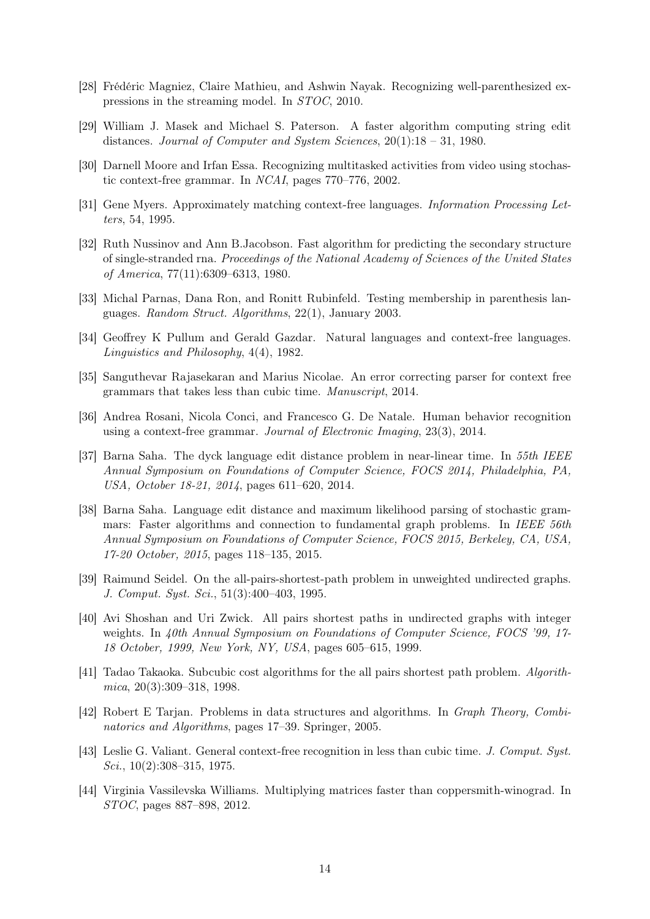[28] Frédéric Magniez, Claire Mathieu, and Ashwin Nayak. Recognizing well-parenthesized expressions in the streaming model. In *STOC*, 2010.

[29] William J. Masek and Michael S. Paterson. A faster algorithm computing string edit distances. *Journal of Computer and System Sciences*, 20(1):18 – 31, 1980.

[30] Darnell Moore and Irfan Essa. Recognizing multitasked activities from video using stochastic context-free grammar. In *NCAI*, pages 770–776, 2002.

[31] Gene Myers. Approximately matching context-free languages. *Information Processing Letters*, 54, 1995.

[32] Ruth Nussinov and Ann B.Jacobson. Fast algorithm for predicting the secondary structure of single-stranded rna. *Proceedings of the National Academy of Sciences of the United States of America*, 77(11):6309–6313, 1980.

[33] Michal Parnas, Dana Ron, and Ronitt Rubinfeld. Testing membership in parenthesis languages. *Random Struct. Algorithms*, 22(1), January 2003.

[34] Geoffrey K Pullum and Gerald Gazdar. Natural languages and context-free languages. *Linguistics and Philosophy*, 4(4), 1982.

[35] Sanguthevar Rajasekaran and Marius Nicolae. An error correcting parser for context free grammars that takes less than cubic time. *Manuscript*, 2014.

[36] Andrea Rosani, Nicola Conci, and Francesco G. De Natale. Human behavior recognition using a context-free grammar. *Journal of Electronic Imaging*, 23(3), 2014.

[37] Barna Saha. The dyck language edit distance problem in near-linear time. In *55th IEEE Annual Symposium on Foundations of Computer Science, FOCS 2014, Philadelphia, PA, USA, October 18-21, 2014*, pages 611–620, 2014.

[38] Barna Saha. Language edit distance and maximum likelihood parsing of stochastic grammars: Faster algorithms and connection to fundamental graph problems. In *IEEE 56th Annual Symposium on Foundations of Computer Science, FOCS 2015, Berkeley, CA, USA, 17-20 October, 2015*, pages 118–135, 2015.

[39] Raimund Seidel. On the all-pairs-shortest-path problem in unweighted undirected graphs. *J. Comput. Syst. Sci.*, 51(3):400–403, 1995.

[40] Avi Shoshan and Uri Zwick. All pairs shortest paths in undirected graphs with integer weights. In *40th Annual Symposium on Foundations of Computer Science, FOCS '99, 17-18 October, 1999, New York, NY, USA*, pages 605–615, 1999.

[41] Tadao Takaoka. Subcubic cost algorithms for the all pairs shortest path problem. *Algorithmica*, 20(3):309–318, 1998.

[42] Robert E Tarjan. Problems in data structures and algorithms. In *Graph Theory, Combinatorics and Algorithms*, pages 17–39. Springer, 2005.

[43] Leslie G. Valiant. General context-free recognition in less than cubic time. *J. Comput. Syst. Sci.*, 10(2):308–315, 1975.

[44] Virginia Vassilevska Williams. Multiplying matrices faster than coppersmith-winograd. In *STOC*, pages 887–898, 2012.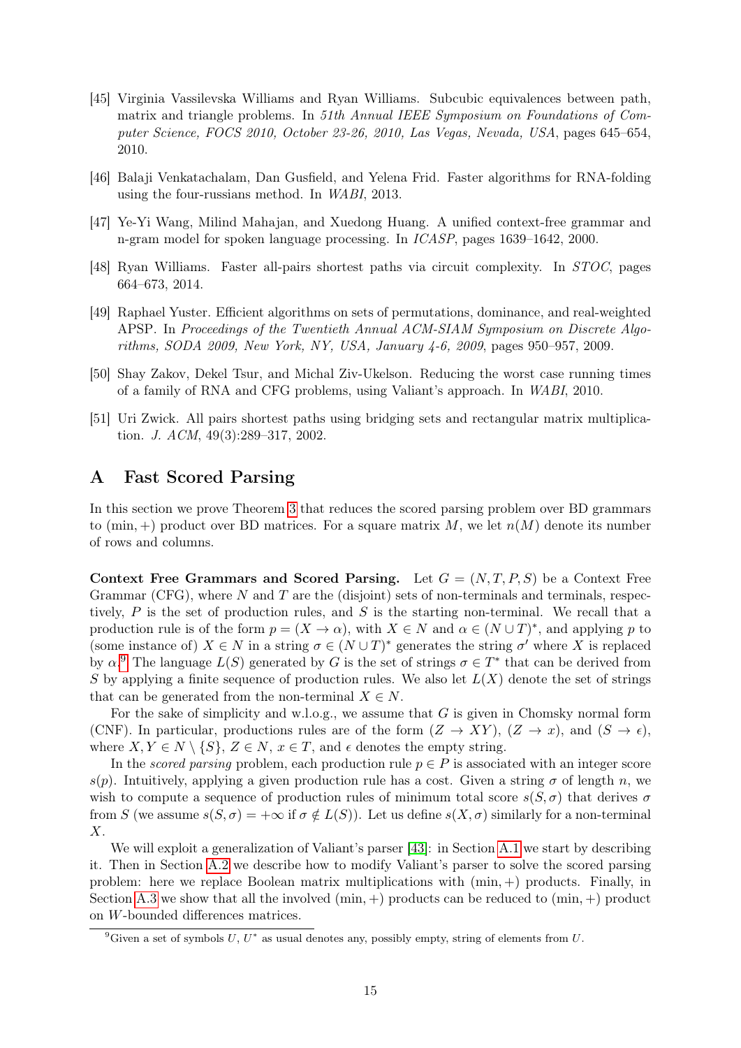[45] Virginia Vassilevska Williams and Ryan Williams. Subcubic equivalences between path, matrix and triangle problems. In *51th Annual IEEE Symposium on Foundations of Computer Science, FOCS 2010, October 23-26, 2010, Las Vegas, Nevada, USA*, pages 645–654, 2010.

[46] Balaji Venkatachalam, Dan Gusfield, and Yelena Frid. Faster algorithms for RNA-folding using the four-russians method. In *WABI*, 2013.

[47] Ye-Yi Wang, Milind Mahajan, and Xuedong Huang. A unified context-free grammar and n-gram model for spoken language processing. In *ICASP*, pages 1639–1642, 2000.

[48] Ryan Williams. Faster all-pairs shortest paths via circuit complexity. In *STOC*, pages 664–673, 2014.

[49] Raphael Yuster. Efficient algorithms on sets of permutations, dominance, and real-weighted APSP. In *Proceedings of the Twentieth Annual ACM-SIAM Symposium on Discrete Algorithms, SODA 2009, New York, NY, USA, January 4-6, 2009*, pages 950–957, 2009.

[50] Shay Zakov, Dekel Tsur, and Michal Ziv-Ukelson. Reducing the worst case running times of a family of RNA and CFG problems, using Valiant's approach. In *WABI*, 2010.

[51] Uri Zwick. All pairs shortest paths using bridging sets and rectangular matrix multiplication. *J. ACM*, 49(3):289–317, 2002.

# A Fast Scored Parsing

In this section we prove Theorem 3 that reduces the scored parsing problem over BD grammars to $(\min,+)$ product over BD matrices. For a square matrix $M$, we let $n(M)$ denote its number of rows and columns.

**Context Free Grammars and Scored Parsing.** Let $G = (N, T, P, S)$ be a Context Free Grammar (CFG), where $N$ and $T$ are the (disjoint) sets of non-terminals and terminals, respectively, $P$ is the set of production rules, and $S$ is the starting non-terminal. We recall that a production rule is of the form $p = (X \to \alpha)$, with $X \in N$ and $\alpha \in (N \cup T)^*$, and applying $p$ to (some instance of) $X \in N$ in a string $\sigma \in (N \cup T)^*$ generates the string $\sigma'$ where $X$ is replaced by $\alpha$.[9] The language $L(S)$ generated by $G$ is the set of strings $\sigma \in T^*$ that can be derived from $S$ by applying a finite sequence of production rules. We also let $L(X)$ denote the set of strings that can be generated from the non-terminal $X \in N$.

For the sake of simplicity and w.l.o.g., we assume that $G$ is given in Chomsky normal form (CNF). In particular, productions rules are of the form $(Z \to XY)$, $(Z \to x)$, and $(S \to \epsilon)$, where $X, Y \in N \setminus \{S\}$, $Z \in N$, $x \in T$, and $\epsilon$ denotes the empty string.

In the *scored parsing* problem, each production rule $p \in P$ is associated with an integer score $s(p)$. Intuitively, applying a given production rule has a cost. Given a string $\sigma$ of length $n$, we wish to compute a sequence of production rules of minimum total score $s(S, \sigma)$ that derives $\sigma$ from $S$ (we assume $s(S, \sigma) = +\infty$ if $\sigma \notin L(S)$). Let us define $s(X, \sigma)$ similarly for a non-terminal $X$.

We will exploit a generalization of Valiant's parser [43]: in Section A.1 we start by describing it. Then in Section A.2 we describe how to modify Valiant's parser to solve the scored parsing problem: here we replace Boolean matrix multiplications with $(\min,+)$ products. Finally, in Section A.3 we show that all the involved $(\min,+)$ products can be reduced to $(\min,+)$ product on $W$-bounded differences matrices.

[9] Given a set of symbols $U$, $U^*$ as usual denotes any, possibly empty, string of elements from $U$.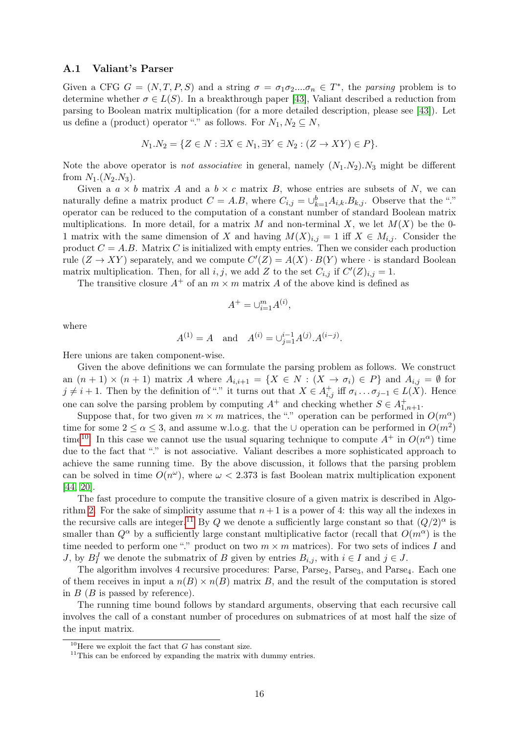### A.1 Valiant's Parser

Given a CFG $G = (N, T, P, S)$ and a string $\sigma = \sigma_1\sigma_2....\sigma_n \in T^*$, the *parsing* problem is to determine whether $\sigma \in L(S)$. In a breakthrough paper [43], Valiant described a reduction from parsing to Boolean matrix multiplication (for a more detailed description, please see [43]). Let us define a (product) operator "." as follows. For $N_1, N_2 \subseteq N$,

$$N_1.N_2 = \{Z \in N : \exists X \in N_1, \exists Y \in N_2 : (Z \to XY) \in P\}.$$

Note the above operator is *not associative* in general, namely $(N_1.N_2).N_3$ might be different from $N_1.(N_2.N_3)$.

Given a $a \times b$ matrix $A$ and a $b \times c$ matrix $B$, whose entries are subsets of $N$, we can naturally define a matrix product $C = A.B$, where $C_{i,j} = \cup_{k=1}^{b} A_{i,k}.B_{k,j}$. Observe that the "." operator can be reduced to the computation of a constant number of standard Boolean matrix multiplications. In more detail, for a matrix $M$ and non-terminal $X$, we let $M(X)$ be the 0-1 matrix with the same dimension of $X$ and having $M(X)_{i,j} = 1$ iff $X \in M_{i,j}$. Consider the product $C = A.B$. Matrix $C$ is initialized with empty entries. Then we consider each production rule $(Z \to XY)$ separately, and we compute $C'(Z) = A(X) \cdot B(Y)$ where $\cdot$ is standard Boolean matrix multiplication. Then, for all $i, j$, we add $Z$ to the set $C_{i,j}$ if $C'(Z)_{i,j} = 1$.

The transitive closure $A^+$ of an $m \times m$ matrix $A$ of the above kind is defined as

$$A^+ = \cup_{i=1}^{m} A^{(i)},$$

where

$$A^{(1)} = A \quad \text{and} \quad A^{(i)} = \cup_{j=1}^{i-1} A^{(j)}.A^{(i-j)}.$$

Here unions are taken component-wise.

Given the above definitions we can formulate the parsing problem as follows. We construct an $(n+1) \times (n+1)$ matrix $A$ where $A_{i,i+1} = \{X \in N : (X \to \sigma_i) \in P\}$ and $A_{i,j} = \emptyset$ for $j \neq i+1$. Then by the definition of "." it turns out that $X \in A^+_{i,j}$ iff $\sigma_i \ldots \sigma_{j-1} \in L(X)$. Hence one can solve the parsing problem by computing $A^+$ and checking whether $S \in A^+_{1,n+1}$.

Suppose that, for two given $m \times m$ matrices, the "." operation can be performed in $O(m^\alpha)$ time for some $2 \leq \alpha \leq 3$, and assume w.l.o.g. that the $\cup$ operation can be performed in $O(m^2)$ time[10]. In this case we cannot use the usual squaring technique to compute $A^+$ in $O(n^\alpha)$ time due to the fact that "." is not associative. Valiant describes a more sophisticated approach to achieve the same running time. By the above discussion, it follows that the parsing problem can be solved in time $O(n^\omega)$, where $\omega < 2.373$ is fast Boolean matrix multiplication exponent [44, 20].

The fast procedure to compute the transitive closure of a given matrix is described in Algorithm 2. For the sake of simplicity assume that $n+1$ is a power of 4: this way all the indexes in the recursive calls are integer.[11] By $Q$ we denote a sufficiently large constant so that $(Q/2)^\alpha$ is smaller than $Q^\alpha$ by a sufficiently large constant multiplicative factor (recall that $O(m^\alpha)$ is the time needed to perform one "." product on two $m \times m$ matrices). For two sets of indices $I$ and $J$, by $B_I^J$ we denote the submatrix of $B$ given by entries $B_{i,j}$, with $i \in I$ and $j \in J$.

The algorithm involves 4 recursive procedures: Parse, Parse$_2$, Parse$_3$, and Parse$_4$. Each one of them receives in input a $n(B) \times n(B)$ matrix $B$, and the result of the computation is stored in $B$ ($B$ is passed by reference).

The running time bound follows by standard arguments, observing that each recursive call involves the call of a constant number of procedures on submatrices of at most half the size of the input matrix.

---

[10] Here we exploit the fact that $G$ has constant size.

[11] This can be enforced by expanding the matrix with dummy entries.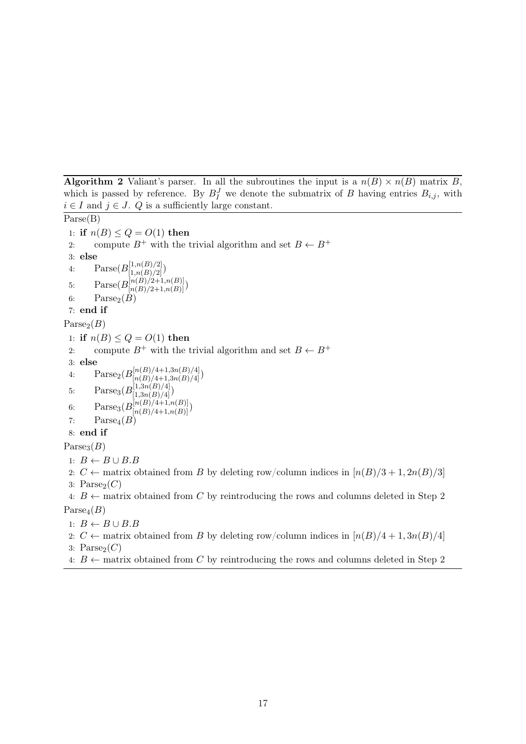**Algorithm 2** Valiant's parser. In all the subroutines the input is a $n(B) \times n(B)$ matrix $B$, which is passed by reference. By $B_I^J$ we denote the submatrix of $B$ having entries $B_{i,j}$, with $i \in I$ and $j \in J$. $Q$ is a sufficiently large constant.

Parse(B)

1: **if** $n(B) \leq Q = O(1)$ **then**
2: compute $B^+$ with the trivial algorithm and set $B \leftarrow B^+$
3: **else**
4: Parse($B_{[1,n(B)/2]}^{[1,n(B)/2]}$)
5: Parse($B_{[n(B)/2+1,n(B)]}^{[n(B)/2+1,n(B)]}$)
6: $\text{Parse}_2(B)$
7: **end if**

$\text{Parse}_2(B)$

1: **if** $n(B) \leq Q = O(1)$ **then**
2: compute $B^+$ with the trivial algorithm and set $B \leftarrow B^+$
3: **else**
4: $\text{Parse}_2(B_{[n(B)/4+1,3n(B)/4]}^{[n(B)/4+1,3n(B)/4]})$
5: $\text{Parse}_3(B_{[1,3n(B)/4]}^{[1,3n(B)/4]})$
6: $\text{Parse}_3(B_{[n(B)/4+1,n(B)]}^{[n(B)/4+1,n(B)]})$
7: $\text{Parse}_4(B)$
8: **end if**

$\text{Parse}_3(B)$

1: $B \leftarrow B \cup B.B$
2: $C \leftarrow$ matrix obtained from $B$ by deleting row/column indices in $[n(B)/3+1, 2n(B)/3]$
3: $\text{Parse}_2(C)$
4: $B \leftarrow$ matrix obtained from $C$ by reintroducing the rows and columns deleted in Step 2

$\text{Parse}_4(B)$

1: $B \leftarrow B \cup B.B$
2: $C \leftarrow$ matrix obtained from $B$ by deleting row/column indices in $[n(B)/4+1, 3n(B)/4]$
3: $\text{Parse}_2(C)$
4: $B \leftarrow$ matrix obtained from $C$ by reintroducing the rows and columns deleted in Step 2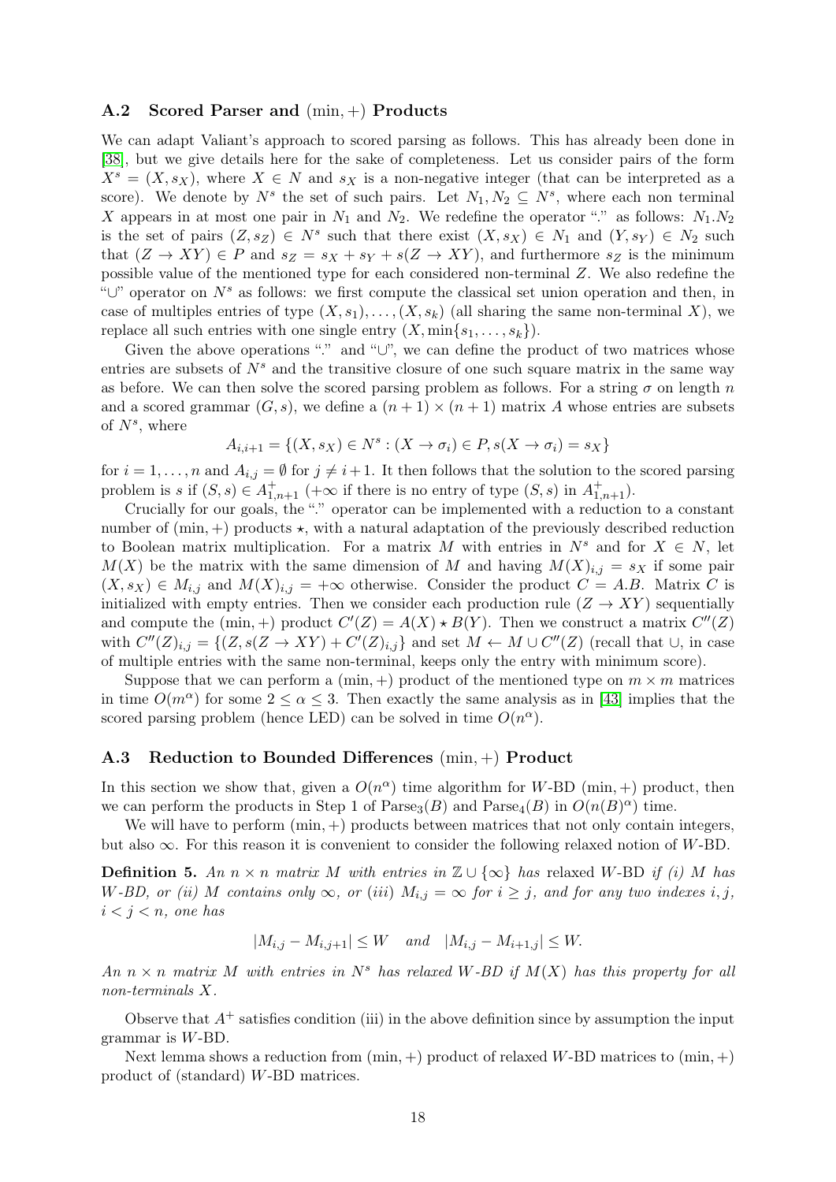### A.2 Scored Parser and $(\min, +)$ Products

We can adapt Valiant's approach to scored parsing as follows. This has already been done in [38], but we give details here for the sake of completeness. Let us consider pairs of the form $X^s = (X, s_X)$, where $X \in N$ and $s_X$ is a non-negative integer (that can be interpreted as a score). We denote by $N^s$ the set of such pairs. Let $N_1, N_2 \subseteq N^s$, where each non terminal $X$ appears in at most one pair in $N_1$ and $N_2$. We redefine the operator "." as follows: $N_1.N_2$ is the set of pairs $(Z, s_Z) \in N^s$ such that there exist $(X, s_X) \in N_1$ and $(Y, s_Y) \in N_2$ such that $(Z \to XY) \in P$ and $s_Z = s_X + s_Y + s(Z \to XY)$, and furthermore $s_Z$ is the minimum possible value of the mentioned type for each considered non-terminal $Z$. We also redefine the "$\cup$" operator on $N^s$ as follows: we first compute the classical set union operation and then, in case of multiples entries of type $(X, s_1), \ldots, (X, s_k)$ (all sharing the same non-terminal $X$), we replace all such entries with one single entry $(X, \min\{s_1, \ldots, s_k\})$.

Given the above operations "." and "$\cup$", we can define the product of two matrices whose entries are subsets of $N^s$ and the transitive closure of one such square matrix in the same way as before. We can then solve the scored parsing problem as follows. For a string $\sigma$ on length $n$ and a scored grammar $(G, s)$, we define a $(n+1) \times (n+1)$ matrix $A$ whose entries are subsets of $N^s$, where

$$A_{i,i+1} = \{(X, s_X) \in N^s : (X \to \sigma_i) \in P, s(X \to \sigma_i) = s_X\}$$

for $i = 1, \ldots, n$ and $A_{i,j} = \emptyset$ for $j \neq i+1$. It then follows that the solution to the scored parsing problem is $s$ if $(S, s) \in A^+_{1,n+1}$ ($+\infty$ if there is no entry of type $(S, s)$ in $A^+_{1,n+1}$).

Crucially for our goals, the "." operator can be implemented with a reduction to a constant number of $(\min, +)$ products $\star$, with a natural adaptation of the previously described reduction to Boolean matrix multiplication. For a matrix $M$ with entries in $N^s$ and for $X \in N$, let $M(X)$ be the matrix with the same dimension of $M$ and having $M(X)_{i,j} = s_X$ if some pair $(X, s_X) \in M_{i,j}$ and $M(X)_{i,j} = +\infty$ otherwise. Consider the product $C = A.B$. Matrix $C$ is initialized with empty entries. Then we consider each production rule $(Z \to XY)$ sequentially and compute the $(\min, +)$ product $C'(Z) = A(X) \star B(Y)$. Then we construct a matrix $C''(Z)$ with $C''(Z)_{i,j} = \{(Z, s(Z \to XY) + C'(Z)_{i,j}\}$ and set $M \leftarrow M \cup C''(Z)$ (recall that $\cup$, in case of multiple entries with the same non-terminal, keeps only the entry with minimum score).

Suppose that we can perform a $(\min, +)$ product of the mentioned type on $m \times m$ matrices in time $O(m^\alpha)$ for some $2 \le \alpha \le 3$. Then exactly the same analysis as in [43] implies that the scored parsing problem (hence LED) can be solved in time $O(n^\alpha)$.

### A.3 Reduction to Bounded Differences $(\min, +)$ Product

In this section we show that, given a $O(n^\alpha)$ time algorithm for $W$-BD $(\min, +)$ product, then we can perform the products in Step 1 of $\text{Parse}_3(B)$ and $\text{Parse}_4(B)$ in $O(n(B)^\alpha)$ time.

We will have to perform $(\min, +)$ products between matrices that not only contain integers, but also $\infty$. For this reason it is convenient to consider the following relaxed notion of $W$-BD.

**Definition 5.** *An $n \times n$ matrix $M$ with entries in $\mathbb{Z} \cup \{\infty\}$ has* relaxed $W$-BD *if (i) $M$ has $W$-BD, or (ii) $M$ contains only $\infty$, or (iii) $M_{i,j} = \infty$ for $i \ge j$, and for any two indexes $i, j$, $i < j < n$, one has*

$$|M_{i,j} - M_{i,j+1}| \le W \quad \text{and} \quad |M_{i,j} - M_{i+1,j}| \le W.$$

*An $n \times n$ matrix $M$ with entries in $N^s$ has relaxed $W$-BD if $M(X)$ has this property for all non-terminals $X$.*

Observe that $A^+$ satisfies condition (iii) in the above definition since by assumption the input grammar is $W$-BD.

Next lemma shows a reduction from $(\min, +)$ product of relaxed $W$-BD matrices to $(\min, +)$ product of (standard) $W$-BD matrices.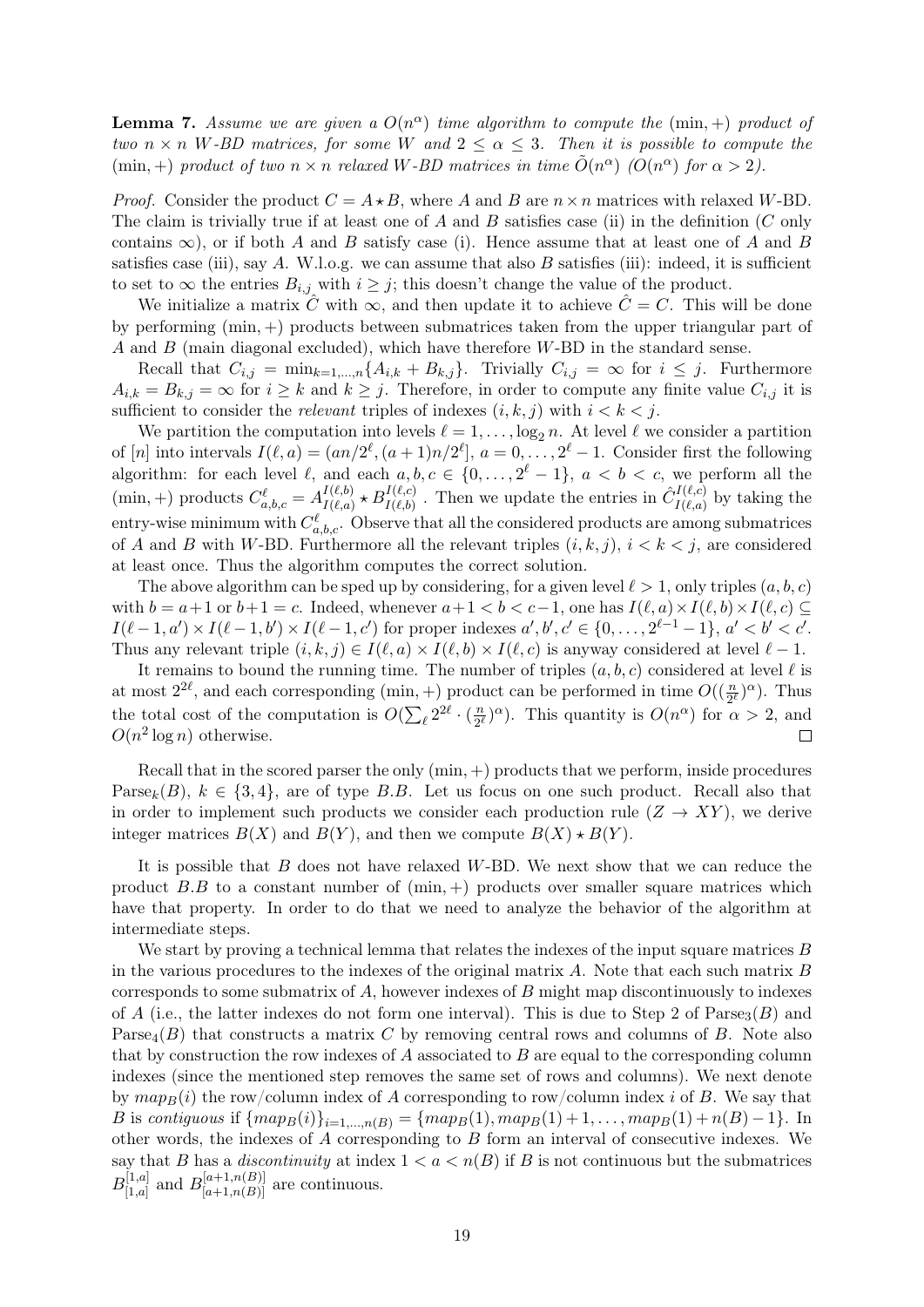**Lemma 7.** *Assume we are given a $O(n^\alpha)$ time algorithm to compute the $(\min,+)$ product of two $n \times n$ $W$-BD matrices, for some $W$ and $2 \le \alpha \le 3$. Then it is possible to compute the $(\min,+)$ product of two $n \times n$ relaxed $W$-BD matrices in time $\tilde{O}(n^\alpha)$ ($O(n^\alpha)$ for $\alpha > 2$).*

*Proof.* Consider the product $C = A \star B$, where $A$ and $B$ are $n \times n$ matrices with relaxed $W$-BD. The claim is trivially true if at least one of $A$ and $B$ satisfies case (ii) in the definition ($C$ only contains $\infty$), or if both $A$ and $B$ satisfy case (i). Hence assume that at least one of $A$ and $B$ satisfies case (iii), say $A$. W.l.o.g. we can assume that also $B$ satisfies (iii): indeed, it is sufficient to set to $\infty$ the entries $B_{i,j}$ with $i \ge j$; this doesn't change the value of the product.

We initialize a matrix $\hat{C}$ with $\infty$, and then update it to achieve $\hat{C} = C$. This will be done by performing $(\min,+)$ products between submatrices taken from the upper triangular part of $A$ and $B$ (main diagonal excluded), which have therefore $W$-BD in the standard sense.

Recall that $C_{i,j} = \min_{k=1,\ldots,n}\{A_{i,k} + B_{k,j}\}$. Trivially $C_{i,j} = \infty$ for $i \le j$. Furthermore $A_{i,k} = B_{k,j} = \infty$ for $i \ge k$ and $k \ge j$. Therefore, in order to compute any finite value $C_{i,j}$ it is sufficient to consider the *relevant* triples of indexes $(i,k,j)$ with $i < k < j$.

We partition the computation into levels $\ell = 1, \ldots, \log_2 n$. At level $\ell$ we consider a partition of $[n]$ into intervals $I(\ell, a) = (an/2^\ell, (a+1)n/2^\ell]$, $a = 0, \ldots, 2^\ell - 1$. Consider first the following algorithm: for each level $\ell$, and each $a, b, c \in \{0, \ldots, 2^\ell - 1\}$, $a < b < c$, we perform all the $(\min,+)$ products $C^\ell_{a,b,c} = A^{I(\ell,b)}_{I(\ell,a)} \star B^{I(\ell,c)}_{I(\ell,b)}$. Then we update the entries in $\hat{C}^{I(\ell,c)}_{I(\ell,a)}$ by taking the entry-wise minimum with $C^\ell_{a,b,c}$. Observe that all the considered products are among submatrices of $A$ and $B$ with $W$-BD. Furthermore all the relevant triples $(i,k,j)$, $i < k < j$, are considered at least once. Thus the algorithm computes the correct solution.

The above algorithm can be sped up by considering, for a given level $\ell > 1$, only triples $(a,b,c)$ with $b = a+1$ or $b+1 = c$. Indeed, whenever $a+1 < b < c-1$, one has $I(\ell,a) \times I(\ell,b) \times I(\ell,c) \subseteq I(\ell-1,a') \times I(\ell-1,b') \times I(\ell-1,c')$ for proper indexes $a', b', c' \in \{0, \ldots, 2^{\ell-1} - 1\}$, $a' < b' < c'$. Thus any relevant triple $(i,k,j) \in I(\ell,a) \times I(\ell,b) \times I(\ell,c)$ is anyway considered at level $\ell - 1$.

It remains to bound the running time. The number of triples $(a,b,c)$ considered at level $\ell$ is at most $2^{2\ell}$, and each corresponding $(\min,+)$ product can be performed in time $O((\frac{n}{2^\ell})^\alpha)$. Thus the total cost of the computation is $O(\sum_\ell 2^{2\ell} \cdot (\frac{n}{2^\ell})^\alpha)$. This quantity is $O(n^\alpha)$ for $\alpha > 2$, and $O(n^2 \log n)$ otherwise. $\square$

Recall that in the scored parser the only $(\min,+)$ products that we perform, inside procedures $\text{Parse}_k(B)$, $k \in \{3,4\}$, are of type $B.B$. Let us focus on one such product. Recall also that in order to implement such products we consider each production rule $(Z \to XY)$, we derive integer matrices $B(X)$ and $B(Y)$, and then we compute $B(X) \star B(Y)$.

It is possible that $B$ does not have relaxed $W$-BD. We next show that we can reduce the product $B.B$ to a constant number of $(\min,+)$ products over smaller square matrices which have that property. In order to do that we need to analyze the behavior of the algorithm at intermediate steps.

We start by proving a technical lemma that relates the indexes of the input square matrices $B$ in the various procedures to the indexes of the original matrix $A$. Note that each such matrix $B$ corresponds to some submatrix of $A$, however indexes of $B$ might map discontinuously to indexes of $A$ (i.e., the latter indexes do not form one interval). This is due to Step 2 of $\text{Parse}_3(B)$ and $\text{Parse}_4(B)$ that constructs a matrix $C$ by removing central rows and columns of $B$. Note also that by construction the row indexes of $A$ associated to $B$ are equal to the corresponding column indexes (since the mentioned step removes the same set of rows and columns). We next denote by $map_B(i)$ the row/column index of $A$ corresponding to row/column index $i$ of $B$. We say that $B$ is *contiguous* if $\{map_B(i)\}_{i=1,\ldots,n(B)} = \{map_B(1), map_B(1)+1, \ldots, map_B(1)+n(B)-1\}$. In other words, the indexes of $A$ corresponding to $B$ form an interval of consecutive indexes. We say that $B$ has a *discontinuity* at index $1 < a < n(B)$ if $B$ is not continuous but the submatrices $B^{[1,a]}_{[1,a]}$ and $B^{[a+1,n(B)]}_{[a+1,n(B)]}$ are continuous.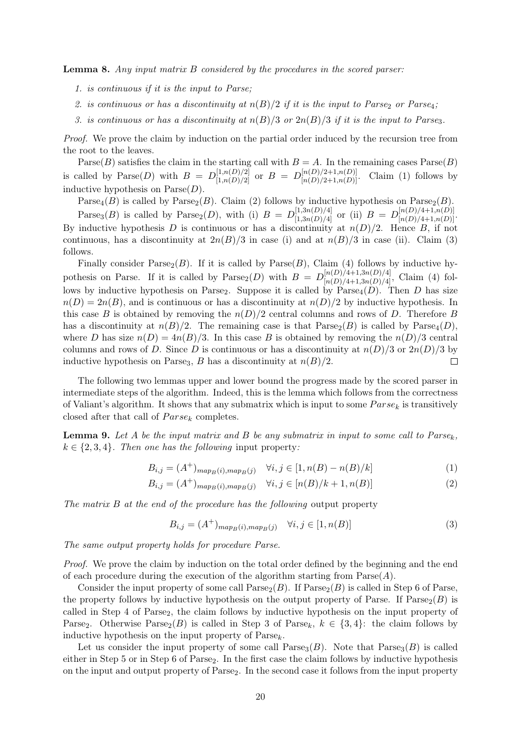**Lemma 8.** *Any input matrix $B$ considered by the procedures in the scored parser:*

1. *is continuous if it is the input to Parse;*
2. *is continuous or has a discontinuity at $n(B)/2$ if it is the input to Parse$_2$ or Parse$_4$;*
3. *is continuous or has a discontinuity at $n(B)/3$ or $2n(B)/3$ if it is the input to Parse$_3$.*

*Proof.* We prove the claim by induction on the partial order induced by the recursion tree from the root to the leaves.

Parse$(B)$ satisfies the claim in the starting call with $B = A$. In the remaining cases Parse$(B)$ is called by Parse$(D)$ with $B = D^{[1,n(D)/2]}_{[1,n(D)/2]}$ or $B = D^{[n(D)/2+1,n(D)]}_{[n(D)/2+1,n(D)]}$. Claim (1) follows by inductive hypothesis on Parse$(D)$.

Parse$_4(B)$ is called by Parse$_2(B)$. Claim (2) follows by inductive hypothesis on Parse$_2(B)$.

Parse$_3(B)$ is called by Parse$_2(D)$, with (i) $B = D^{[1,3n(D)/4]}_{[1,3n(D)/4]}$ or (ii) $B = D^{[n(D)/4+1,n(D)]}_{[n(D)/4+1,n(D)]}$. By inductive hypothesis $D$ is continuous or has a discontinuity at $n(D)/2$. Hence $B$, if not continuous, has a discontinuity at $2n(B)/3$ in case (i) and at $n(B)/3$ in case (ii). Claim (3) follows.

Finally consider Parse$_2(B)$. If it is called by Parse$(B)$, Claim (4) follows by inductive hypothesis on Parse. If it is called by Parse$_2(D)$ with $B = D^{[n(D)/4+1,3n(D)/4]}_{[n(D)/4+1,3n(D)/4]}$, Claim (4) follows by inductive hypothesis on Parse$_2$. Suppose it is called by Parse$_4(D)$. Then $D$ has size $n(D) = 2n(B)$, and is continuous or has a discontinuity at $n(D)/2$ by inductive hypothesis. In this case $B$ is obtained by removing the $n(D)/2$ central columns and rows of $D$. Therefore $B$ has a discontinuity at $n(B)/2$. The remaining case is that Parse$_2(B)$ is called by Parse$_4(D)$, where $D$ has size $n(D) = 4n(B)/3$. In this case $B$ is obtained by removing the $n(D)/3$ central columns and rows of $D$. Since $D$ is continuous or has a discontinuity at $n(D)/3$ or $2n(D)/3$ by inductive hypothesis on Parse$_3$, $B$ has a discontinuity at $n(B)/2$. $\square$

The following two lemmas upper and lower bound the progress made by the scored parser in intermediate steps of the algorithm. Indeed, this is the lemma which follows from the correctness of Valiant's algorithm. It shows that any submatrix which is input to some $Parse_k$ is transitively closed after that call of $Parse_k$ completes.

**Lemma 9.** *Let $A$ be the input matrix and $B$ be any submatrix in input to some call to Parse$_k$, $k \in \{2, 3, 4\}$. Then one has the following* input property*:*

$$B_{i,j} = (A^+)_{map_B(i),map_B(j)} \quad \forall i,j \in [1, n(B) - n(B)/k] \tag{1}$$

$$B_{i,j} = (A^+)_{map_B(i),map_B(j)} \quad \forall i,j \in [n(B)/k + 1, n(B)] \tag{2}$$

*The matrix $B$ at the end of the procedure has the following* output property

$$B_{i,j} = (A^+)_{map_B(i),map_B(j)} \quad \forall i,j \in [1, n(B)] \tag{3}$$

*The same output property holds for procedure Parse.*

*Proof.* We prove the claim by induction on the total order defined by the beginning and the end of each procedure during the execution of the algorithm starting from Parse$(A)$.

Consider the input property of some call Parse$_2(B)$. If Parse$_2(B)$ is called in Step 6 of Parse, the property follows by inductive hypothesis on the output property of Parse. If Parse$_2(B)$ is called in Step 4 of Parse$_2$, the claim follows by inductive hypothesis on the input property of Parse$_2$. Otherwise Parse$_2(B)$ is called in Step 3 of Parse$_k$, $k \in \{3, 4\}$: the claim follows by inductive hypothesis on the input property of Parse$_k$.

Let us consider the input property of some call Parse$_3(B)$. Note that Parse$_3(B)$ is called either in Step 5 or in Step 6 of Parse$_2$. In the first case the claim follows by inductive hypothesis on the input and output property of Parse$_2$. In the second case it follows from the input property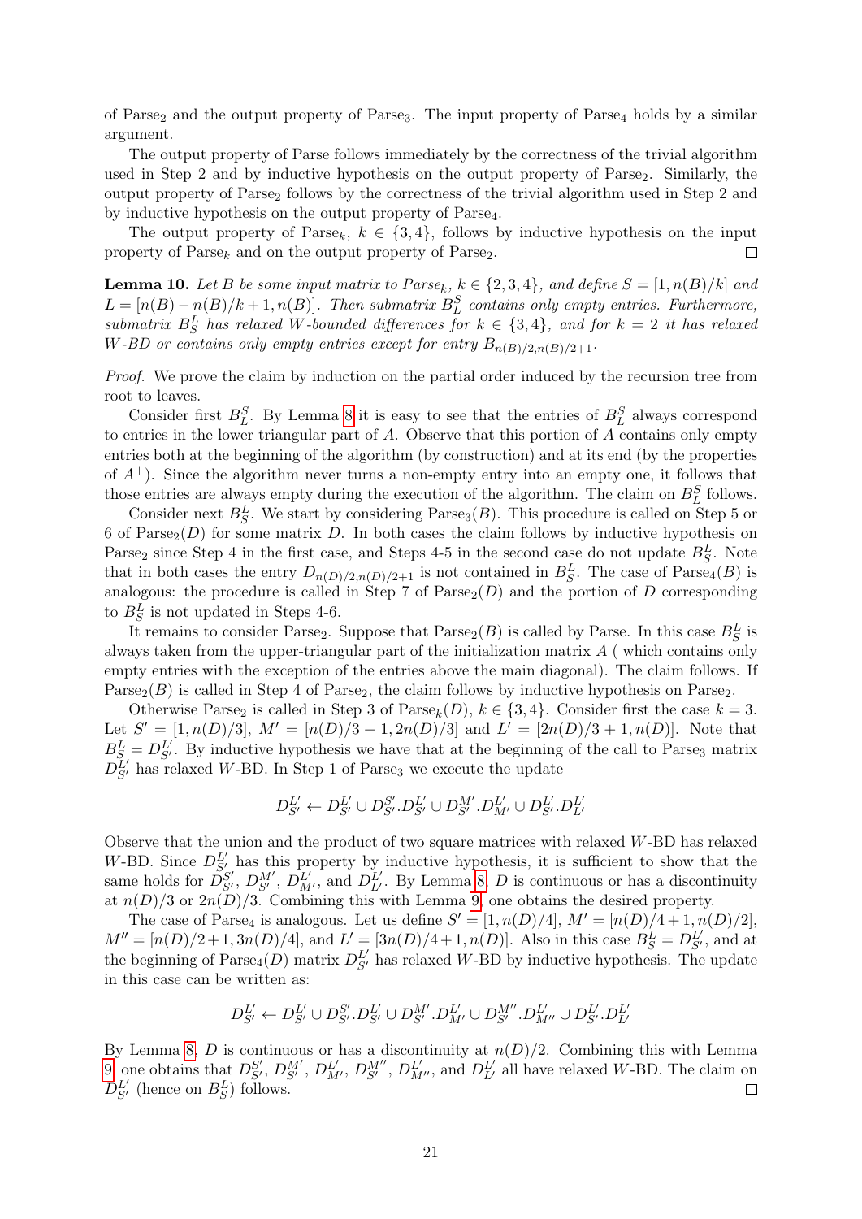of $\text{Parse}_2$ and the output property of $\text{Parse}_3$. The input property of $\text{Parse}_4$ holds by a similar argument.

The output property of Parse follows immediately by the correctness of the trivial algorithm used in Step 2 and by inductive hypothesis on the output property of $\text{Parse}_2$. Similarly, the output property of $\text{Parse}_2$ follows by the correctness of the trivial algorithm used in Step 2 and by inductive hypothesis on the output property of $\text{Parse}_4$.

The output property of $\text{Parse}_k$, $k \in \{3,4\}$, follows by inductive hypothesis on the input property of $\text{Parse}_k$ and on the output property of $\text{Parse}_2$. □

**Lemma 10.** *Let $B$ be some input matrix to $\text{Parse}_k$, $k \in \{2,3,4\}$, and define $S = [1, n(B)/k]$ and $L = [n(B) - n(B)/k + 1, n(B)]$. Then submatrix $B_L^S$ contains only empty entries. Furthermore, submatrix $B_S^L$ has relaxed $W$-bounded differences for $k \in \{3,4\}$, and for $k = 2$ it has relaxed $W$-BD or contains only empty entries except for entry $B_{n(B)/2, n(B)/2+1}$.*

*Proof.* We prove the claim by induction on the partial order induced by the recursion tree from root to leaves.

Consider first $B_L^S$. By Lemma 8 it is easy to see that the entries of $B_L^S$ always correspond to entries in the lower triangular part of $A$. Observe that this portion of $A$ contains only empty entries both at the beginning of the algorithm (by construction) and at its end (by the properties of $A^+$). Since the algorithm never turns a non-empty entry into an empty one, it follows that those entries are always empty during the execution of the algorithm. The claim on $B_L^S$ follows.

Consider next $B_S^L$. We start by considering $\text{Parse}_3(B)$. This procedure is called on Step 5 or 6 of $\text{Parse}_2(D)$ for some matrix $D$. In both cases the claim follows by inductive hypothesis on $\text{Parse}_2$ since Step 4 in the first case, and Steps 4-5 in the second case do not update $B_S^L$. Note that in both cases the entry $D_{n(D)/2, n(D)/2+1}$ is not contained in $B_S^L$. The case of $\text{Parse}_4(B)$ is analogous: the procedure is called in Step 7 of $\text{Parse}_2(D)$ and the portion of $D$ corresponding to $B_S^L$ is not updated in Steps 4-6.

It remains to consider $\text{Parse}_2$. Suppose that $\text{Parse}_2(B)$ is called by Parse. In this case $B_S^L$ is always taken from the upper-triangular part of the initialization matrix $A$ ( which contains only empty entries with the exception of the entries above the main diagonal). The claim follows. If $\text{Parse}_2(B)$ is called in Step 4 of $\text{Parse}_2$, the claim follows by inductive hypothesis on $\text{Parse}_2$.

Otherwise $\text{Parse}_2$ is called in Step 3 of $\text{Parse}_k(D)$, $k \in \{3,4\}$. Consider first the case $k = 3$. Let $S' = [1, n(D)/3]$, $M' = [n(D)/3 + 1, 2n(D)/3]$ and $L' = [2n(D)/3 + 1, n(D)]$. Note that $B_S^L = D_{S'}^{L'}$. By inductive hypothesis we have that at the beginning of the call to $\text{Parse}_3$ matrix $D_{S'}^{L'}$ has relaxed $W$-BD. In Step 1 of $\text{Parse}_3$ we execute the update

$$D_{S'}^{L'} \leftarrow D_{S'}^{L'} \cup D_{S'}^{S'}.D_{S'}^{L'} \cup D_{S'}^{M'}.D_{M'}^{L'} \cup D_{S'}^{L'}.D_{L'}^{L'}$$

Observe that the union and the product of two square matrices with relaxed $W$-BD has relaxed $W$-BD. Since $D_{S'}^{L'}$ has this property by inductive hypothesis, it is sufficient to show that the same holds for $D_{S'}^{S'}$, $D_{S'}^{M'}$, $D_{M'}^{L'}$, and $D_{L'}^{L'}$. By Lemma 8, $D$ is continuous or has a discontinuity at $n(D)/3$ or $2n(D)/3$. Combining this with Lemma 9, one obtains the desired property.

The case of $\text{Parse}_4$ is analogous. Let us define $S' = [1, n(D)/4]$, $M' = [n(D)/4 + 1, n(D)/2]$, $M'' = [n(D)/2 + 1, 3n(D)/4]$, and $L' = [3n(D)/4 + 1, n(D)]$. Also in this case $B_S^L = D_{S'}^{L'}$, and at the beginning of $\text{Parse}_4(D)$ matrix $D_{S'}^{L'}$ has relaxed $W$-BD by inductive hypothesis. The update in this case can be written as:

$$D_{S'}^{L'} \leftarrow D_{S'}^{L'} \cup D_{S'}^{S'}.D_{S'}^{L'} \cup D_{S'}^{M'}.D_{M'}^{L'} \cup D_{S'}^{M''}.D_{M''}^{L'} \cup D_{S'}^{L'}.D_{L'}^{L'}$$

By Lemma 8, $D$ is continuous or has a discontinuity at $n(D)/2$. Combining this with Lemma 9 one obtains that $D_{S'}^{S'}$, $D_{S'}^{M'}$, $D_{M'}^{L'}$, $D_{S'}^{M''}$, $D_{M''}^{L'}$, and $D_{L'}^{L'}$ all have relaxed $W$-BD. The claim on $D_{S'}^{L'}$ (hence on $B_S^L$) follows. □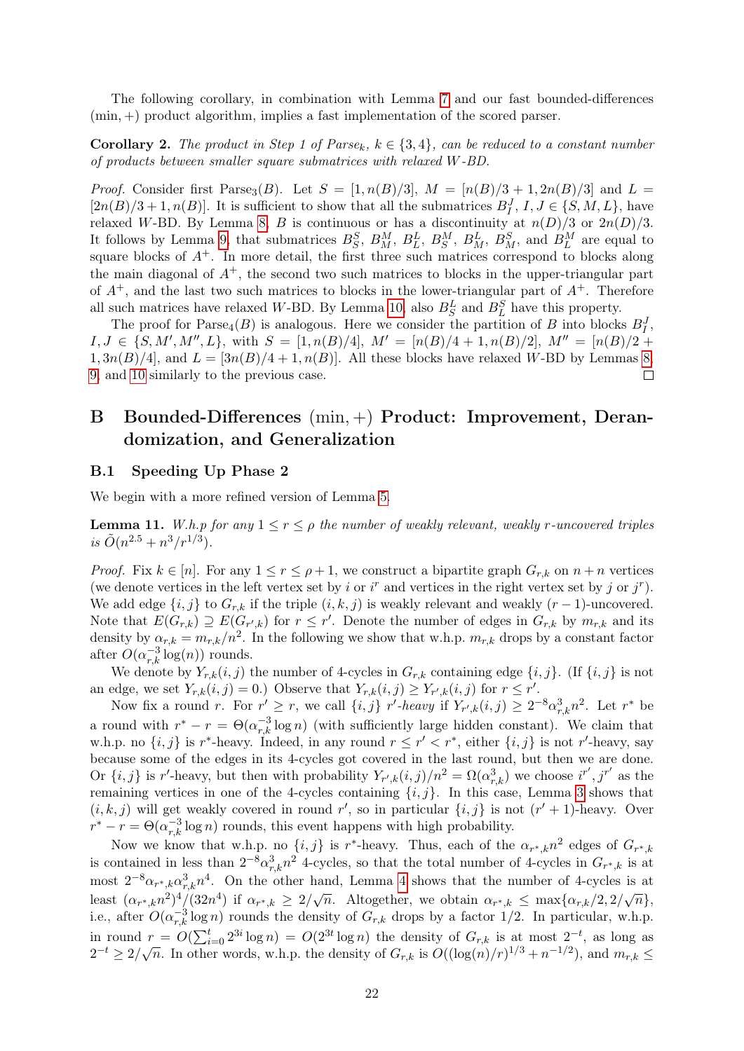The following corollary, in combination with Lemma 7 and our fast bounded-differences $(\min,+)$ product algorithm, implies a fast implementation of the scored parser.

**Corollary 2.** *The product in Step 1 of Parse$_k$, $k \in \{3,4\}$, can be reduced to a constant number of products between smaller square submatrices with relaxed $W$-BD.*

*Proof.* Consider first Parse$_3(B)$. Let $S = [1, n(B)/3]$, $M = [n(B)/3+1, 2n(B)/3]$ and $L = [2n(B)/3+1, n(B)]$. It is sufficient to show that all the submatrices $B_I^J$, $I,J \in \{S,M,L\}$, have relaxed $W$-BD. By Lemma 8, $B$ is continuous or has a discontinuity at $n(D)/3$ or $2n(D)/3$. It follows by Lemma 9, that submatrices $B_S^S$, $B_M^M$, $B_L^L$, $B_S^M$, $B_M^L$, $B_M^S$, and $B_L^M$ are equal to square blocks of $A^+$. In more detail, the first three such matrices correspond to blocks along the main diagonal of $A^+$, the second two such matrices to blocks in the upper-triangular part of $A^+$, and the last two such matrices to blocks in the lower-triangular part of $A^+$. Therefore all such matrices have relaxed $W$-BD. By Lemma 10, also $B_S^L$ and $B_L^S$ have this property.

The proof for Parse$_4(B)$ is analogous. Here we consider the partition of $B$ into blocks $B_I^J$, $I,J \in \{S,M',M'',L\}$, with $S = [1, n(B)/4]$, $M' = [n(B)/4+1, n(B)/2]$, $M'' = [n(B)/2+1, 3n(B)/4]$, and $L = [3n(B)/4+1, n(B)]$. All these blocks have relaxed $W$-BD by Lemmas 8, 9, and 10 similarly to the previous case. $\square$

# B Bounded-Differences $(\min,+)$ Product: Improvement, Derandomization, and Generalization

## B.1 Speeding Up Phase 2

We begin with a more refined version of Lemma 5.

**Lemma 11.** *W.h.p for any $1 \le r \le \rho$ the number of weakly relevant, weakly $r$-uncovered triples is $\tilde{O}(n^{2.5} + n^3/r^{1/3})$.*

*Proof.* Fix $k \in [n]$. For any $1 \le r \le \rho+1$, we construct a bipartite graph $G_{r,k}$ on $n+n$ vertices (we denote vertices in the left vertex set by $i$ or $i^r$ and vertices in the right vertex set by $j$ or $j^r$). We add edge $\{i,j\}$ to $G_{r,k}$ if the triple $(i,k,j)$ is weakly relevant and weakly $(r-1)$-uncovered. Note that $E(G_{r,k}) \supseteq E(G_{r',k})$ for $r \le r'$. Denote the number of edges in $G_{r,k}$ by $m_{r,k}$ and its density by $\alpha_{r,k} = m_{r,k}/n^2$. In the following we show that w.h.p. $m_{r,k}$ drops by a constant factor after $O(\alpha_{r,k}^{-3}\log(n))$ rounds.

We denote by $Y_{r,k}(i,j)$ the number of 4-cycles in $G_{r,k}$ containing edge $\{i,j\}$. (If $\{i,j\}$ is not an edge, we set $Y_{r,k}(i,j) = 0$.) Observe that $Y_{r,k}(i,j) \ge Y_{r',k}(i,j)$ for $r \le r'$.

Now fix a round $r$. For $r' \ge r$, we call $\{i,j\}$ *$r'$-heavy* if $Y_{r',k}(i,j) \ge 2^{-8}\alpha_{r,k}^3 n^2$. Let $r^*$ be a round with $r^* - r = \Theta(\alpha_{r,k}^{-3}\log n)$ (with sufficiently large hidden constant). We claim that w.h.p. no $\{i,j\}$ is $r^*$-heavy. Indeed, in any round $r \le r' < r^*$, either $\{i,j\}$ is not $r'$-heavy, say because some of the edges in its 4-cycles got covered in the last round, but then we are done. Or $\{i,j\}$ is $r'$-heavy, but then with probability $Y_{r',k}(i,j)/n^2 = \Omega(\alpha_{r,k}^3)$ we choose $i^{r'}, j^{r'}$ as the remaining vertices in one of the 4-cycles containing $\{i,j\}$. In this case, Lemma 3 shows that $(i,k,j)$ will get weakly covered in round $r'$, so in particular $\{i,j\}$ is not $(r'+1)$-heavy. Over $r^* - r = \Theta(\alpha_{r,k}^{-3}\log n)$ rounds, this event happens with high probability.

Now we know that w.h.p. no $\{i,j\}$ is $r^*$-heavy. Thus, each of the $\alpha_{r^*,k}n^2$ edges of $G_{r^*,k}$ is contained in less than $2^{-8}\alpha_{r,k}^3 n^2$ 4-cycles, so that the total number of 4-cycles in $G_{r^*,k}$ is at most $2^{-8}\alpha_{r^*,k}\alpha_{r,k}^3 n^4$. On the other hand, Lemma 4 shows that the number of 4-cycles is at least $(\alpha_{r^*,k}n^2)^4/(32n^4)$ if $\alpha_{r^*,k} \ge 2/\sqrt{n}$. Altogether, we obtain $\alpha_{r^*,k} \le \max\{\alpha_{r,k}/2, 2/\sqrt{n}\}$, i.e., after $O(\alpha_{r,k}^{-3}\log n)$ rounds the density of $G_{r,k}$ drops by a factor $1/2$. In particular, w.h.p. in round $r = O(\sum_{i=0}^{t} 2^{3i}\log n) = O(2^{3t}\log n)$ the density of $G_{r,k}$ is at most $2^{-t}$, as long as $2^{-t} \ge 2/\sqrt{n}$. In other words, w.h.p. the density of $G_{r,k}$ is $O((\log(n)/r)^{1/3} + n^{-1/2})$, and $m_{r,k} \le$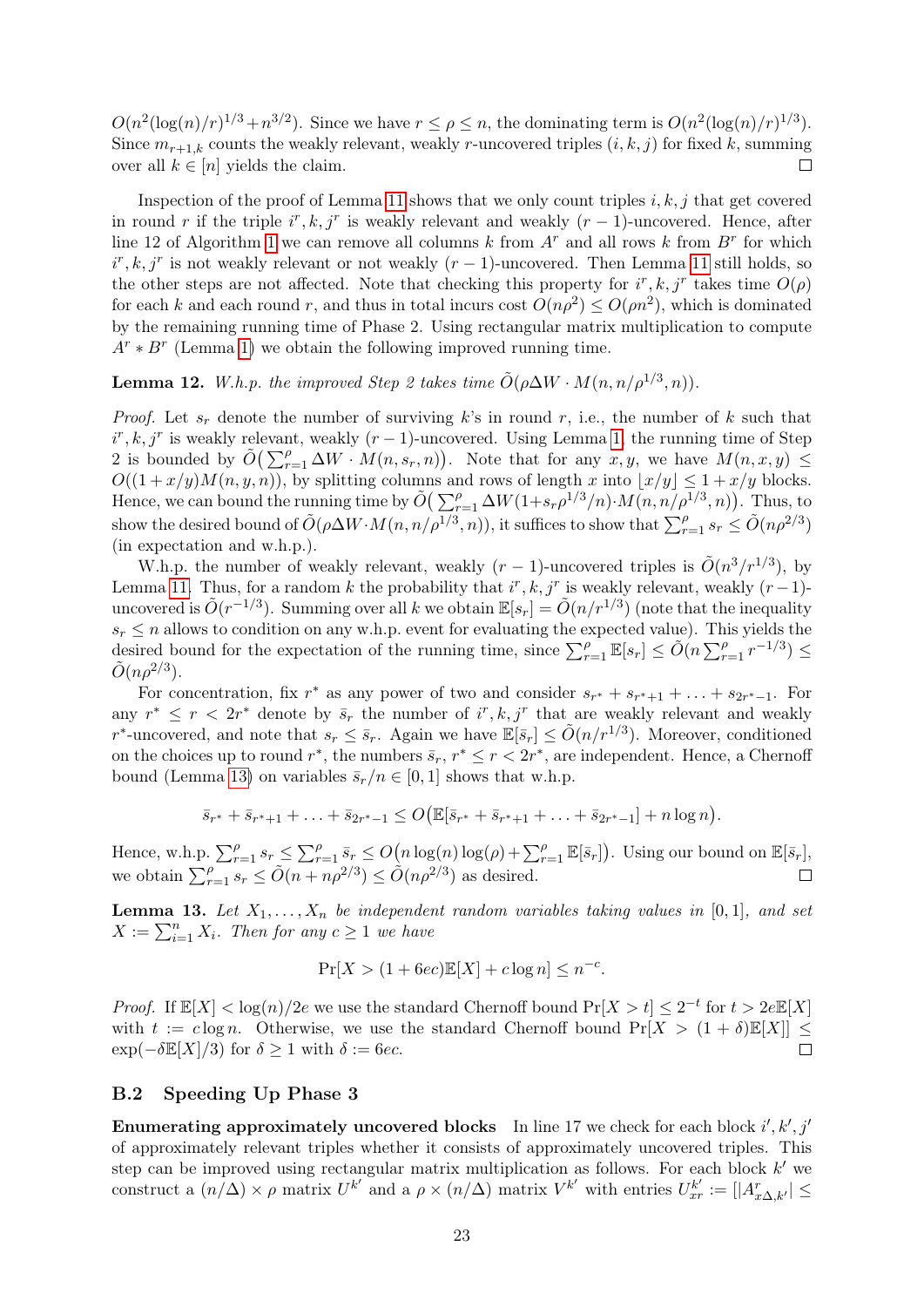$O(n^2(\log(n)/r)^{1/3}+n^{3/2})$. Since we have $r \le \rho \le n$, the dominating term is $O(n^2(\log(n)/r)^{1/3})$. Since $m_{r+1,k}$ counts the weakly relevant, weakly $r$-uncovered triples $(i,k,j)$ for fixed $k$, summing over all $k \in [n]$ yields the claim. ◻

Inspection of the proof of Lemma 11 shows that we only count triples $i,k,j$ that get covered in round $r$ if the triple $i^r,k,j^r$ is weakly relevant and weakly $(r-1)$-uncovered. Hence, after line 12 of Algorithm 1 we can remove all columns $k$ from $A^r$ and all rows $k$ from $B^r$ for which $i^r,k,j^r$ is not weakly relevant or not weakly $(r-1)$-uncovered. Then Lemma 11 still holds, so the other steps are not affected. Note that checking this property for $i^r,k,j^r$ takes time $O(\rho)$ for each $k$ and each round $r$, and thus in total incurs cost $O(n\rho^2) \le O(\rho n^2)$, which is dominated by the remaining running time of Phase 2. Using rectangular matrix multiplication to compute $A^r * B^r$ (Lemma 1) we obtain the following improved running time.

**Lemma 12.** *W.h.p. the improved Step 2 takes time $\tilde{O}(\rho\Delta W \cdot M(n,n/\rho^{1/3},n))$.*

*Proof.* Let $s_r$ denote the number of surviving $k$'s in round $r$, i.e., the number of $k$ such that $i^r,k,j^r$ is weakly relevant, weakly $(r-1)$-uncovered. Using Lemma 1, the running time of Step 2 is bounded by $\tilde{O}\big(\sum_{r=1}^{\rho} \Delta W \cdot M(n,s_r,n)\big)$. Note that for any $x,y$, we have $M(n,x,y) \le O((1+x/y)M(n,y,n))$, by splitting columns and rows of length $x$ into $\lfloor x/y \rfloor \le 1+x/y$ blocks. Hence, we can bound the running time by $\tilde{O}\big(\sum_{r=1}^{\rho} \Delta W(1+s_r\rho^{1/3}/n)\cdot M(n,n/\rho^{1/3},n)\big)$. Thus, to show the desired bound of $\tilde{O}(\rho\Delta W\cdot M(n,n/\rho^{1/3},n))$, it suffices to show that $\sum_{r=1}^{\rho} s_r \le \tilde{O}(n\rho^{2/3})$ (in expectation and w.h.p.).

W.h.p. the number of weakly relevant, weakly $(r-1)$-uncovered triples is $\tilde{O}(n^3/r^{1/3})$, by Lemma 11. Thus, for a random $k$ the probability that $i^r,k,j^r$ is weakly relevant, weakly $(r-1)$-uncovered is $\tilde{O}(r^{-1/3})$. Summing over all $k$ we obtain $\mathbb{E}[s_r] = \tilde{O}(n/r^{1/3})$ (note that the inequality $s_r \le n$ allows to condition on any w.h.p. event for evaluating the expected value). This yields the desired bound for the expectation of the running time, since $\sum_{r=1}^{\rho}\mathbb{E}[s_r] \le \tilde{O}(n\sum_{r=1}^{\rho} r^{-1/3}) \le \tilde{O}(n\rho^{2/3})$.

For concentration, fix $r^*$ as any power of two and consider $s_{r^*}+s_{r^*+1}+\ldots+s_{2r^*-1}$. For any $r^* \le r < 2r^*$ denote by $\bar{s}_r$ the number of $i^r,k,j^r$ that are weakly relevant and weakly $r^*$-uncovered, and note that $s_r \le \bar{s}_r$. Again we have $\mathbb{E}[\bar{s}_r] \le \tilde{O}(n/r^{1/3})$. Moreover, conditioned on the choices up to round $r^*$, the numbers $\bar{s}_r$, $r^* \le r < 2r^*$, are independent. Hence, a Chernoff bound (Lemma 13) on variables $\bar{s}_r/n \in [0,1]$ shows that w.h.p.

$$\bar{s}_{r^*}+\bar{s}_{r^*+1}+\ldots+\bar{s}_{2r^*-1} \le O\big(\mathbb{E}[\bar{s}_{r^*}+\bar{s}_{r^*+1}+\ldots+\bar{s}_{2r^*-1}]+n\log n\big).$$

Hence, w.h.p. $\sum_{r=1}^{\rho} s_r \le \sum_{r=1}^{\rho}\bar{s}_r \le O\big(n\log(n)\log(\rho)+\sum_{r=1}^{\rho}\mathbb{E}[\bar{s}_r]\big)$. Using our bound on $\mathbb{E}[\bar{s}_r]$, we obtain $\sum_{r=1}^{\rho} s_r \le \tilde{O}(n+n\rho^{2/3}) \le \tilde{O}(n\rho^{2/3})$ as desired. ◻

**Lemma 13.** *Let $X_1,\ldots,X_n$ be independent random variables taking values in $[0,1]$, and set $X := \sum_{i=1}^{n} X_i$. Then for any $c \ge 1$ we have*

$$\Pr[X > (1+6ec)\mathbb{E}[X]+c\log n] \le n^{-c}.$$

*Proof.* If $\mathbb{E}[X] < \log(n)/2e$ we use the standard Chernoff bound $\Pr[X > t] \le 2^{-t}$ for $t > 2e\mathbb{E}[X]$ with $t := c\log n$. Otherwise, we use the standard Chernoff bound $\Pr[X > (1+\delta)\mathbb{E}[X]] \le \exp(-\delta\mathbb{E}[X]/3)$ for $\delta \ge 1$ with $\delta := 6ec$. ◻

### B.2 Speeding Up Phase 3

**Enumerating approximately uncovered blocks** In line 17 we check for each block $i',k',j'$ of approximately relevant triples whether it consists of approximately uncovered triples. This step can be improved using rectangular matrix multiplication as follows. For each block $k'$ we construct a $(n/\Delta)\times\rho$ matrix $U^{k'}$ and a $\rho\times(n/\Delta)$ matrix $V^{k'}$ with entries $U^{k'}_{xr} := [|A^r_{x\Delta,k'}| \le$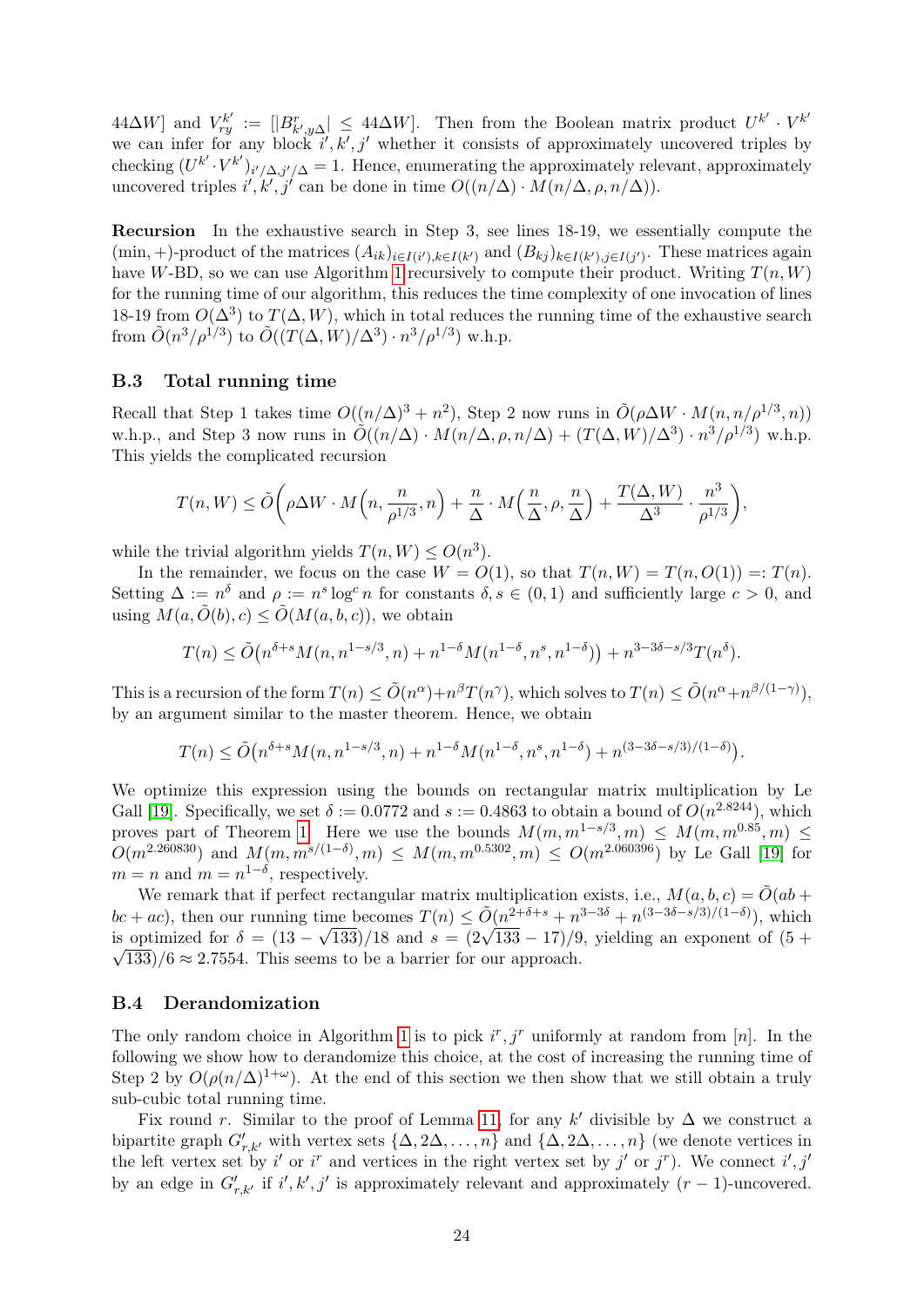$44\Delta W]$ and $V^{k'}_{ry} := [|B^{r}_{k',y\Delta}| \leq 44\Delta W]$. Then from the Boolean matrix product $U^{k'} \cdot V^{k'}$ we can infer for any block $i', k', j'$ whether it consists of approximately uncovered triples by checking $(U^{k'} \cdot V^{k'})_{i'/\Delta, j'/\Delta} = 1$. Hence, enumerating the approximately relevant, approximately uncovered triples $i', k', j'$ can be done in time $O((n/\Delta) \cdot M(n/\Delta, \rho, n/\Delta))$.

**Recursion** In the exhaustive search in Step 3, see lines 18-19, we essentially compute the $(\min, +)$-product of the matrices $(A_{ik})_{i \in I(i'), k \in I(k')}$ and $(B_{kj})_{k \in I(k'), j \in I(j')}$. These matrices again have $W$-BD, so we can use Algorithm 1 recursively to compute their product. Writing $T(n, W)$ for the running time of our algorithm, this reduces the time complexity of one invocation of lines 18-19 from $O(\Delta^3)$ to $T(\Delta, W)$, which in total reduces the running time of the exhaustive search from $\tilde{O}(n^3/\rho^{1/3})$ to $\tilde{O}((T(\Delta, W)/\Delta^3) \cdot n^3/\rho^{1/3})$ w.h.p.

### B.3 Total running time

Recall that Step 1 takes time $O((n/\Delta)^3 + n^2)$, Step 2 now runs in $\tilde{O}(\rho \Delta W \cdot M(n, n/\rho^{1/3}, n))$ w.h.p., and Step 3 now runs in $\tilde{O}((n/\Delta) \cdot M(n/\Delta, \rho, n/\Delta) + (T(\Delta, W)/\Delta^3) \cdot n^3/\rho^{1/3})$ w.h.p. This yields the complicated recursion

$$T(n, W) \leq \tilde{O}\bigg(\rho \Delta W \cdot M\Big(n, \frac{n}{\rho^{1/3}}, n\Big) + \frac{n}{\Delta} \cdot M\Big(\frac{n}{\Delta}, \rho, \frac{n}{\Delta}\Big) + \frac{T(\Delta, W)}{\Delta^3} \cdot \frac{n^3}{\rho^{1/3}}\bigg),$$

while the trivial algorithm yields $T(n, W) \leq O(n^3)$.

In the remainder, we focus on the case $W = O(1)$, so that $T(n, W) = T(n, O(1)) =: T(n)$. Setting $\Delta := n^\delta$ and $\rho := n^s \log^c n$ for constants $\delta, s \in (0, 1)$ and sufficiently large $c > 0$, and using $M(a, \tilde{O}(b), c) \leq \tilde{O}(M(a, b, c))$, we obtain

$$T(n) \leq \tilde{O}\big(n^{\delta+s} M(n, n^{1-s/3}, n) + n^{1-\delta} M(n^{1-\delta}, n^s, n^{1-\delta})\big) + n^{3-3\delta-s/3} T(n^\delta).$$

This is a recursion of the form $T(n) \leq \tilde{O}(n^\alpha) + n^\beta T(n^\gamma)$, which solves to $T(n) \leq \tilde{O}(n^\alpha + n^{\beta/(1-\gamma)})$, by an argument similar to the master theorem. Hence, we obtain

$$T(n) \leq \tilde{O}\big(n^{\delta+s} M(n, n^{1-s/3}, n) + n^{1-\delta} M(n^{1-\delta}, n^s, n^{1-\delta}) + n^{(3-3\delta-s/3)/(1-\delta)}\big).$$

We optimize this expression using the bounds on rectangular matrix multiplication by Le Gall [19]. Specifically, we set $\delta := 0.0772$ and $s := 0.4863$ to obtain a bound of $O(n^{2.8244})$, which proves part of Theorem 1. Here we use the bounds $M(m, m^{1-s/3}, m) \leq M(m, m^{0.85}, m) \leq O(m^{2.260830})$ and $M(m, m^{s/(1-\delta)}, m) \leq M(m, m^{0.5302}, m) \leq O(m^{2.060396})$ by Le Gall [19] for $m = n$ and $m = n^{1-\delta}$, respectively.

We remark that if perfect rectangular matrix multiplication exists, i.e., $M(a, b, c) = \tilde{O}(ab + bc + ac)$, then our running time becomes $T(n) \leq \tilde{O}(n^{2+\delta+s} + n^{3-3\delta} + n^{(3-3\delta-s/3)/(1-\delta)})$, which is optimized for $\delta = (13 - \sqrt{133})/18$ and $s = (2\sqrt{133} - 17)/9$, yielding an exponent of $(5 + \sqrt{133})/6 \approx 2.7554$. This seems to be a barrier for our approach.

### B.4 Derandomization

The only random choice in Algorithm 1 is to pick $i^r, j^r$ uniformly at random from $[n]$. In the following we show how to derandomize this choice, at the cost of increasing the running time of Step 2 by $O(\rho(n/\Delta)^{1+\omega})$. At the end of this section we then show that we still obtain a truly sub-cubic total running time.

Fix round $r$. Similar to the proof of Lemma 11, for any $k'$ divisible by $\Delta$ we construct a bipartite graph $G'_{r,k'}$ with vertex sets $\{\Delta, 2\Delta, \ldots, n\}$ and $\{\Delta, 2\Delta, \ldots, n\}$ (we denote vertices in the left vertex set by $i'$ or $i^r$ and vertices in the right vertex set by $j'$ or $j^r$). We connect $i', j'$ by an edge in $G'_{r,k'}$ if $i', k', j'$ is approximately relevant and approximately $(r-1)$-uncovered.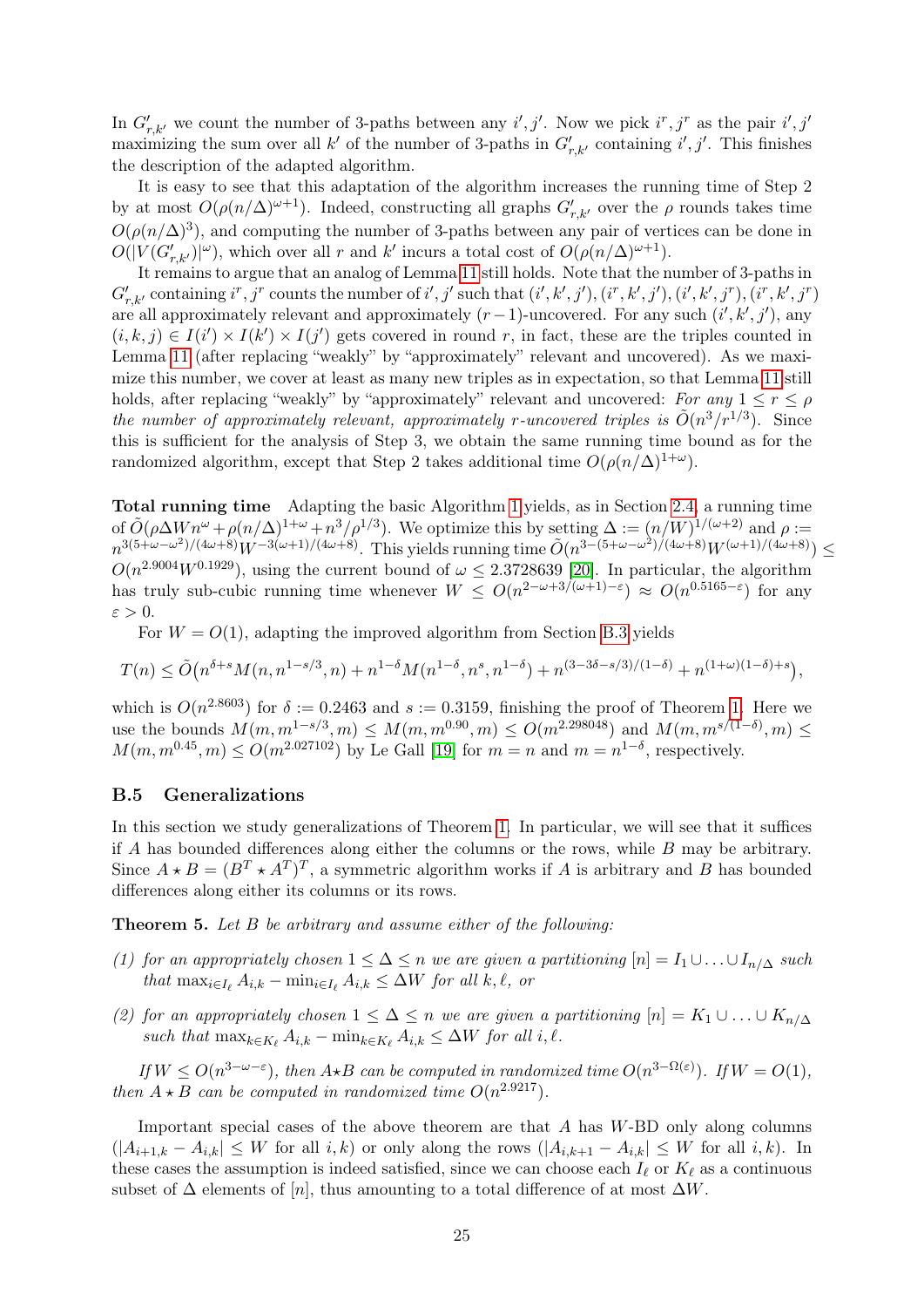In $G'_{r,k'}$ we count the number of 3-paths between any $i', j'$. Now we pick $i^r, j^r$ as the pair $i', j'$ maximizing the sum over all $k'$ of the number of 3-paths in $G'_{r,k'}$ containing $i', j'$. This finishes the description of the adapted algorithm.

It is easy to see that this adaptation of the algorithm increases the running time of Step 2 by at most $O(\rho(n/\Delta)^{\omega+1})$. Indeed, constructing all graphs $G'_{r,k'}$ over the $\rho$ rounds takes time $O(\rho(n/\Delta)^3)$, and computing the number of 3-paths between any pair of vertices can be done in $O(|V(G'_{r,k'})|^\omega)$, which over all $r$ and $k'$ incurs a total cost of $O(\rho(n/\Delta)^{\omega+1})$.

It remains to argue that an analog of Lemma 11 still holds. Note that the number of 3-paths in $G'_{r,k'}$ containing $i^r, j^r$ counts the number of $i', j'$ such that $(i', k', j'), (i^r, k', j'), (i', k', j^r), (i^r, k', j^r)$ are all approximately relevant and approximately $(r-1)$-uncovered. For any such $(i', k', j')$, any $(i, k, j) \in I(i') \times I(k') \times I(j')$ gets covered in round $r$, in fact, these are the triples counted in Lemma 11 (after replacing "weakly" by "approximately" relevant and uncovered). As we maximize this number, we cover at least as many new triples as in expectation, so that Lemma 11 still holds, after replacing "weakly" by "approximately" relevant and uncovered: *For any $1 \le r \le \rho$ the number of approximately relevant, approximately $r$-uncovered triples is $\tilde{O}(n^3/r^{1/3})$.* Since this is sufficient for the analysis of Step 3, we obtain the same running time bound as for the randomized algorithm, except that Step 2 takes additional time $O(\rho(n/\Delta)^{1+\omega})$.

**Total running time** Adapting the basic Algorithm 1 yields, as in Section 2.4, a running time of $\tilde{O}(\rho \Delta W n^\omega + \rho(n/\Delta)^{1+\omega} + n^3/\rho^{1/3})$. We optimize this by setting $\Delta := (n/W)^{1/(\omega+2)}$ and $\rho := n^{3(5+\omega-\omega^2)/(4\omega+8)} W^{-3(\omega+1)/(4\omega+8)}$. This yields running time $\tilde{O}(n^{3-(5+\omega-\omega^2)/(4\omega+8)} W^{(\omega+1)/(4\omega+8)}) \le O(n^{2.9004} W^{0.1929})$, using the current bound of $\omega \le 2.3728639$ [20]. In particular, the algorithm has truly sub-cubic running time whenever $W \le O(n^{2-\omega+3/(\omega+1)-\varepsilon}) \approx O(n^{0.5165-\varepsilon})$ for any $\varepsilon > 0$.

For $W = O(1)$, adapting the improved algorithm from Section B.3 yields

$$T(n) \le \tilde{O}\big(n^{\delta+s} M(n, n^{1-s/3}, n) + n^{1-\delta} M(n^{1-\delta}, n^s, n^{1-\delta}) + n^{(3-3\delta-s/3)/(1-\delta)} + n^{(1+\omega)(1-\delta)+s}\big),$$

which is $O(n^{2.8603})$ for $\delta := 0.2463$ and $s := 0.3159$, finishing the proof of Theorem 1. Here we use the bounds $M(m, m^{1-s/3}, m) \le M(m, m^{0.90}, m) \le O(m^{2.298048})$ and $M(m, m^{s/(1-\delta)}, m) \le M(m, m^{0.45}, m) \le O(m^{2.027102})$ by Le Gall [19] for $m = n$ and $m = n^{1-\delta}$, respectively.

## B.5 Generalizations

In this section we study generalizations of Theorem 1. In particular, we will see that it suffices if $A$ has bounded differences along either the columns or the rows, while $B$ may be arbitrary. Since $A \star B = (B^T \star A^T)^T$, a symmetric algorithm works if $A$ is arbitrary and $B$ has bounded differences along either its columns or its rows.

**Theorem 5.** *Let $B$ be arbitrary and assume either of the following:*

*(1) for an appropriately chosen $1 \le \Delta \le n$ we are given a partitioning $[n] = I_1 \cup \ldots \cup I_{n/\Delta}$ such that $\max_{i \in I_\ell} A_{i,k} - \min_{i \in I_\ell} A_{i,k} \le \Delta W$ for all $k, \ell$, or*

*(2) for an appropriately chosen $1 \le \Delta \le n$ we are given a partitioning $[n] = K_1 \cup \ldots \cup K_{n/\Delta}$ such that $\max_{k \in K_\ell} A_{i,k} - \min_{k \in K_\ell} A_{i,k} \le \Delta W$ for all $i, \ell$.*

*If $W \le O(n^{3-\omega-\varepsilon})$, then $A \star B$ can be computed in randomized time $O(n^{3-\Omega(\varepsilon)})$. If $W = O(1)$, then $A \star B$ can be computed in randomized time $O(n^{2.9217})$.*

Important special cases of the above theorem are that $A$ has $W$-BD only along columns ($|A_{i+1,k} - A_{i,k}| \le W$ for all $i, k$) or only along the rows ($|A_{i,k+1} - A_{i,k}| \le W$ for all $i, k$). In these cases the assumption is indeed satisfied, since we can choose each $I_\ell$ or $K_\ell$ as a continuous subset of $\Delta$ elements of $[n]$, thus amounting to a total difference of at most $\Delta W$.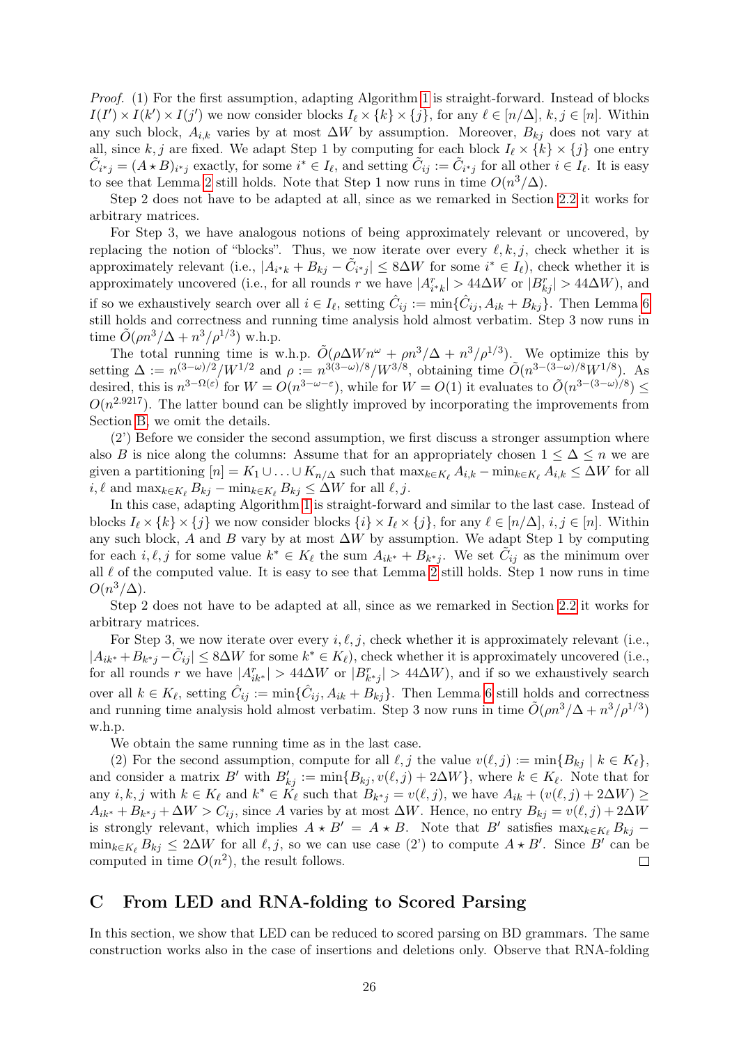*Proof.* (1) For the first assumption, adapting Algorithm 1 is straight-forward. Instead of blocks $I(I') \times I(k') \times I(j')$ we now consider blocks $I_\ell \times \{k\} \times \{j\}$, for any $\ell \in [n/\Delta]$, $k, j \in [n]$. Within any such block, $A_{i,k}$ varies by at most $\Delta W$ by assumption. Moreover, $B_{kj}$ does not vary at all, since $k, j$ are fixed. We adapt Step 1 by computing for each block $I_\ell \times \{k\} \times \{j\}$ one entry $\tilde{C}_{i^*j} = (A \star B)_{i^*j}$ exactly, for some $i^* \in I_\ell$, and setting $\tilde{C}_{ij} := \tilde{C}_{i^*j}$ for all other $i \in I_\ell$. It is easy to see that Lemma 2 still holds. Note that Step 1 now runs in time $O(n^3/\Delta)$.

Step 2 does not have to be adapted at all, since as we remarked in Section 2.2 it works for arbitrary matrices.

For Step 3, we have analogous notions of being approximately relevant or uncovered, by replacing the notion of "blocks". Thus, we now iterate over every $\ell, k, j$, check whether it is approximately relevant (i.e., $|A_{i^*k} + B_{kj} - \tilde{C}_{i^*j}| \le 8\Delta W$ for some $i^* \in I_\ell$), check whether it is approximately uncovered (i.e., for all rounds $r$ we have $|A^r_{i^*k}| > 44\Delta W$ or $|B^r_{kj}| > 44\Delta W$), and if so we exhaustively search over all $i \in I_\ell$, setting $\hat{C}_{ij} := \min\{\hat{C}_{ij}, A_{ik} + B_{kj}\}$. Then Lemma 6 still holds and correctness and running time analysis hold almost verbatim. Step 3 now runs in time $\tilde{O}(\rho n^3/\Delta + n^3/\rho^{1/3})$ w.h.p.

The total running time is w.h.p. $\tilde{O}(\rho \Delta W n^\omega + \rho n^3/\Delta + n^3/\rho^{1/3})$. We optimize this by setting $\Delta := n^{(3-\omega)/2}/W^{1/2}$ and $\rho := n^{3(3-\omega)/8}/W^{3/8}$, obtaining time $\tilde{O}(n^{3-(3-\omega)/8}W^{1/8})$. As desired, this is $n^{3-\Omega(\varepsilon)}$ for $W = O(n^{3-\omega-\varepsilon})$, while for $W = O(1)$ it evaluates to $\tilde{O}(n^{3-(3-\omega)/8}) \le O(n^{2.9217})$. The latter bound can be slightly improved by incorporating the improvements from Section B, we omit the details.

(2') Before we consider the second assumption, we first discuss a stronger assumption where also $B$ is nice along the columns: Assume that for an appropriately chosen $1 \le \Delta \le n$ we are given a partitioning $[n] = K_1 \cup \ldots \cup K_{n/\Delta}$ such that $\max_{k \in K_\ell} A_{i,k} - \min_{k \in K_\ell} A_{i,k} \le \Delta W$ for all $i, \ell$ and $\max_{k \in K_\ell} B_{kj} - \min_{k \in K_\ell} B_{kj} \le \Delta W$ for all $\ell, j$.

In this case, adapting Algorithm 1 is straight-forward and similar to the last case. Instead of blocks $I_\ell \times \{k\} \times \{j\}$ we now consider blocks $\{i\} \times I_\ell \times \{j\}$, for any $\ell \in [n/\Delta]$, $i, j \in [n]$. Within any such block, $A$ and $B$ vary by at most $\Delta W$ by assumption. We adapt Step 1 by computing for each $i, \ell, j$ for some value $k^* \in K_\ell$ the sum $A_{ik^*} + B_{k^*j}$. We set $\tilde{C}_{ij}$ as the minimum over all $\ell$ of the computed value. It is easy to see that Lemma 2 still holds. Step 1 now runs in time $O(n^3/\Delta)$.

Step 2 does not have to be adapted at all, since as we remarked in Section 2.2 it works for arbitrary matrices.

For Step 3, we now iterate over every $i, \ell, j$, check whether it is approximately relevant (i.e., $|A_{ik^*} + B_{k^*j} - \tilde{C}_{ij}| \le 8\Delta W$ for some $k^* \in K_\ell$), check whether it is approximately uncovered (i.e., for all rounds $r$ we have $|A^r_{ik^*}| > 44\Delta W$ or $|B^r_{k^*j}| > 44\Delta W$), and if so we exhaustively search over all $k \in K_\ell$, setting $\hat{C}_{ij} := \min\{\hat{C}_{ij}, A_{ik} + B_{kj}\}$. Then Lemma 6 still holds and correctness and running time analysis hold almost verbatim. Step 3 now runs in time $\tilde{O}(\rho n^3/\Delta + n^3/\rho^{1/3})$ w.h.p.

We obtain the same running time as in the last case.

(2) For the second assumption, compute for all $\ell, j$ the value $v(\ell, j) := \min\{B_{kj} \mid k \in K_\ell\}$, and consider a matrix $B'$ with $B'_{kj} := \min\{B_{kj}, v(\ell, j) + 2\Delta W\}$, where $k \in K_\ell$. Note that for any $i, k, j$ with $k \in K_\ell$ and $k^* \in K_\ell$ such that $B_{k^*j} = v(\ell, j)$, we have $A_{ik} + (v(\ell, j) + 2\Delta W) \ge A_{ik^*} + B_{k^*j} + \Delta W > C_{ij}$, since $A$ varies by at most $\Delta W$. Hence, no entry $B_{kj} = v(\ell, j) + 2\Delta W$ is strongly relevant, which implies $A \star B' = A \star B$. Note that $B'$ satisfies $\max_{k \in K_\ell} B_{kj} - \min_{k \in K_\ell} B_{kj} \le 2\Delta W$ for all $\ell, j$, so we can use case (2') to compute $A \star B'$. Since $B'$ can be computed in time $O(n^2)$, the result follows. ◻

# C From LED and RNA-folding to Scored Parsing

In this section, we show that LED can be reduced to scored parsing on BD grammars. The same construction works also in the case of insertions and deletions only. Observe that RNA-folding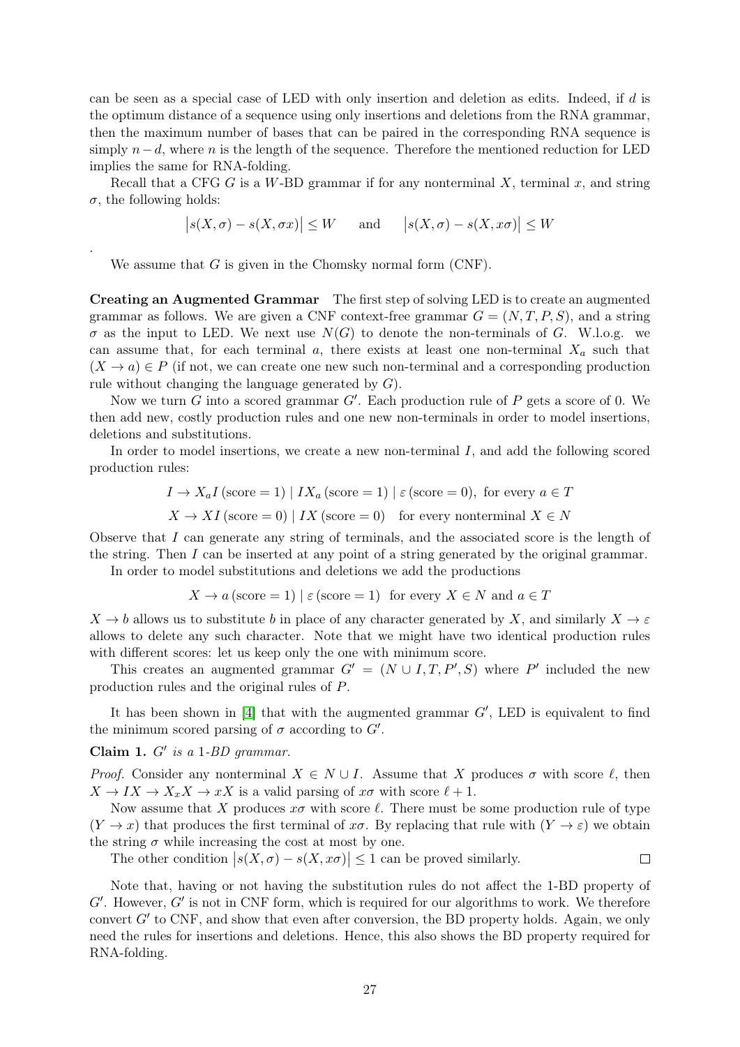can be seen as a special case of LED with only insertion and deletion as edits. Indeed, if $d$ is the optimum distance of a sequence using only insertions and deletions from the RNA grammar, then the maximum number of bases that can be paired in the corresponding RNA sequence is simply $n-d$, where $n$ is the length of the sequence. Therefore the mentioned reduction for LED implies the same for RNA-folding.

Recall that a CFG $G$ is a $W$-BD grammar if for any nonterminal $X$, terminal $x$, and string $\sigma$, the following holds:

$$\left|s(X,\sigma) - s(X,\sigma x)\right| \leq W \qquad \text{and} \qquad \left|s(X,\sigma) - s(X,x\sigma)\right| \leq W$$

.

We assume that $G$ is given in the Chomsky normal form (CNF).

**Creating an Augmented Grammar** The first step of solving LED is to create an augmented grammar as follows. We are given a CNF context-free grammar $G = (N, T, P, S)$, and a string $\sigma$ as the input to LED. We next use $N(G)$ to denote the non-terminals of $G$. W.l.o.g. we can assume that, for each terminal $a$, there exists at least one non-terminal $X_a$ such that $(X \to a) \in P$ (if not, we can create one new such non-terminal and a corresponding production rule without changing the language generated by $G$).

Now we turn $G$ into a scored grammar $G'$. Each production rule of $P$ gets a score of 0. We then add new, costly production rules and one new non-terminals in order to model insertions, deletions and substitutions.

In order to model insertions, we create a new non-terminal $I$, and add the following scored production rules:

$$I \to X_a I \,(\text{score} = 1) \mid I X_a \,(\text{score} = 1) \mid \varepsilon \,(\text{score} = 0), \text{ for every } a \in T$$

$$X \to XI \,(\text{score} = 0) \mid IX \,(\text{score} = 0) \quad \text{for every nonterminal } X \in N$$

Observe that $I$ can generate any string of terminals, and the associated score is the length of the string. Then $I$ can be inserted at any point of a string generated by the original grammar.

In order to model substitutions and deletions we add the productions

$$X \to a \,(\text{score} = 1) \mid \varepsilon \,(\text{score} = 1) \quad \text{for every } X \in N \text{ and } a \in T$$

$X \to b$ allows us to substitute $b$ in place of any character generated by $X$, and similarly $X \to \varepsilon$ allows to delete any such character. Note that we might have two identical production rules with different scores: let us keep only the one with minimum score.

This creates an augmented grammar $G' = (N \cup I, T, P', S)$ where $P'$ included the new production rules and the original rules of $P$.

It has been shown in [4] that with the augmented grammar $G'$, LED is equivalent to find the minimum scored parsing of $\sigma$ according to $G'$.

**Claim 1.** *$G'$ is a 1-BD grammar.*

*Proof.* Consider any nonterminal $X \in N \cup I$. Assume that $X$ produces $\sigma$ with score $\ell$, then $X \to IX \to X_x X \to xX$ is a valid parsing of $x\sigma$ with score $\ell + 1$.

Now assume that $X$ produces $x\sigma$ with score $\ell$. There must be some production rule of type $(Y \to x)$ that produces the first terminal of $x\sigma$. By replacing that rule with $(Y \to \varepsilon)$ we obtain the string $\sigma$ while increasing the cost at most by one.

The other condition $\left|s(X,\sigma) - s(X,x\sigma)\right| \leq 1$ can be proved similarly. □

Note that, having or not having the substitution rules do not affect the 1-BD property of $G'$. However, $G'$ is not in CNF form, which is required for our algorithms to work. We therefore convert $G'$ to CNF, and show that even after conversion, the BD property holds. Again, we only need the rules for insertions and deletions. Hence, this also shows the BD property required for RNA-folding.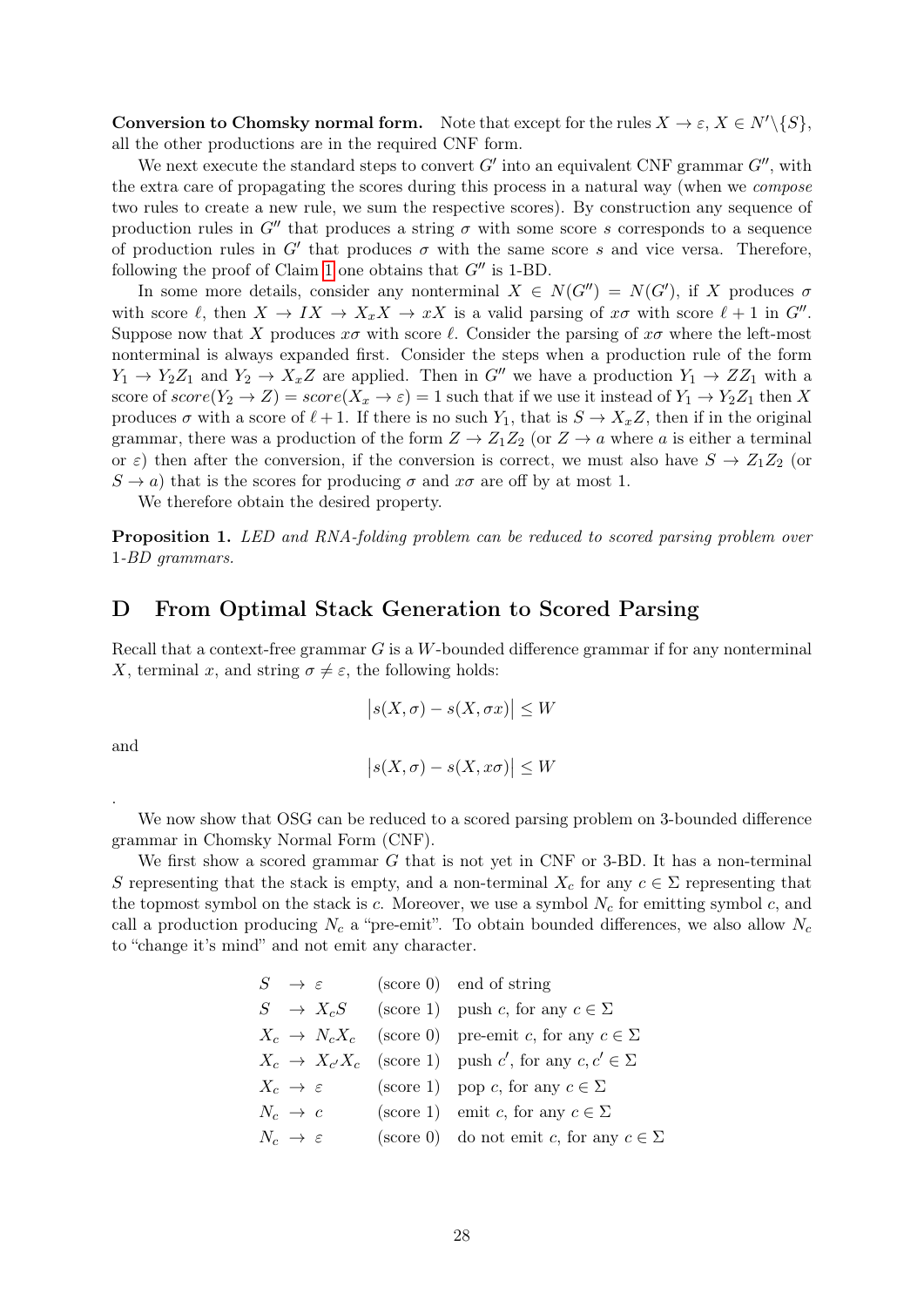**Conversion to Chomsky normal form.** Note that except for the rules $X \to \varepsilon$, $X \in N' \backslash \{S\}$, all the other productions are in the required CNF form.

We next execute the standard steps to convert $G'$ into an equivalent CNF grammar $G''$, with the extra care of propagating the scores during this process in a natural way (when we *compose* two rules to create a new rule, we sum the respective scores). By construction any sequence of production rules in $G''$ that produces a string $\sigma$ with some score $s$ corresponds to a sequence of production rules in $G'$ that produces $\sigma$ with the same score $s$ and vice versa. Therefore, following the proof of Claim 1 one obtains that $G''$ is 1-BD.

In some more details, consider any nonterminal $X \in N(G'') = N(G')$, if $X$ produces $\sigma$ with score $\ell$, then $X \to IX \to X_x X \to xX$ is a valid parsing of $x\sigma$ with score $\ell + 1$ in $G''$. Suppose now that $X$ produces $x\sigma$ with score $\ell$. Consider the parsing of $x\sigma$ where the left-most nonterminal is always expanded first. Consider the steps when a production rule of the form $Y_1 \to Y_2 Z_1$ and $Y_2 \to X_x Z$ are applied. Then in $G''$ we have a production $Y_1 \to Z Z_1$ with a score of $score(Y_2 \to Z) = score(X_x \to \varepsilon) = 1$ such that if we use it instead of $Y_1 \to Y_2 Z_1$ then $X$ produces $\sigma$ with a score of $\ell + 1$. If there is no such $Y_1$, that is $S \to X_x Z$, then if in the original grammar, there was a production of the form $Z \to Z_1 Z_2$ (or $Z \to a$ where $a$ is either a terminal or $\varepsilon$) then after the conversion, if the conversion is correct, we must also have $S \to Z_1 Z_2$ (or $S \to a$) that is the scores for producing $\sigma$ and $x\sigma$ are off by at most 1.

We therefore obtain the desired property.

**Proposition 1.** *LED and RNA-folding problem can be reduced to scored parsing problem over 1-BD grammars.*

# D From Optimal Stack Generation to Scored Parsing

Recall that a context-free grammar $G$ is a $W$-bounded difference grammar if for any nonterminal $X$, terminal $x$, and string $\sigma \neq \varepsilon$, the following holds:

$$\left|s(X, \sigma) - s(X, \sigma x)\right| \leq W$$

and

$$\left|s(X, \sigma) - s(X, x\sigma)\right| \leq W$$

.

We now show that OSG can be reduced to a scored parsing problem on 3-bounded difference grammar in Chomsky Normal Form (CNF).

We first show a scored grammar $G$ that is not yet in CNF or 3-BD. It has a non-terminal $S$ representing that the stack is empty, and a non-terminal $X_c$ for any $c \in \Sigma$ representing that the topmost symbol on the stack is $c$. Moreover, we use a symbol $N_c$ for emitting symbol $c$, and call a production producing $N_c$ a "pre-emit". To obtain bounded differences, we also allow $N_c$ to "change it's mind" and not emit any character.

| Rule | Score | Description |
|---|---|---|
| $S \to \varepsilon$ | (score 0) | end of string |
| $S \to X_c S$ | (score 1) | push $c$, for any $c \in \Sigma$ |
| $X_c \to N_c X_c$ | (score 0) | pre-emit $c$, for any $c \in \Sigma$ |
| $X_c \to X_{c'} X_c$ | (score 1) | push $c'$, for any $c, c' \in \Sigma$ |
| $X_c \to \varepsilon$ | (score 1) | pop $c$, for any $c \in \Sigma$ |
| $N_c \to c$ | (score 1) | emit $c$, for any $c \in \Sigma$ |
| $N_c \to \varepsilon$ | (score 0) | do not emit $c$, for any $c \in \Sigma$ |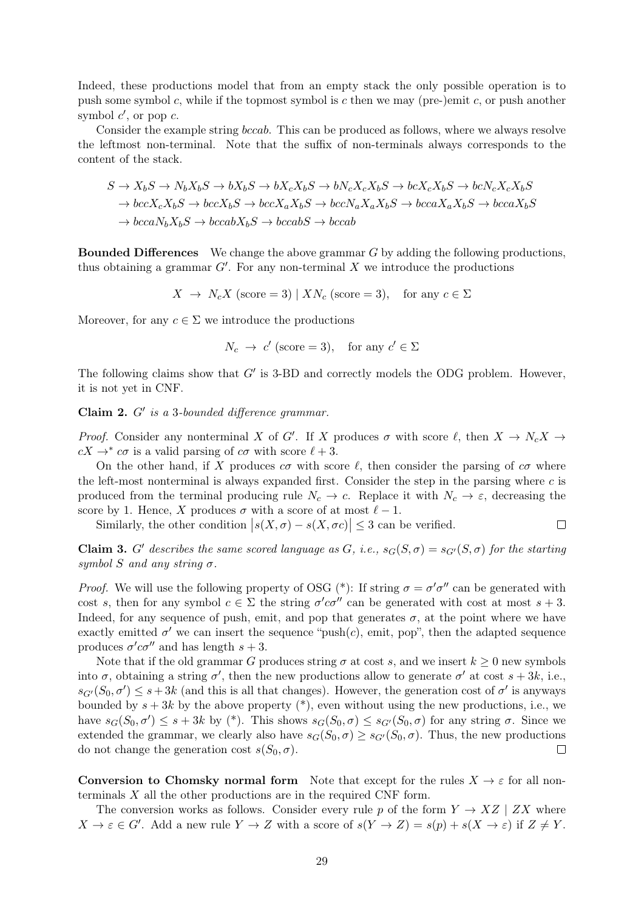Indeed, these productions model that from an empty stack the only possible operation is to push some symbol $c$, while if the topmost symbol is $c$ then we may (pre-)emit $c$, or push another symbol $c'$, or pop $c$.

Consider the example string *bccab*. This can be produced as follows, where we always resolve the leftmost non-terminal. Note that the suffix of non-terminals always corresponds to the content of the stack.

$$
\begin{aligned}
S &\to X_bS \to N_bX_bS \to bX_bS \to bX_cX_bS \to bN_cX_cX_bS \to bcX_cX_bS \to bcN_cX_cX_bS \\
&\to bccX_cX_bS \to bccX_bS \to bccX_aX_bS \to bccN_aX_aX_bS \to bccaX_aX_bS \to bccaX_bS \\
&\to bccaN_bX_bS \to bccabX_bS \to bccabS \to bccab
\end{aligned}
$$

**Bounded Differences** We change the above grammar $G$ by adding the following productions, thus obtaining a grammar $G'$. For any non-terminal $X$ we introduce the productions

$$X \;\to\; N_cX \text{ (score} = 3) \mid XN_c \text{ (score} = 3), \quad \text{for any } c \in \Sigma$$

Moreover, for any $c \in \Sigma$ we introduce the productions

$$N_c \;\to\; c' \text{ (score} = 3), \quad \text{for any } c' \in \Sigma$$

The following claims show that $G'$ is 3-BD and correctly models the ODG problem. However, it is not yet in CNF.

**Claim 2.** *$G'$ is a 3-bounded difference grammar.*

*Proof.* Consider any nonterminal $X$ of $G'$. If $X$ produces $\sigma$ with score $\ell$, then $X \to N_cX \to cX \to^* c\sigma$ is a valid parsing of $c\sigma$ with score $\ell + 3$.

On the other hand, if $X$ produces $c\sigma$ with score $\ell$, then consider the parsing of $c\sigma$ where the left-most nonterminal is always expanded first. Consider the step in the parsing where $c$ is produced from the terminal producing rule $N_c \to c$. Replace it with $N_c \to \varepsilon$, decreasing the score by 1. Hence, $X$ produces $\sigma$ with a score of at most $\ell - 1$.

Similarly, the other condition $\left|s(X, \sigma) - s(X, \sigma c)\right| \leq 3$ can be verified. $\square$

**Claim 3.** *$G'$ describes the same scored language as $G$, i.e., $s_G(S, \sigma) = s_{G'}(S, \sigma)$ for the starting symbol $S$ and any string $\sigma$.*

*Proof.* We will use the following property of OSG (*): If string $\sigma = \sigma'\sigma''$ can be generated with cost $s$, then for any symbol $c \in \Sigma$ the string $\sigma' c \sigma''$ can be generated with cost at most $s + 3$. Indeed, for any sequence of push, emit, and pop that generates $\sigma$, at the point where we have exactly emitted $\sigma'$ we can insert the sequence "push($c$), emit, pop", then the adapted sequence produces $\sigma' c \sigma''$ and has length $s + 3$.

Note that if the old grammar $G$ produces string $\sigma$ at cost $s$, and we insert $k \geq 0$ new symbols into $\sigma$, obtaining a string $\sigma'$, then the new productions allow to generate $\sigma'$ at cost $s + 3k$, i.e., $s_{G'}(S_0, \sigma') \leq s + 3k$ (and this is all that changes). However, the generation cost of $\sigma'$ is anyways bounded by $s + 3k$ by the above property (*), even without using the new productions, i.e., we have $s_G(S_0, \sigma') \leq s + 3k$ by (*). This shows $s_G(S_0, \sigma) \leq s_{G'}(S_0, \sigma)$ for any string $\sigma$. Since we extended the grammar, we clearly also have $s_G(S_0, \sigma) \geq s_{G'}(S_0, \sigma)$. Thus, the new productions do not change the generation cost $s(S_0, \sigma)$. $\square$

**Conversion to Chomsky normal form** Note that except for the rules $X \to \varepsilon$ for all non-terminals $X$ all the other productions are in the required CNF form.

The conversion works as follows. Consider every rule $p$ of the form $Y \to XZ \mid ZX$ where $X \to \varepsilon \in G'$. Add a new rule $Y \to Z$ with a score of $s(Y \to Z) = s(p) + s(X \to \varepsilon)$ if $Z \neq Y$.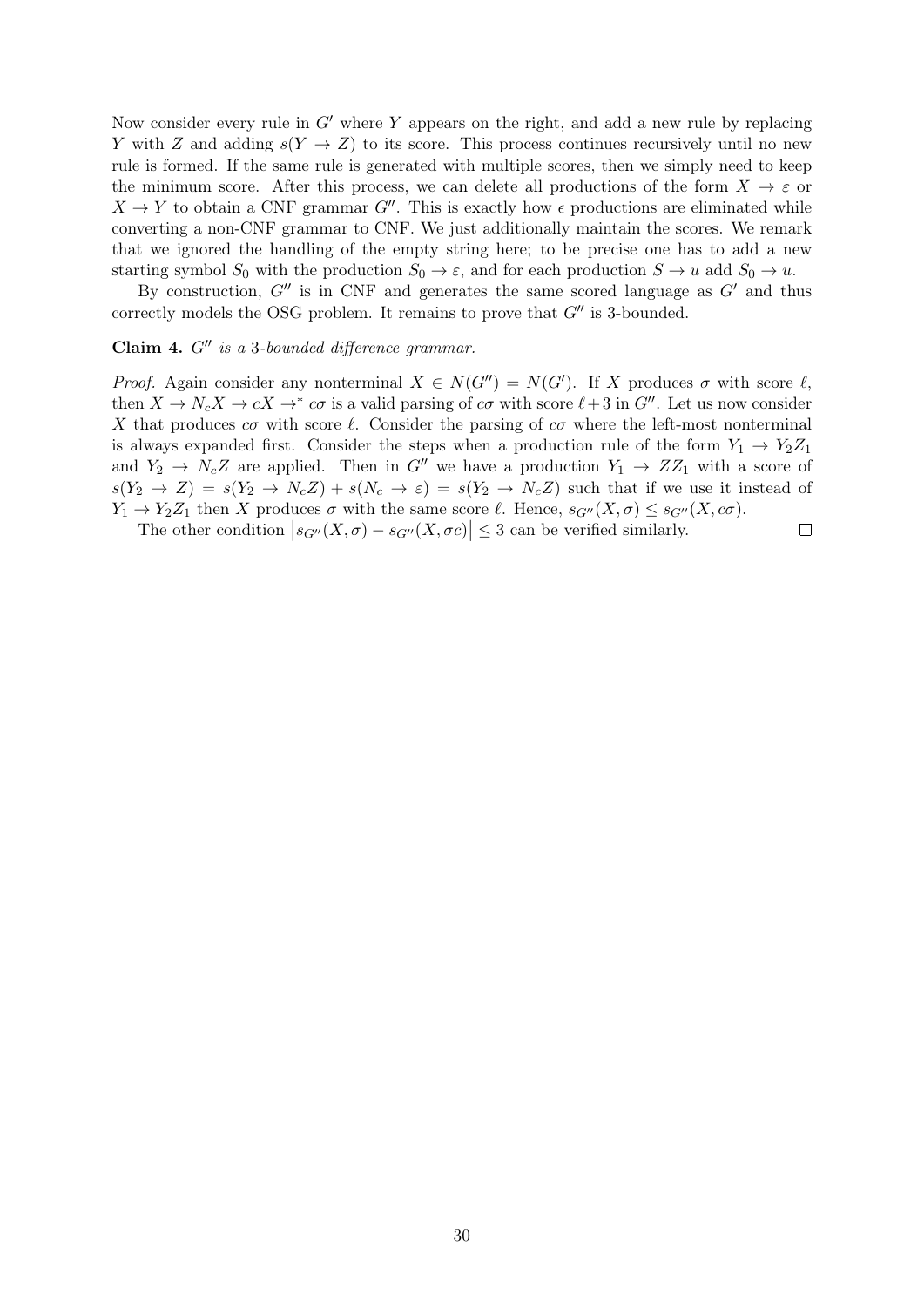Now consider every rule in $G'$ where $Y$ appears on the right, and add a new rule by replacing $Y$ with $Z$ and adding $s(Y \to Z)$ to its score. This process continues recursively until no new rule is formed. If the same rule is generated with multiple scores, then we simply need to keep the minimum score. After this process, we can delete all productions of the form $X \to \varepsilon$ or $X \to Y$ to obtain a CNF grammar $G''$. This is exactly how $\epsilon$ productions are eliminated while converting a non-CNF grammar to CNF. We just additionally maintain the scores. We remark that we ignored the handling of the empty string here; to be precise one has to add a new starting symbol $S_0$ with the production $S_0 \to \varepsilon$, and for each production $S \to u$ add $S_0 \to u$.

By construction, $G''$ is in CNF and generates the same scored language as $G'$ and thus correctly models the OSG problem. It remains to prove that $G''$ is 3-bounded.

**Claim 4.** *$G''$ is a 3-bounded difference grammar.*

*Proof.* Again consider any nonterminal $X \in N(G'') = N(G')$. If $X$ produces $\sigma$ with score $\ell$, then $X \to N_c X \to cX \to^* c\sigma$ is a valid parsing of $c\sigma$ with score $\ell + 3$ in $G''$. Let us now consider $X$ that produces $c\sigma$ with score $\ell$. Consider the parsing of $c\sigma$ where the left-most nonterminal is always expanded first. Consider the steps when a production rule of the form $Y_1 \to Y_2 Z_1$ and $Y_2 \to N_c Z$ are applied. Then in $G''$ we have a production $Y_1 \to Z Z_1$ with a score of $s(Y_2 \to Z) = s(Y_2 \to N_c Z) + s(N_c \to \varepsilon) = s(Y_2 \to N_c Z)$ such that if we use it instead of $Y_1 \to Y_2 Z_1$ then $X$ produces $\sigma$ with the same score $\ell$. Hence, $s_{G''}(X, \sigma) \le s_{G''}(X, c\sigma)$.

The other condition $\left| s_{G''}(X, \sigma) - s_{G''}(X, \sigma c) \right| \le 3$ can be verified similarly. $\square$